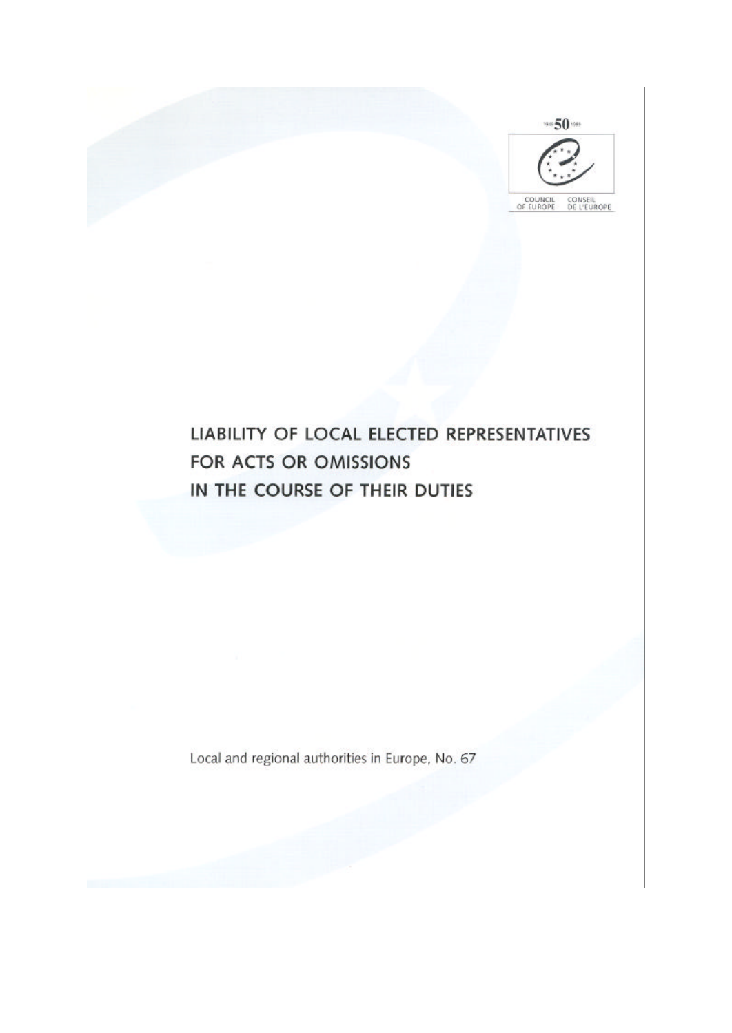1949 50 1999

COUNCIL OF EUROPE CONSEIL DE L'EUROPE

# LIABILITY OF LOCAL ELECTED REPRESENTATIVES FOR ACTS OR OMISSIONS IN THE COURSE OF THEIR DUTIES

Local and regional authorities in Europe, No. 67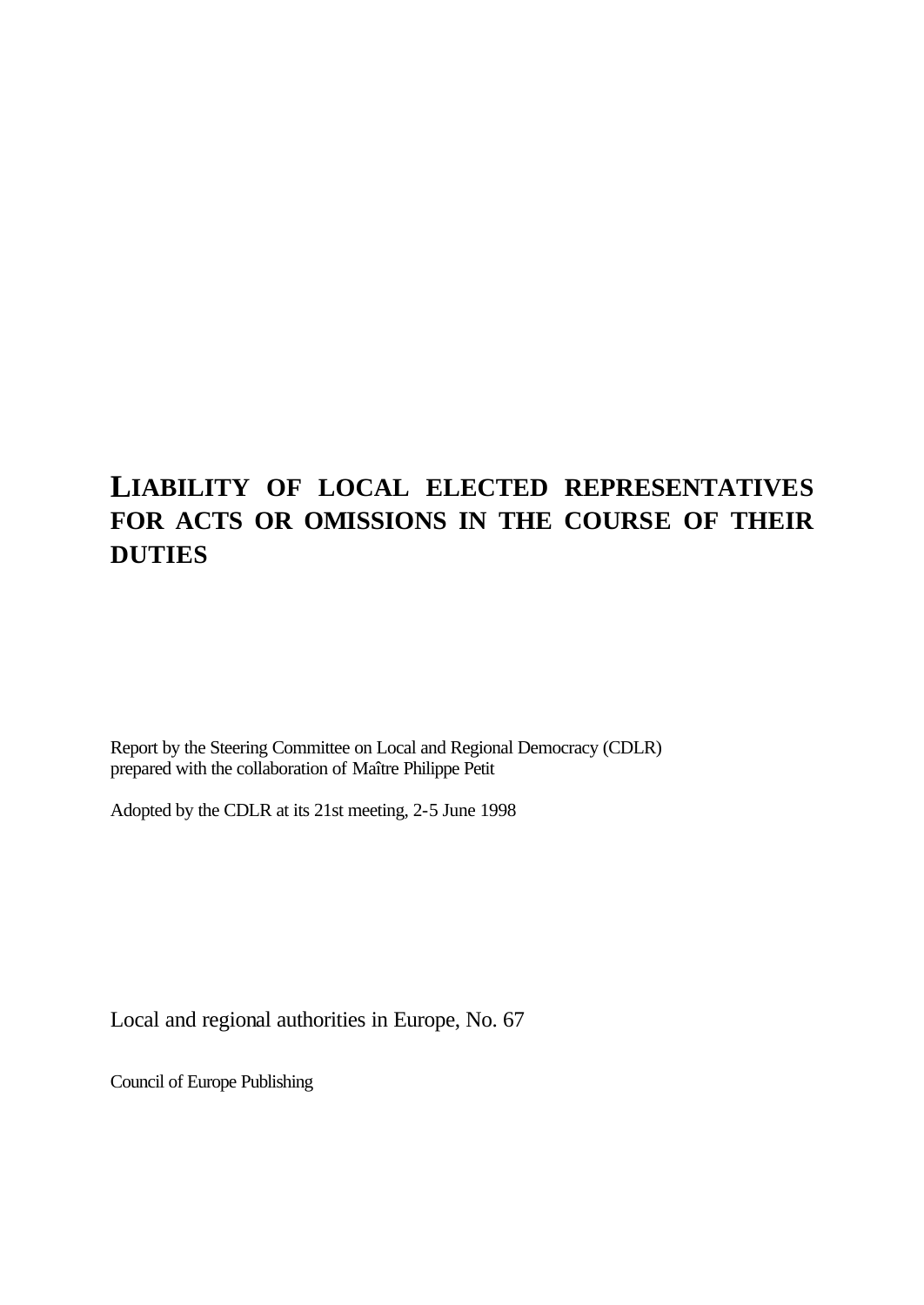# LIABILITY OF LOCAL ELECTED REPRESENTATIVES FOR ACTS OR OMISSIONS IN THE COURSE OF THEIR DUTIES

Report by the Steering Committee on Local and Regional Democracy (CDLR) prepared with the collaboration of Maître Philippe Petit

Adopted by the CDLR at its 21st meeting, 2-5 June 1998

Local and regional authorities in Europe, No. 67

Council of Europe Publishing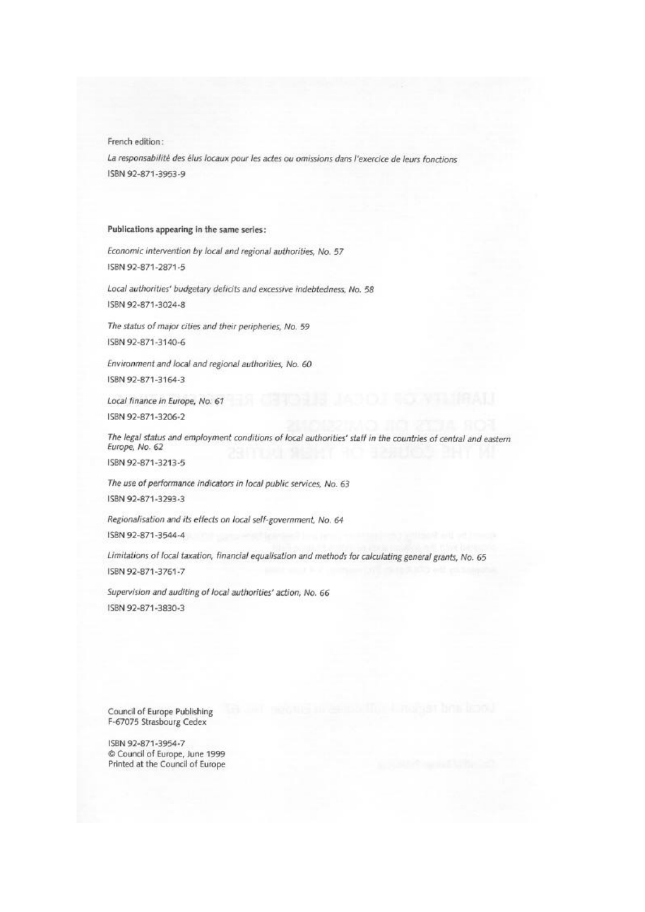French edition:

*La responsabilité des élus locaux pour les actes ou omissions dans l'exercice de leurs fonctions*
ISBN 92-871-3953-9

**Publications appearing in the same series:**

*Economic intervention by local and regional authorities, No. 57*
ISBN 92-871-2871-5

*Local authorities' budgetary deficits and excessive indebtedness, No. 58*
ISBN 92-871-3024-8

*The status of major cities and their peripheries, No. 59*
ISBN 92-871-3140-6

*Environment and local and regional authorities, No. 60*
ISBN 92-871-3164-3

*Local finance in Europe, No. 61*
ISBN 92-871-3206-2

*The legal status and employment conditions of local authorities' staff in the countries of central and eastern Europe, No. 62*
ISBN 92-871-3213-5

*The use of performance indicators in local public services, No. 63*
ISBN 92-871-3293-3

*Regionalisation and its effects on local self-government, No. 64*
ISBN 92-871-3544-4

*Limitations of local taxation, financial equalisation and methods for calculating general grants, No. 65*
ISBN 92-871-3761-7

*Supervision and auditing of local authorities' action, No. 66*
ISBN 92-871-3830-3

Council of Europe Publishing
F-67075 Strasbourg Cedex

ISBN 92-871-3954-7
© Council of Europe, June 1999
Printed at the Council of Europe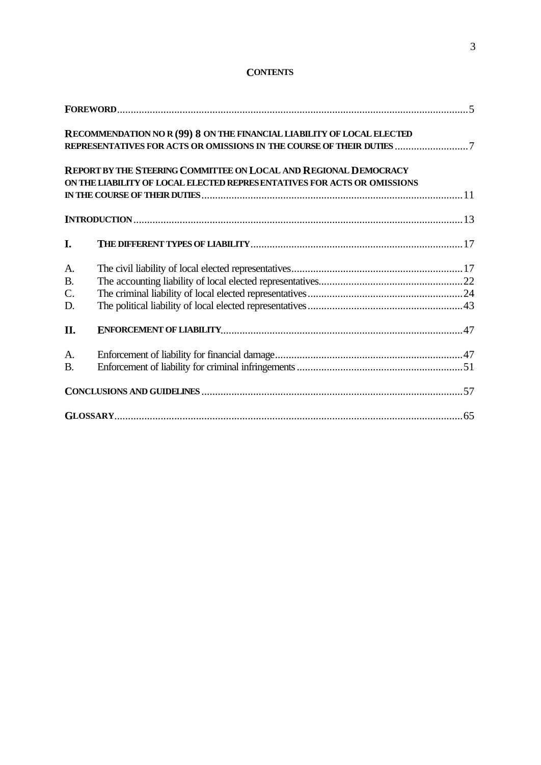# CONTENTS

| | |
|---|---|
| **FOREWORD** | 5 |
| **RECOMMENDATION NO R (99) 8 ON THE FINANCIAL LIABILITY OF LOCAL ELECTED REPRESENTATIVES FOR ACTS OR OMISSIONS IN THE COURSE OF THEIR DUTIES** | 7 |
| **REPORT BY THE STEERING COMMITTEE ON LOCAL AND REGIONAL DEMOCRACY ON THE LIABILITY OF LOCAL ELECTED REPRESENTATIVES FOR ACTS OR OMISSIONS IN THE COURSE OF THEIR DUTIES** | 11 |
| **INTRODUCTION** | 13 |
| **I. THE DIFFERENT TYPES OF LIABILITY** | 17 |
| A. The civil liability of local elected representatives | 17 |
| B. The accounting liability of local elected representatives | 22 |
| C. The criminal liability of local elected representatives | 24 |
| D. The political liability of local elected representatives | 43 |
| **II. ENFORCEMENT OF LIABILITY** | 47 |
| A. Enforcement of liability for financial damage | 47 |
| B. Enforcement of liability for criminal infringements | 51 |
| **CONCLUSIONS AND GUIDELINES** | 57 |
| **GLOSSARY** | 65 |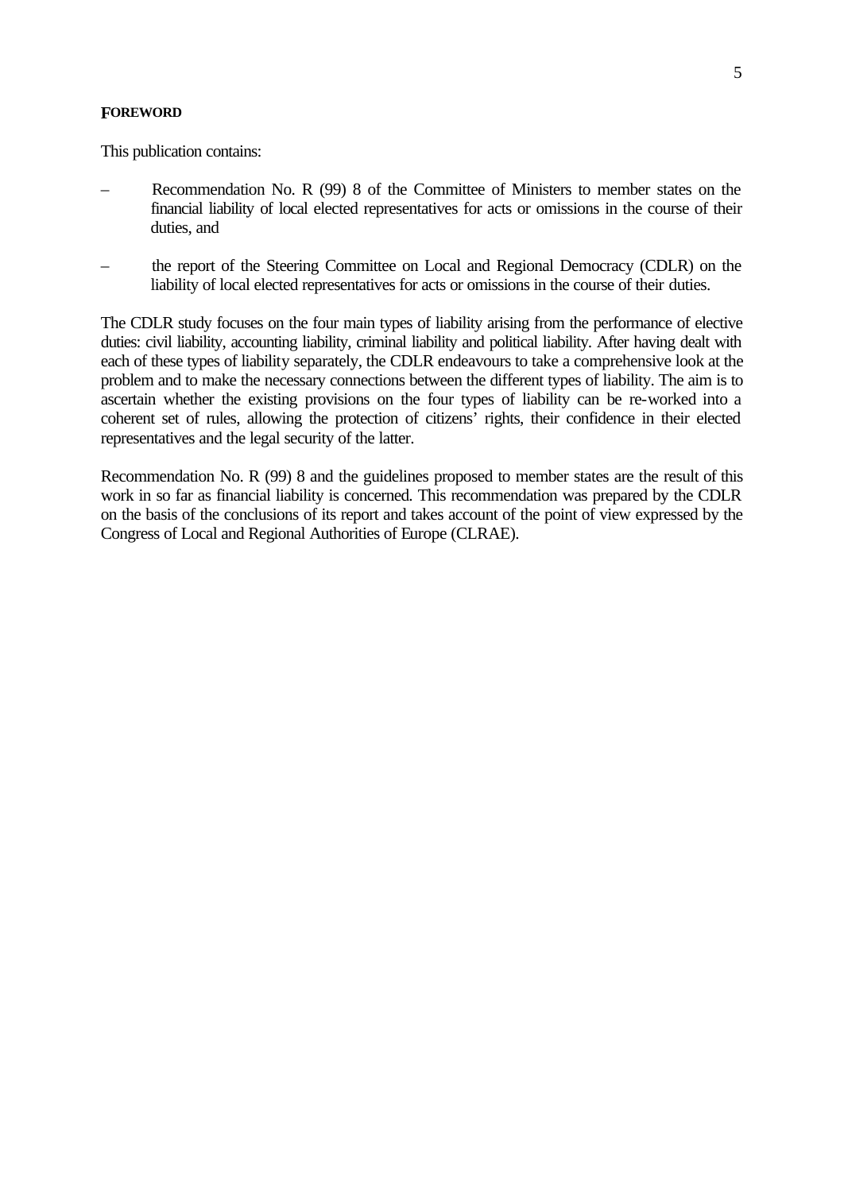## FOREWORD

This publication contains:

- Recommendation No. R (99) 8 of the Committee of Ministers to member states on the financial liability of local elected representatives for acts or omissions in the course of their duties, and

- the report of the Steering Committee on Local and Regional Democracy (CDLR) on the liability of local elected representatives for acts or omissions in the course of their duties.

The CDLR study focuses on the four main types of liability arising from the performance of elective duties: civil liability, accounting liability, criminal liability and political liability. After having dealt with each of these types of liability separately, the CDLR endeavours to take a comprehensive look at the problem and to make the necessary connections between the different types of liability. The aim is to ascertain whether the existing provisions on the four types of liability can be re-worked into a coherent set of rules, allowing the protection of citizens' rights, their confidence in their elected representatives and the legal security of the latter.

Recommendation No. R (99) 8 and the guidelines proposed to member states are the result of this work in so far as financial liability is concerned. This recommendation was prepared by the CDLR on the basis of the conclusions of its report and takes account of the point of view expressed by the Congress of Local and Regional Authorities of Europe (CLRAE).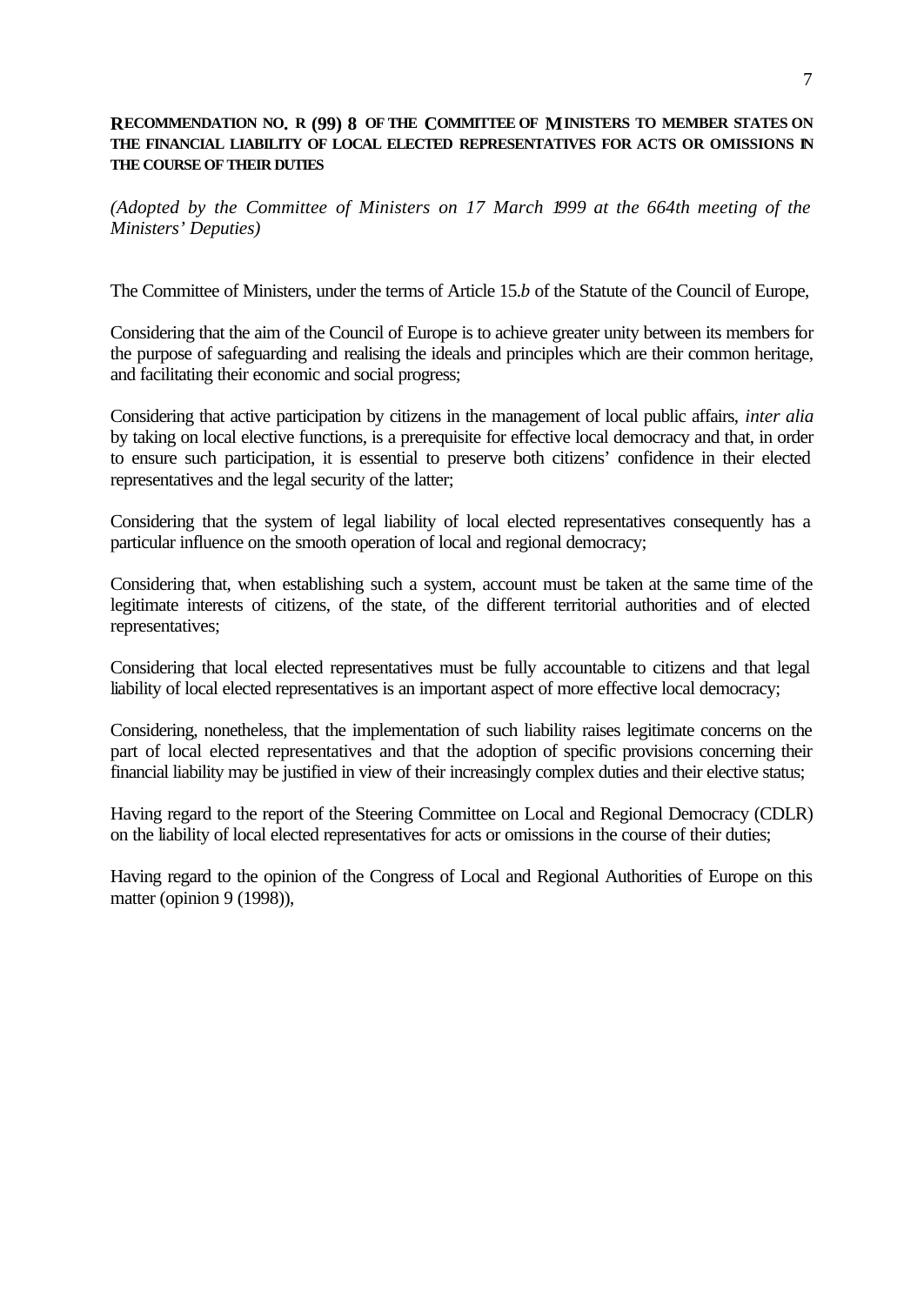**RECOMMENDATION NO. R (99) 8 OF THE COMMITTEE OF MINISTERS TO MEMBER STATES ON THE FINANCIAL LIABILITY OF LOCAL ELECTED REPRESENTATIVES FOR ACTS OR OMISSIONS IN THE COURSE OF THEIR DUTIES**

*(Adopted by the Committee of Ministers on 17 March 1999 at the 664th meeting of the Ministers' Deputies)*

The Committee of Ministers, under the terms of Article 15.*b* of the Statute of the Council of Europe,

Considering that the aim of the Council of Europe is to achieve greater unity between its members for the purpose of safeguarding and realising the ideals and principles which are their common heritage, and facilitating their economic and social progress;

Considering that active participation by citizens in the management of local public affairs, *inter alia* by taking on local elective functions, is a prerequisite for effective local democracy and that, in order to ensure such participation, it is essential to preserve both citizens' confidence in their elected representatives and the legal security of the latter;

Considering that the system of legal liability of local elected representatives consequently has a particular influence on the smooth operation of local and regional democracy;

Considering that, when establishing such a system, account must be taken at the same time of the legitimate interests of citizens, of the state, of the different territorial authorities and of elected representatives;

Considering that local elected representatives must be fully accountable to citizens and that legal liability of local elected representatives is an important aspect of more effective local democracy;

Considering, nonetheless, that the implementation of such liability raises legitimate concerns on the part of local elected representatives and that the adoption of specific provisions concerning their financial liability may be justified in view of their increasingly complex duties and their elective status;

Having regard to the report of the Steering Committee on Local and Regional Democracy (CDLR) on the liability of local elected representatives for acts or omissions in the course of their duties;

Having regard to the opinion of the Congress of Local and Regional Authorities of Europe on this matter (opinion 9 (1998)),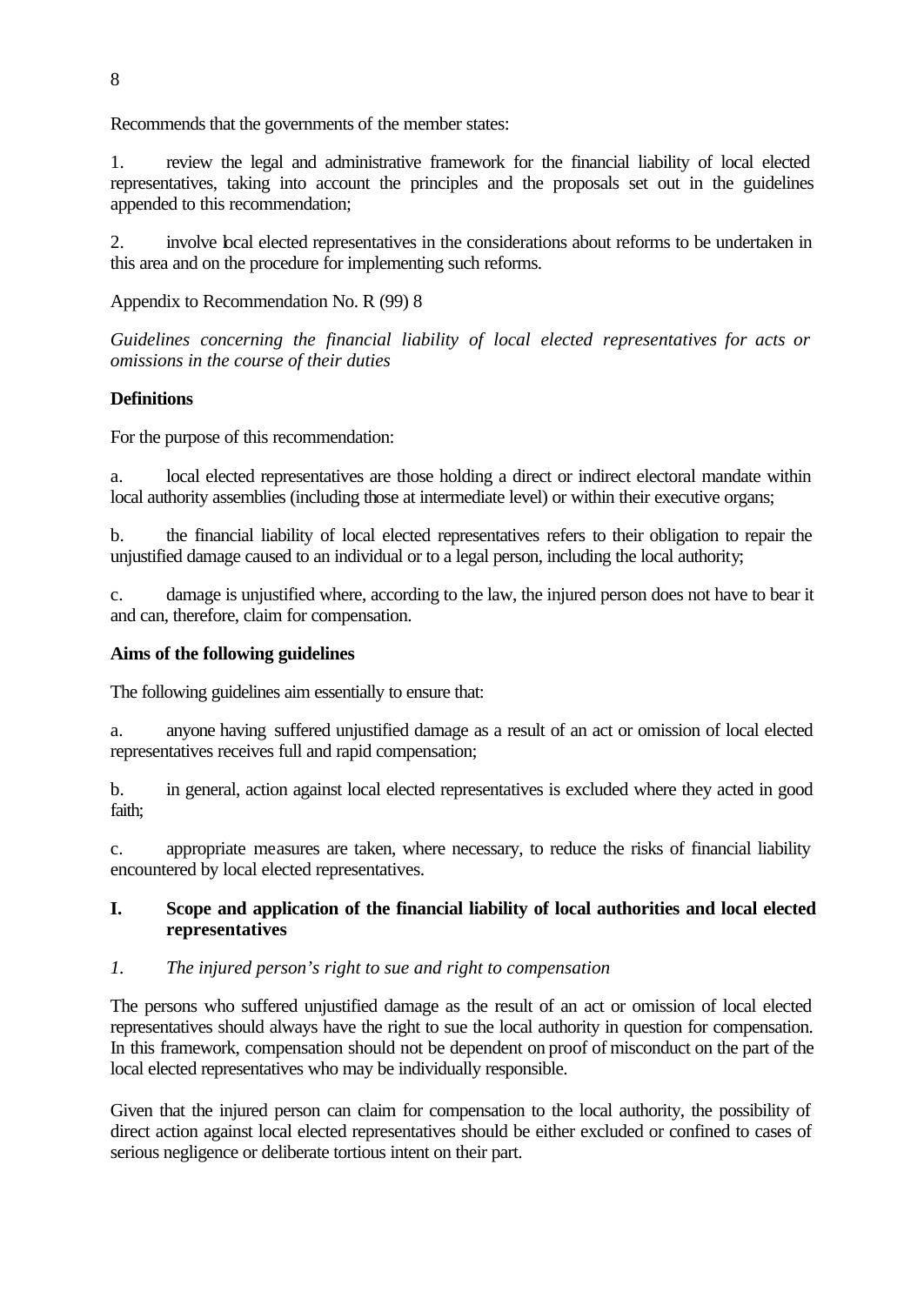Recommends that the governments of the member states:

1. review the legal and administrative framework for the financial liability of local elected representatives, taking into account the principles and the proposals set out in the guidelines appended to this recommendation;

2. involve local elected representatives in the considerations about reforms to be undertaken in this area and on the procedure for implementing such reforms.

Appendix to Recommendation No. R (99) 8

*Guidelines concerning the financial liability of local elected representatives for acts or omissions in the course of their duties*

**Definitions**

For the purpose of this recommendation:

a. local elected representatives are those holding a direct or indirect electoral mandate within local authority assemblies (including those at intermediate level) or within their executive organs;

b. the financial liability of local elected representatives refers to their obligation to repair the unjustified damage caused to an individual or to a legal person, including the local authority;

c. damage is unjustified where, according to the law, the injured person does not have to bear it and can, therefore, claim for compensation.

**Aims of the following guidelines**

The following guidelines aim essentially to ensure that:

a. anyone having suffered unjustified damage as a result of an act or omission of local elected representatives receives full and rapid compensation;

b. in general, action against local elected representatives is excluded where they acted in good faith;

c. appropriate measures are taken, where necessary, to reduce the risks of financial liability encountered by local elected representatives.

## I. Scope and application of the financial liability of local authorities and local elected representatives

### *1. The injured person's right to sue and right to compensation*

The persons who suffered unjustified damage as the result of an act or omission of local elected representatives should always have the right to sue the local authority in question for compensation. In this framework, compensation should not be dependent on proof of misconduct on the part of the local elected representatives who may be individually responsible.

Given that the injured person can claim for compensation to the local authority, the possibility of direct action against local elected representatives should be either excluded or confined to cases of serious negligence or deliberate tortious intent on their part.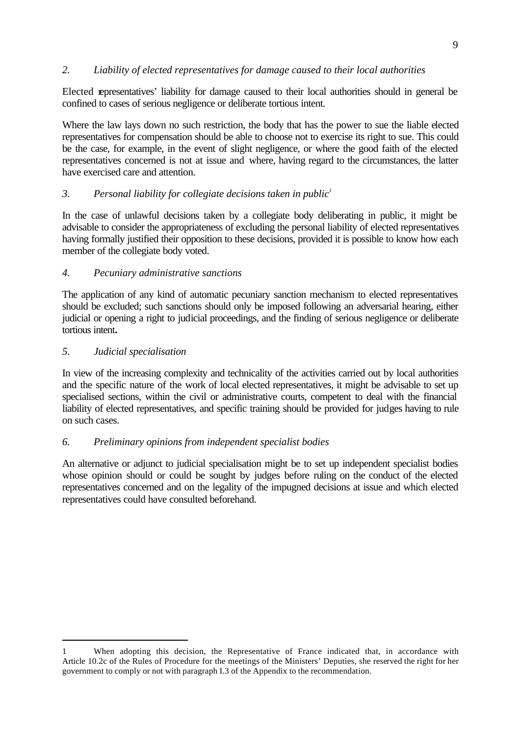### *2. Liability of elected representatives for damage caused to their local authorities*

Elected representatives' liability for damage caused to their local authorities should in general be confined to cases of serious negligence or deliberate tortious intent.

Where the law lays down no such restriction, the body that has the power to sue the liable elected representatives for compensation should be able to choose not to exercise its right to sue. This could be the case, for example, in the event of slight negligence, or where the good faith of the elected representatives concerned is not at issue and where, having regard to the circumstances, the latter have exercised care and attention.

### *3. Personal liability for collegiate decisions taken in public*[1]

In the case of unlawful decisions taken by a collegiate body deliberating in public, it might be advisable to consider the appropriateness of excluding the personal liability of elected representatives having formally justified their opposition to these decisions, provided it is possible to know how each member of the collegiate body voted.

### *4. Pecuniary administrative sanctions*

The application of any kind of automatic pecuniary sanction mechanism to elected representatives should be excluded; such sanctions should only be imposed following an adversarial hearing, either judicial or opening a right to judicial proceedings, and the finding of serious negligence or deliberate tortious intent**.**

### *5. Judicial specialisation*

In view of the increasing complexity and technicality of the activities carried out by local authorities and the specific nature of the work of local elected representatives, it might be advisable to set up specialised sections, within the civil or administrative courts, competent to deal with the financial liability of elected representatives, and specific training should be provided for judges having to rule on such cases.

### *6. Preliminary opinions from independent specialist bodies*

An alternative or adjunct to judicial specialisation might be to set up independent specialist bodies whose opinion should or could be sought by judges before ruling on the conduct of the elected representatives concerned and on the legality of the impugned decisions at issue and which elected representatives could have consulted beforehand.

---

1 When adopting this decision, the Representative of France indicated that, in accordance with Article 10.2c of the Rules of Procedure for the meetings of the Ministers' Deputies, she reserved the right for her government to comply or not with paragraph I.3 of the Appendix to the recommendation.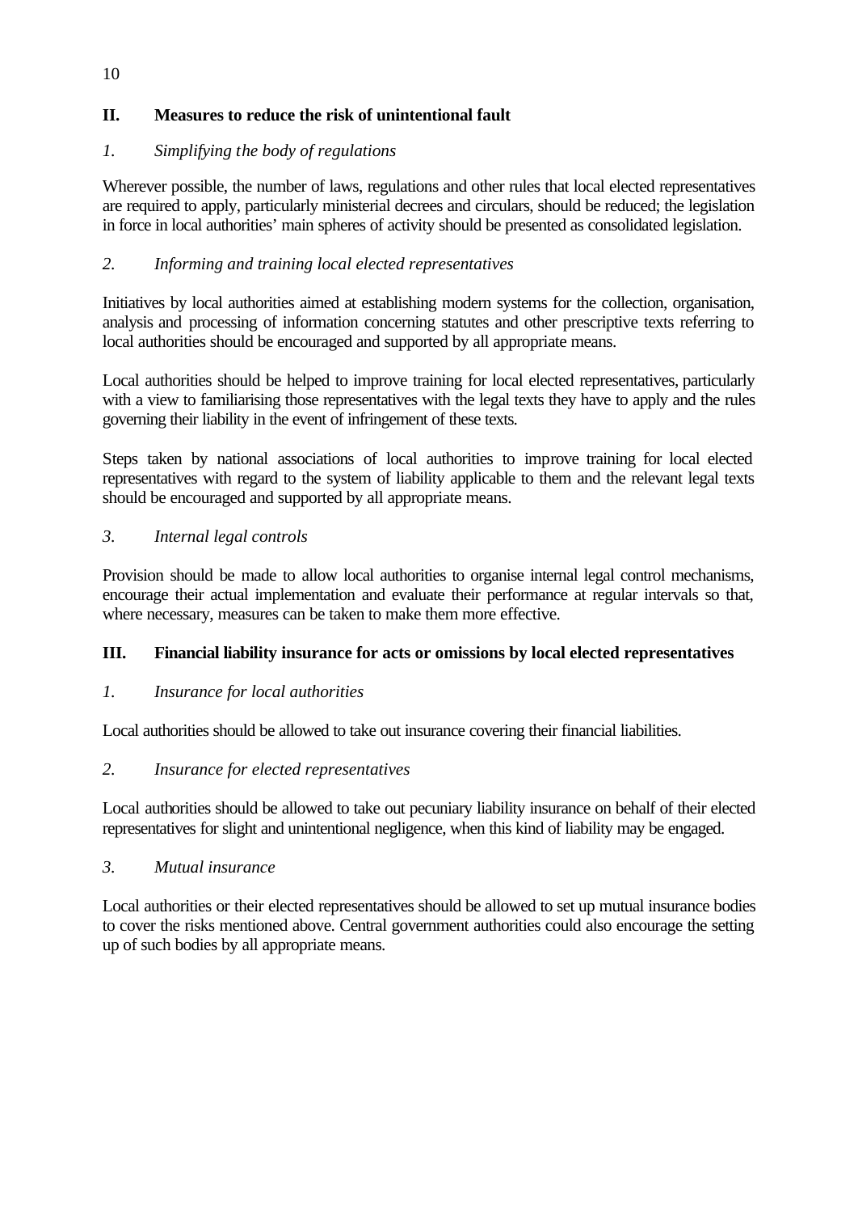## II. Measures to reduce the risk of unintentional fault

### *1. Simplifying the body of regulations*

Wherever possible, the number of laws, regulations and other rules that local elected representatives are required to apply, particularly ministerial decrees and circulars, should be reduced; the legislation in force in local authorities' main spheres of activity should be presented as consolidated legislation.

### *2. Informing and training local elected representatives*

Initiatives by local authorities aimed at establishing modern systems for the collection, organisation, analysis and processing of information concerning statutes and other prescriptive texts referring to local authorities should be encouraged and supported by all appropriate means.

Local authorities should be helped to improve training for local elected representatives, particularly with a view to familiarising those representatives with the legal texts they have to apply and the rules governing their liability in the event of infringement of these texts.

Steps taken by national associations of local authorities to improve training for local elected representatives with regard to the system of liability applicable to them and the relevant legal texts should be encouraged and supported by all appropriate means.

### *3. Internal legal controls*

Provision should be made to allow local authorities to organise internal legal control mechanisms, encourage their actual implementation and evaluate their performance at regular intervals so that, where necessary, measures can be taken to make them more effective.

## III. Financial liability insurance for acts or omissions by local elected representatives

### *1. Insurance for local authorities*

Local authorities should be allowed to take out insurance covering their financial liabilities.

### *2. Insurance for elected representatives*

Local authorities should be allowed to take out pecuniary liability insurance on behalf of their elected representatives for slight and unintentional negligence, when this kind of liability may be engaged.

### *3. Mutual insurance*

Local authorities or their elected representatives should be allowed to set up mutual insurance bodies to cover the risks mentioned above. Central government authorities could also encourage the setting up of such bodies by all appropriate means.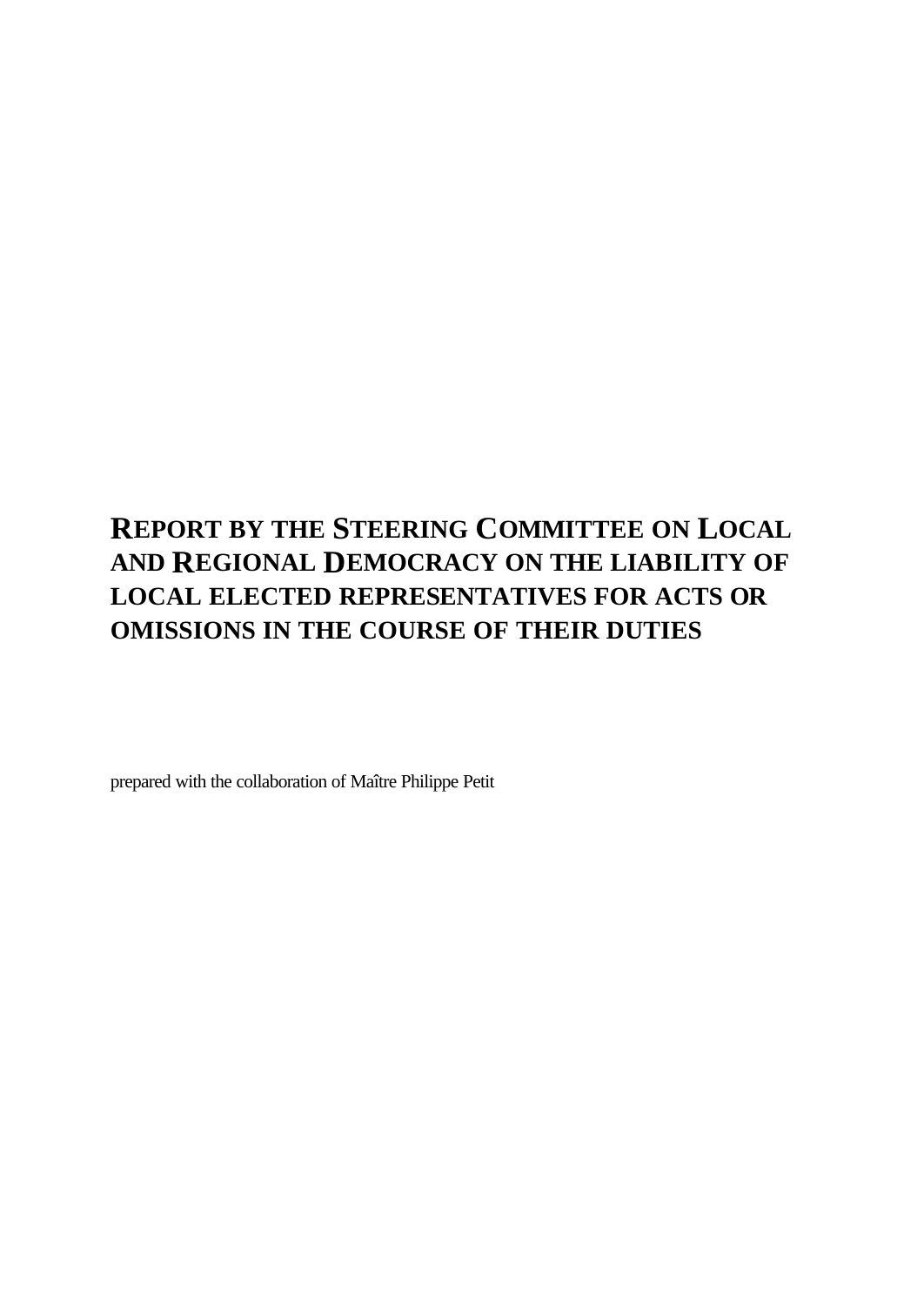# REPORT BY THE STEERING COMMITTEE ON LOCAL AND REGIONAL DEMOCRACY ON THE LIABILITY OF LOCAL ELECTED REPRESENTATIVES FOR ACTS OR OMISSIONS IN THE COURSE OF THEIR DUTIES

prepared with the collaboration of Maître Philippe Petit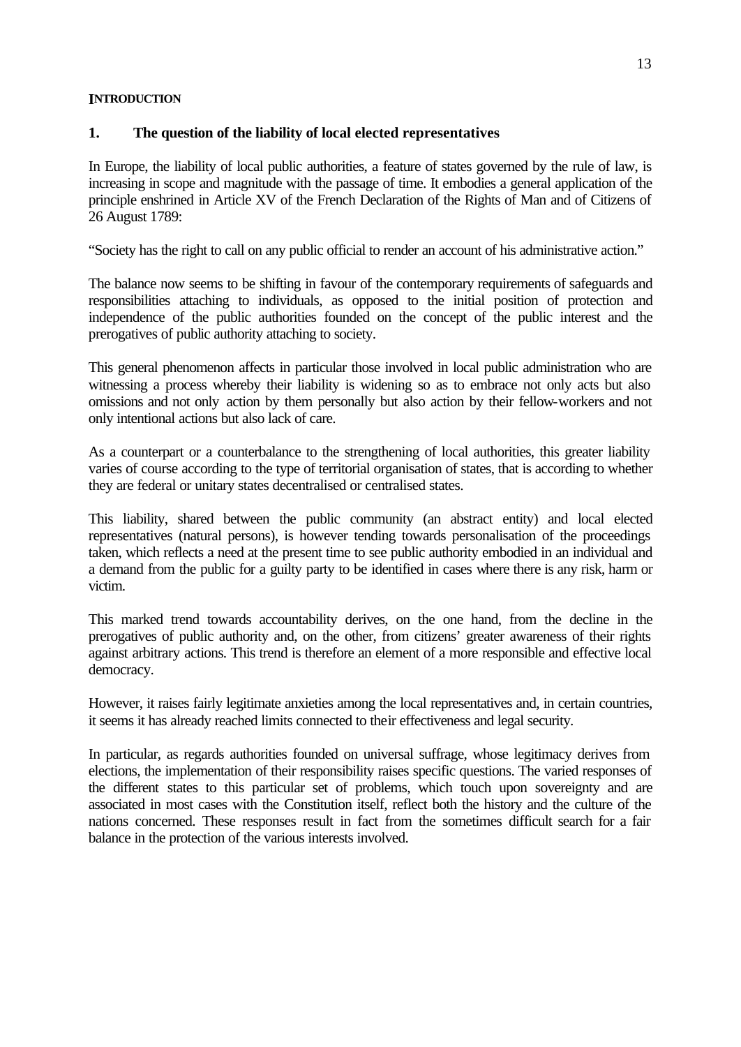**INTRODUCTION**

## 1. The question of the liability of local elected representatives

In Europe, the liability of local public authorities, a feature of states governed by the rule of law, is increasing in scope and magnitude with the passage of time. It embodies a general application of the principle enshrined in Article XV of the French Declaration of the Rights of Man and of Citizens of 26 August 1789:

"Society has the right to call on any public official to render an account of his administrative action."

The balance now seems to be shifting in favour of the contemporary requirements of safeguards and responsibilities attaching to individuals, as opposed to the initial position of protection and independence of the public authorities founded on the concept of the public interest and the prerogatives of public authority attaching to society.

This general phenomenon affects in particular those involved in local public administration who are witnessing a process whereby their liability is widening so as to embrace not only acts but also omissions and not only action by them personally but also action by their fellow-workers and not only intentional actions but also lack of care.

As a counterpart or a counterbalance to the strengthening of local authorities, this greater liability varies of course according to the type of territorial organisation of states, that is according to whether they are federal or unitary states decentralised or centralised states.

This liability, shared between the public community (an abstract entity) and local elected representatives (natural persons), is however tending towards personalisation of the proceedings taken, which reflects a need at the present time to see public authority embodied in an individual and a demand from the public for a guilty party to be identified in cases where there is any risk, harm or victim.

This marked trend towards accountability derives, on the one hand, from the decline in the prerogatives of public authority and, on the other, from citizens' greater awareness of their rights against arbitrary actions. This trend is therefore an element of a more responsible and effective local democracy.

However, it raises fairly legitimate anxieties among the local representatives and, in certain countries, it seems it has already reached limits connected to their effectiveness and legal security.

In particular, as regards authorities founded on universal suffrage, whose legitimacy derives from elections, the implementation of their responsibility raises specific questions. The varied responses of the different states to this particular set of problems, which touch upon sovereignty and are associated in most cases with the Constitution itself, reflect both the history and the culture of the nations concerned. These responses result in fact from the sometimes difficult search for a fair balance in the protection of the various interests involved.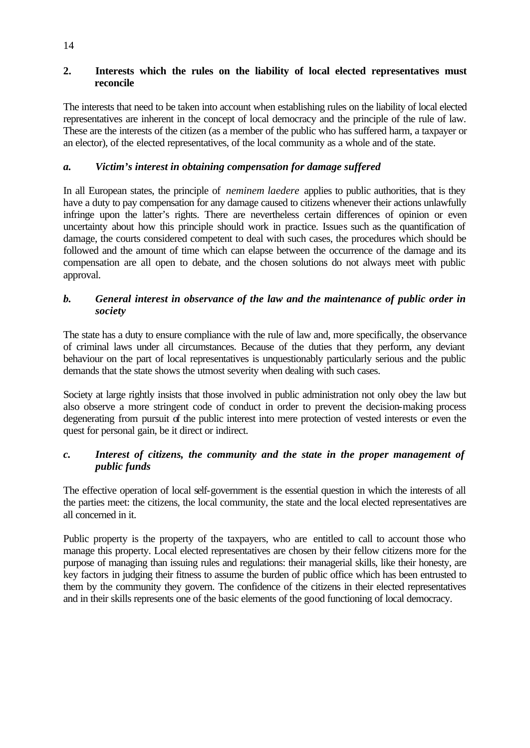## 2. Interests which the rules on the liability of local elected representatives must reconcile

The interests that need to be taken into account when establishing rules on the liability of local elected representatives are inherent in the concept of local democracy and the principle of the rule of law. These are the interests of the citizen (as a member of the public who has suffered harm, a taxpayer or an elector), of the elected representatives, of the local community as a whole and of the state.

### *a. Victim's interest in obtaining compensation for damage suffered*

In all European states, the principle of *neminem laedere* applies to public authorities, that is they have a duty to pay compensation for any damage caused to citizens whenever their actions unlawfully infringe upon the latter's rights. There are nevertheless certain differences of opinion or even uncertainty about how this principle should work in practice. Issues such as the quantification of damage, the courts considered competent to deal with such cases, the procedures which should be followed and the amount of time which can elapse between the occurrence of the damage and its compensation are all open to debate, and the chosen solutions do not always meet with public approval.

### *b. General interest in observance of the law and the maintenance of public order in society*

The state has a duty to ensure compliance with the rule of law and, more specifically, the observance of criminal laws under all circumstances. Because of the duties that they perform, any deviant behaviour on the part of local representatives is unquestionably particularly serious and the public demands that the state shows the utmost severity when dealing with such cases.

Society at large rightly insists that those involved in public administration not only obey the law but also observe a more stringent code of conduct in order to prevent the decision-making process degenerating from pursuit of the public interest into mere protection of vested interests or even the quest for personal gain, be it direct or indirect.

### *c. Interest of citizens, the community and the state in the proper management of public funds*

The effective operation of local self-government is the essential question in which the interests of all the parties meet: the citizens, the local community, the state and the local elected representatives are all concerned in it.

Public property is the property of the taxpayers, who are entitled to call to account those who manage this property. Local elected representatives are chosen by their fellow citizens more for the purpose of managing than issuing rules and regulations: their managerial skills, like their honesty, are key factors in judging their fitness to assume the burden of public office which has been entrusted to them by the community they govern. The confidence of the citizens in their elected representatives and in their skills represents one of the basic elements of the good functioning of local democracy.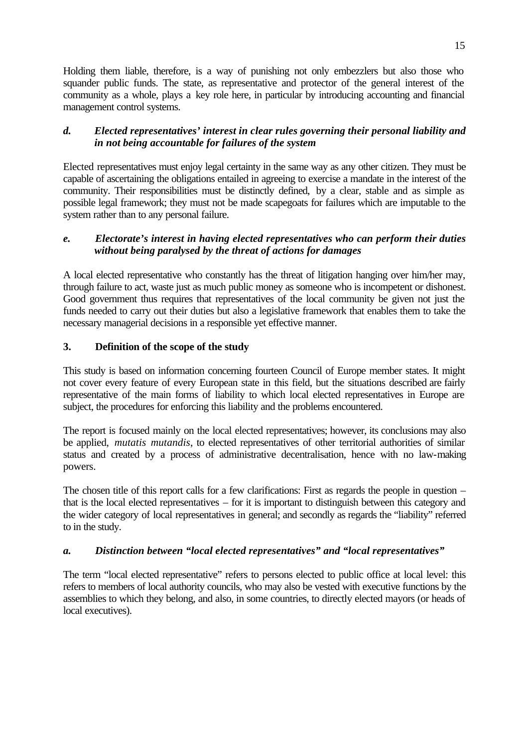Holding them liable, therefore, is a way of punishing not only embezzlers but also those who squander public funds. The state, as representative and protector of the general interest of the community as a whole, plays a key role here, in particular by introducing accounting and financial management control systems.

### *d. Elected representatives' interest in clear rules governing their personal liability and in not being accountable for failures of the system*

Elected representatives must enjoy legal certainty in the same way as any other citizen. They must be capable of ascertaining the obligations entailed in agreeing to exercise a mandate in the interest of the community. Their responsibilities must be distinctly defined, by a clear, stable and as simple as possible legal framework; they must not be made scapegoats for failures which are imputable to the system rather than to any personal failure.

### *e. Electorate's interest in having elected representatives who can perform their duties without being paralysed by the threat of actions for damages*

A local elected representative who constantly has the threat of litigation hanging over him/her may, through failure to act, waste just as much public money as someone who is incompetent or dishonest. Good government thus requires that representatives of the local community be given not just the funds needed to carry out their duties but also a legislative framework that enables them to take the necessary managerial decisions in a responsible yet effective manner.

## 3. Definition of the scope of the study

This study is based on information concerning fourteen Council of Europe member states. It might not cover every feature of every European state in this field, but the situations described are fairly representative of the main forms of liability to which local elected representatives in Europe are subject, the procedures for enforcing this liability and the problems encountered.

The report is focused mainly on the local elected representatives; however, its conclusions may also be applied, *mutatis mutandis*, to elected representatives of other territorial authorities of similar status and created by a process of administrative decentralisation, hence with no law-making powers.

The chosen title of this report calls for a few clarifications: First as regards the people in question – that is the local elected representatives – for it is important to distinguish between this category and the wider category of local representatives in general; and secondly as regards the "liability" referred to in the study.

### *a. Distinction between "local elected representatives" and "local representatives"*

The term "local elected representative" refers to persons elected to public office at local level: this refers to members of local authority councils, who may also be vested with executive functions by the assemblies to which they belong, and also, in some countries, to directly elected mayors (or heads of local executives).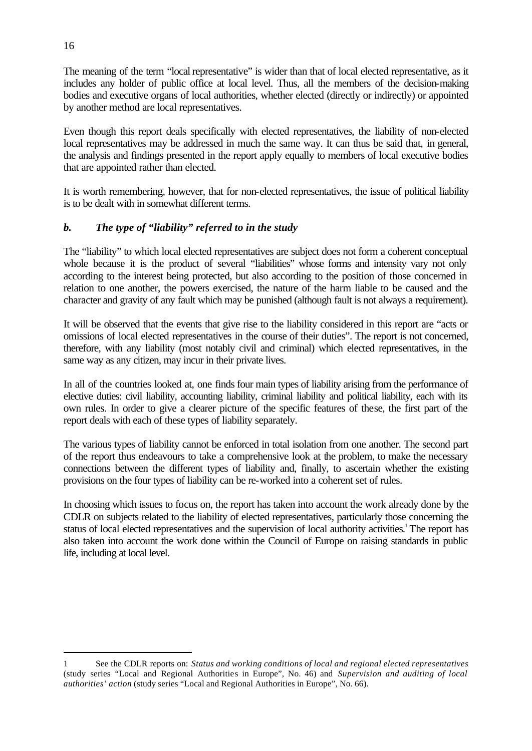The meaning of the term "local representative" is wider than that of local elected representative, as it includes any holder of public office at local level. Thus, all the members of the decision-making bodies and executive organs of local authorities, whether elected (directly or indirectly) or appointed by another method are local representatives.

Even though this report deals specifically with elected representatives, the liability of non-elected local representatives may be addressed in much the same way. It can thus be said that, in general, the analysis and findings presented in the report apply equally to members of local executive bodies that are appointed rather than elected.

It is worth remembering, however, that for non-elected representatives, the issue of political liability is to be dealt with in somewhat different terms.

### *b. The type of "liability" referred to in the study*

The "liability" to which local elected representatives are subject does not form a coherent conceptual whole because it is the product of several "liabilities" whose forms and intensity vary not only according to the interest being protected, but also according to the position of those concerned in relation to one another, the powers exercised, the nature of the harm liable to be caused and the character and gravity of any fault which may be punished (although fault is not always a requirement).

It will be observed that the events that give rise to the liability considered in this report are "acts or omissions of local elected representatives in the course of their duties". The report is not concerned, therefore, with any liability (most notably civil and criminal) which elected representatives, in the same way as any citizen, may incur in their private lives.

In all of the countries looked at, one finds four main types of liability arising from the performance of elective duties: civil liability, accounting liability, criminal liability and political liability, each with its own rules. In order to give a clearer picture of the specific features of these, the first part of the report deals with each of these types of liability separately.

The various types of liability cannot be enforced in total isolation from one another. The second part of the report thus endeavours to take a comprehensive look at the problem, to make the necessary connections between the different types of liability and, finally, to ascertain whether the existing provisions on the four types of liability can be re-worked into a coherent set of rules.

In choosing which issues to focus on, the report has taken into account the work already done by the CDLR on subjects related to the liability of elected representatives, particularly those concerning the status of local elected representatives and the supervision of local authority activities.[1] The report has also taken into account the work done within the Council of Europe on raising standards in public life, including at local level.

---

1 See the CDLR reports on: *Status and working conditions of local and regional elected representatives* (study series "Local and Regional Authorities in Europe", No. 46) and *Supervision and auditing of local authorities' action* (study series "Local and Regional Authorities in Europe", No. 66).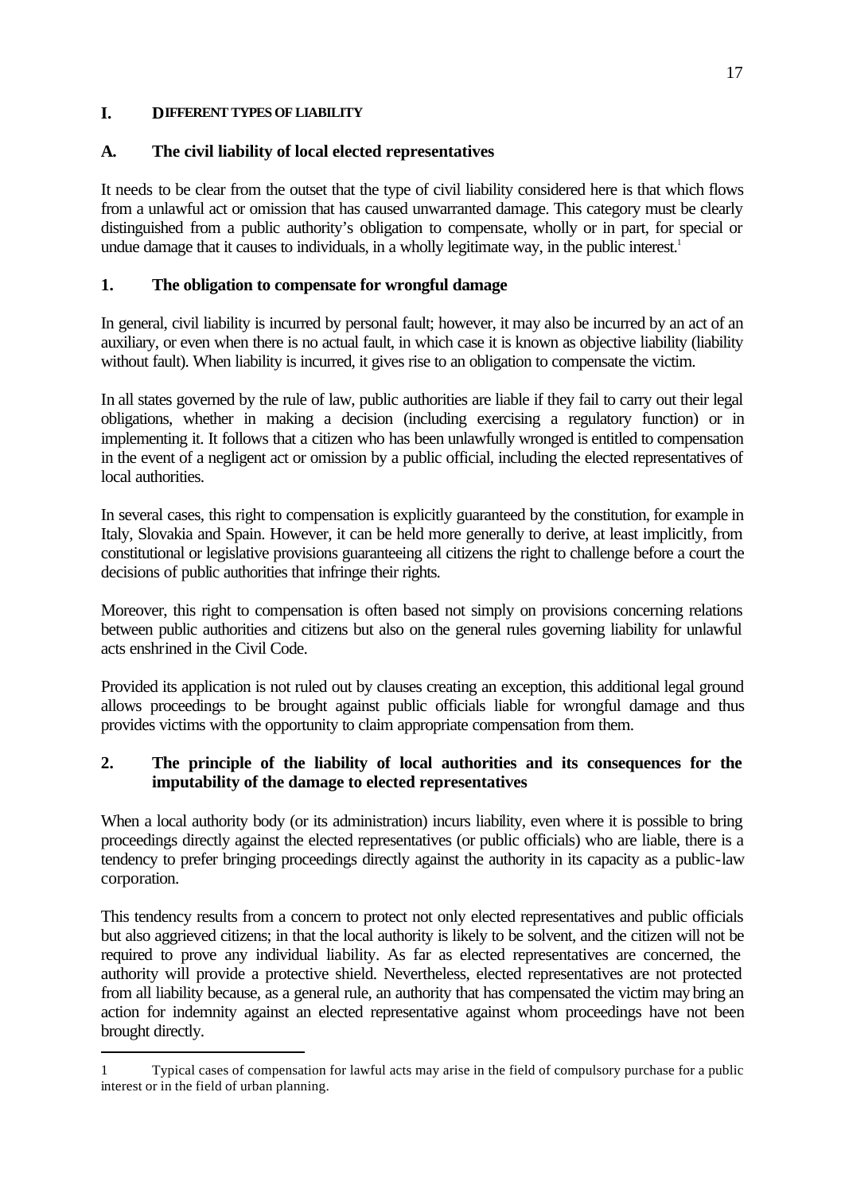# I. DIFFERENT TYPES OF LIABILITY

## A. The civil liability of local elected representatives

It needs to be clear from the outset that the type of civil liability considered here is that which flows from a unlawful act or omission that has caused unwarranted damage. This category must be clearly distinguished from a public authority's obligation to compensate, wholly or in part, for special or undue damage that it causes to individuals, in a wholly legitimate way, in the public interest.[1]

### 1. The obligation to compensate for wrongful damage

In general, civil liability is incurred by personal fault; however, it may also be incurred by an act of an auxiliary, or even when there is no actual fault, in which case it is known as objective liability (liability without fault). When liability is incurred, it gives rise to an obligation to compensate the victim.

In all states governed by the rule of law, public authorities are liable if they fail to carry out their legal obligations, whether in making a decision (including exercising a regulatory function) or in implementing it. It follows that a citizen who has been unlawfully wronged is entitled to compensation in the event of a negligent act or omission by a public official, including the elected representatives of local authorities.

In several cases, this right to compensation is explicitly guaranteed by the constitution, for example in Italy, Slovakia and Spain. However, it can be held more generally to derive, at least implicitly, from constitutional or legislative provisions guaranteeing all citizens the right to challenge before a court the decisions of public authorities that infringe their rights.

Moreover, this right to compensation is often based not simply on provisions concerning relations between public authorities and citizens but also on the general rules governing liability for unlawful acts enshrined in the Civil Code.

Provided its application is not ruled out by clauses creating an exception, this additional legal ground allows proceedings to be brought against public officials liable for wrongful damage and thus provides victims with the opportunity to claim appropriate compensation from them.

### 2. The principle of the liability of local authorities and its consequences for the imputability of the damage to elected representatives

When a local authority body (or its administration) incurs liability, even where it is possible to bring proceedings directly against the elected representatives (or public officials) who are liable, there is a tendency to prefer bringing proceedings directly against the authority in its capacity as a public-law corporation.

This tendency results from a concern to protect not only elected representatives and public officials but also aggrieved citizens; in that the local authority is likely to be solvent, and the citizen will not be required to prove any individual liability. As far as elected representatives are concerned, the authority will provide a protective shield. Nevertheless, elected representatives are not protected from all liability because, as a general rule, an authority that has compensated the victim may bring an action for indemnity against an elected representative against whom proceedings have not been brought directly.

---

[1] Typical cases of compensation for lawful acts may arise in the field of compulsory purchase for a public interest or in the field of urban planning.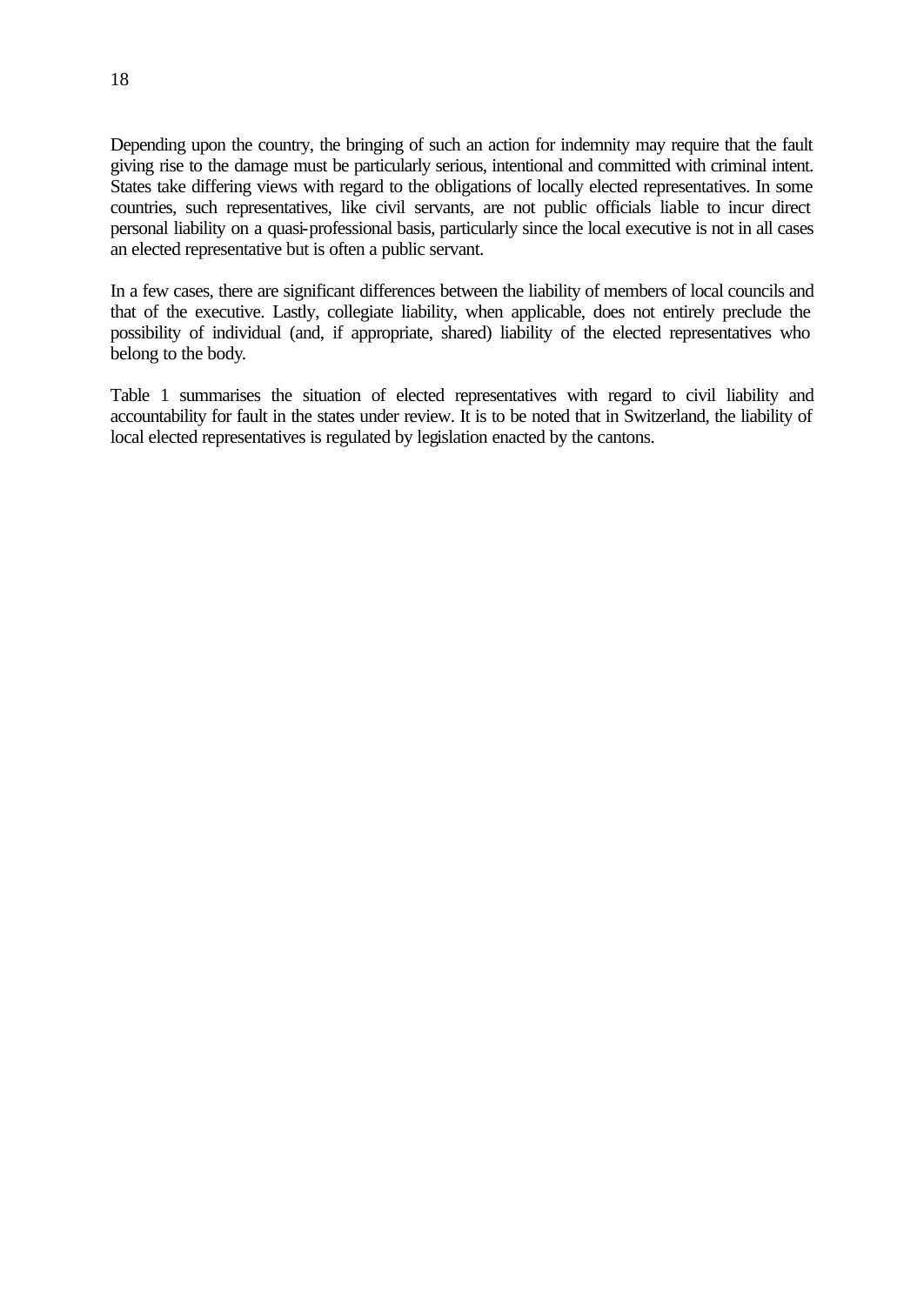Depending upon the country, the bringing of such an action for indemnity may require that the fault giving rise to the damage must be particularly serious, intentional and committed with criminal intent. States take differing views with regard to the obligations of locally elected representatives. In some countries, such representatives, like civil servants, are not public officials liable to incur direct personal liability on a quasi-professional basis, particularly since the local executive is not in all cases an elected representative but is often a public servant.

In a few cases, there are significant differences between the liability of members of local councils and that of the executive. Lastly, collegiate liability, when applicable, does not entirely preclude the possibility of individual (and, if appropriate, shared) liability of the elected representatives who belong to the body.

Table 1 summarises the situation of elected representatives with regard to civil liability and accountability for fault in the states under review. It is to be noted that in Switzerland, the liability of local elected representatives is regulated by legislation enacted by the cantons.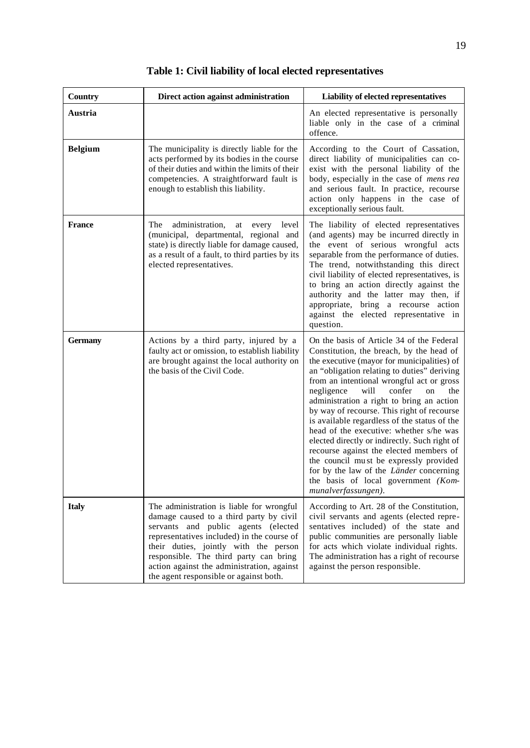# Table 1: Civil liability of local elected representatives

| Country | Direct action against administration | Liability of elected representatives |
|---|---|---|
| **Austria** | | An elected representative is personally liable only in the case of a criminal offence. |
| **Belgium** | The municipality is directly liable for the acts performed by its bodies in the course of their duties and within the limits of their competencies. A straightforward fault is enough to establish this liability. | According to the Court of Cassation, direct liability of municipalities can co-exist with the personal liability of the body, especially in the case of *mens rea* and serious fault. In practice, recourse action only happens in the case of exceptionally serious fault. |
| **France** | The administration, at every level (municipal, departmental, regional and state) is directly liable for damage caused, as a result of a fault, to third parties by its elected representatives. | The liability of elected representatives (and agents) may be incurred directly in the event of serious wrongful acts separable from the performance of duties. The trend, notwithstanding this direct civil liability of elected representatives, is to bring an action directly against the authority and the latter may then, if appropriate, bring a recourse action against the elected representative in question. |
| **Germany** | Actions by a third party, injured by a faulty act or omission, to establish liability are brought against the local authority on the basis of the Civil Code. | On the basis of Article 34 of the Federal Constitution, the breach, by the head of the executive (mayor for municipalities) of an "obligation relating to duties" deriving from an intentional wrongful act or gross negligence will confer on the administration a right to bring an action by way of recourse. This right of recourse is available regardless of the status of the head of the executive: whether s/he was elected directly or indirectly. Such right of recourse against the elected members of the council must be expressly provided for by the law of the *Länder* concerning the basis of local government *(Kommunalverfassungen)*. |
| **Italy** | The administration is liable for wrongful damage caused to a third party by civil servants and public agents (elected representatives included) in the course of their duties, jointly with the person responsible. The third party can bring action against the administration, against the agent responsible or against both. | According to Art. 28 of the Constitution, civil servants and agents (elected representatives included) of the state and public communities are personally liable for acts which violate individual rights. The administration has a right of recourse against the person responsible. |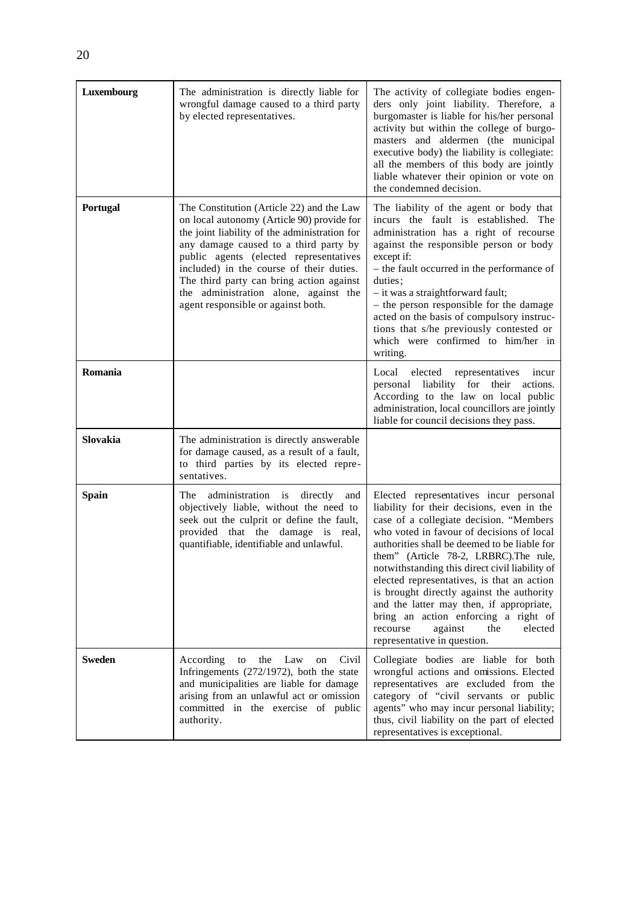| | | |
|---|---|---|
| **Luxembourg** | The administration is directly liable for wrongful damage caused to a third party by elected representatives. | The activity of collegiate bodies engenders only joint liability. Therefore, a burgomaster is liable for his/her personal activity but within the college of burgomasters and aldermen (the municipal executive body) the liability is collegiate: all the members of this body are jointly liable whatever their opinion or vote on the condemned decision. |
| **Portugal** | The Constitution (Article 22) and the Law on local autonomy (Article 90) provide for the joint liability of the administration for any damage caused to a third party by public agents (elected representatives included) in the course of their duties. The third party can bring action against the administration alone, against the agent responsible or against both. | The liability of the agent or body that incurs the fault is established. The administration has a right of recourse against the responsible person or body except if:<br>– the fault occurred in the performance of duties;<br>– it was a straightforward fault;<br>– the person responsible for the damage acted on the basis of compulsory instructions that s/he previously contested or which were confirmed to him/her in writing. |
| **Romania** | | Local elected representatives incur personal liability for their actions. According to the law on local public administration, local councillors are jointly liable for council decisions they pass. |
| **Slovakia** | The administration is directly answerable for damage caused, as a result of a fault, to third parties by its elected representatives. | |
| **Spain** | The administration is directly and objectively liable, without the need to seek out the culprit or define the fault, provided that the damage is real, quantifiable, identifiable and unlawful. | Elected representatives incur personal liability for their decisions, even in the case of a collegiate decision. "Members who voted in favour of decisions of local authorities shall be deemed to be liable for them" (Article 78-2, LRBRC).The rule, notwithstanding this direct civil liability of elected representatives, is that an action is brought directly against the authority and the latter may then, if appropriate, bring an action enforcing a right of recourse against the elected representative in question. |
| **Sweden** | According to the Law on Civil Infringements (272/1972), both the state and municipalities are liable for damage arising from an unlawful act or omission committed in the exercise of public authority. | Collegiate bodies are liable for both wrongful actions and omissions. Elected representatives are excluded from the category of "civil servants or public agents" who may incur personal liability; thus, civil liability on the part of elected representatives is exceptional. |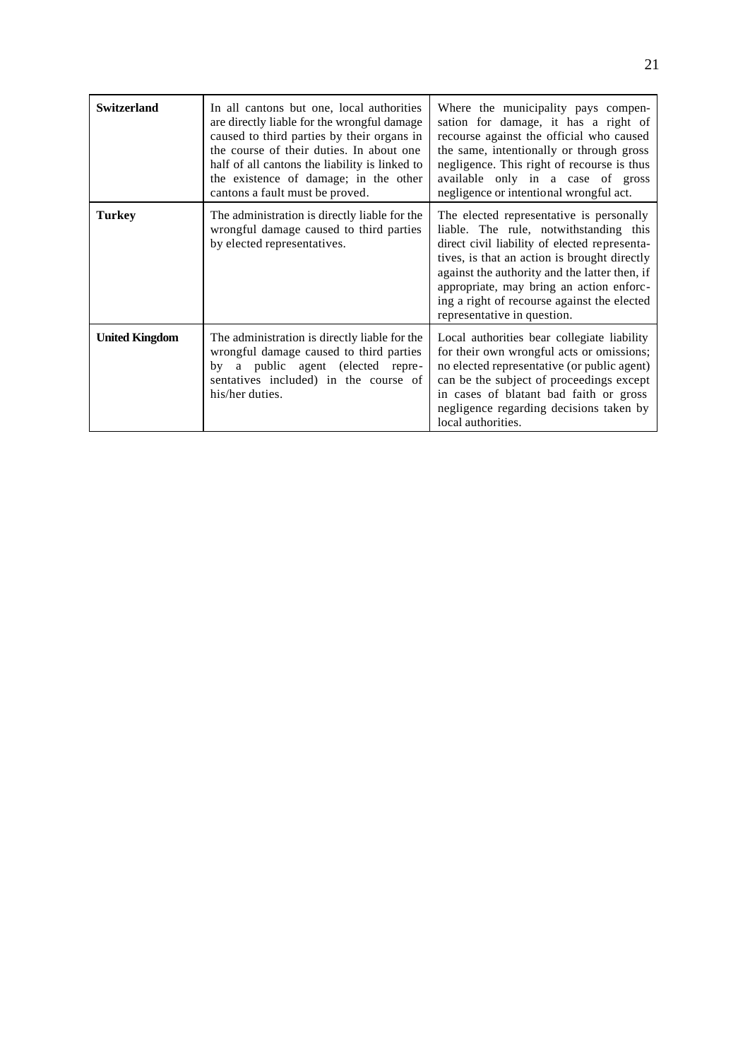| | | |
|---|---|---|
| **Switzerland** | In all cantons but one, local authorities are directly liable for the wrongful damage caused to third parties by their organs in the course of their duties. In about one half of all cantons the liability is linked to the existence of damage; in the other cantons a fault must be proved. | Where the municipality pays compensation for damage, it has a right of recourse against the official who caused the same, intentionally or through gross negligence. This right of recourse is thus available only in a case of gross negligence or intentional wrongful act. |
| **Turkey** | The administration is directly liable for the wrongful damage caused to third parties by elected representatives. | The elected representative is personally liable. The rule, notwithstanding this direct civil liability of elected representatives, is that an action is brought directly against the authority and the latter then, if appropriate, may bring an action enforcing a right of recourse against the elected representative in question. |
| **United Kingdom** | The administration is directly liable for the wrongful damage caused to third parties by a public agent (elected representatives included) in the course of his/her duties. | Local authorities bear collegiate liability for their own wrongful acts or omissions; no elected representative (or public agent) can be the subject of proceedings except in cases of blatant bad faith or gross negligence regarding decisions taken by local authorities. |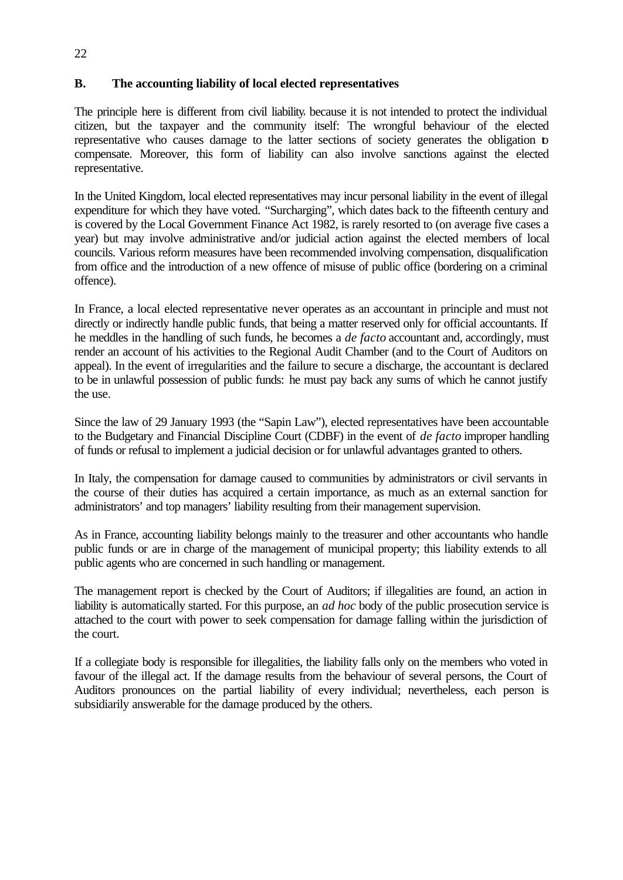## B. The accounting liability of local elected representatives

The principle here is different from civil liability. because it is not intended to protect the individual citizen, but the taxpayer and the community itself: The wrongful behaviour of the elected representative who causes damage to the latter sections of society generates the obligation to compensate. Moreover, this form of liability can also involve sanctions against the elected representative.

In the United Kingdom, local elected representatives may incur personal liability in the event of illegal expenditure for which they have voted. "Surcharging", which dates back to the fifteenth century and is covered by the Local Government Finance Act 1982, is rarely resorted to (on average five cases a year) but may involve administrative and/or judicial action against the elected members of local councils. Various reform measures have been recommended involving compensation, disqualification from office and the introduction of a new offence of misuse of public office (bordering on a criminal offence).

In France, a local elected representative never operates as an accountant in principle and must not directly or indirectly handle public funds, that being a matter reserved only for official accountants. If he meddles in the handling of such funds, he becomes a *de facto* accountant and, accordingly, must render an account of his activities to the Regional Audit Chamber (and to the Court of Auditors on appeal). In the event of irregularities and the failure to secure a discharge, the accountant is declared to be in unlawful possession of public funds: he must pay back any sums of which he cannot justify the use.

Since the law of 29 January 1993 (the "Sapin Law"), elected representatives have been accountable to the Budgetary and Financial Discipline Court (CDBF) in the event of *de facto* improper handling of funds or refusal to implement a judicial decision or for unlawful advantages granted to others.

In Italy, the compensation for damage caused to communities by administrators or civil servants in the course of their duties has acquired a certain importance, as much as an external sanction for administrators' and top managers' liability resulting from their management supervision.

As in France, accounting liability belongs mainly to the treasurer and other accountants who handle public funds or are in charge of the management of municipal property; this liability extends to all public agents who are concerned in such handling or management.

The management report is checked by the Court of Auditors; if illegalities are found, an action in liability is automatically started. For this purpose, an *ad hoc* body of the public prosecution service is attached to the court with power to seek compensation for damage falling within the jurisdiction of the court.

If a collegiate body is responsible for illegalities, the liability falls only on the members who voted in favour of the illegal act. If the damage results from the behaviour of several persons, the Court of Auditors pronounces on the partial liability of every individual; nevertheless, each person is subsidiarily answerable for the damage produced by the others.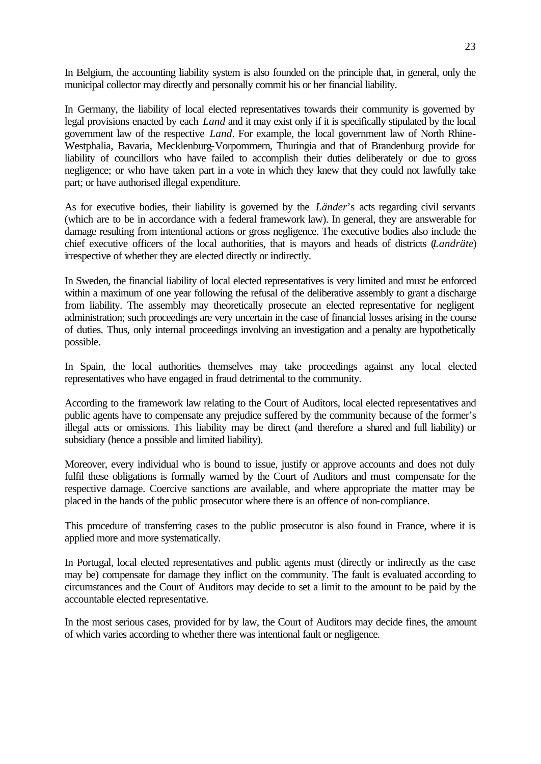In Belgium, the accounting liability system is also founded on the principle that, in general, only the municipal collector may directly and personally commit his or her financial liability.

In Germany, the liability of local elected representatives towards their community is governed by legal provisions enacted by each *Land* and it may exist only if it is specifically stipulated by the local government law of the respective *Land*. For example, the local government law of North Rhine-Westphalia, Bavaria, Mecklenburg-Vorpommern, Thuringia and that of Brandenburg provide for liability of councillors who have failed to accomplish their duties deliberately or due to gross negligence; or who have taken part in a vote in which they knew that they could not lawfully take part; or have authorised illegal expenditure.

As for executive bodies, their liability is governed by the *Länder*'s acts regarding civil servants (which are to be in accordance with a federal framework law). In general, they are answerable for damage resulting from intentional actions or gross negligence. The executive bodies also include the chief executive officers of the local authorities, that is mayors and heads of districts (*Landräte*) irrespective of whether they are elected directly or indirectly.

In Sweden, the financial liability of local elected representatives is very limited and must be enforced within a maximum of one year following the refusal of the deliberative assembly to grant a discharge from liability. The assembly may theoretically prosecute an elected representative for negligent administration; such proceedings are very uncertain in the case of financial losses arising in the course of duties. Thus, only internal proceedings involving an investigation and a penalty are hypothetically possible.

In Spain, the local authorities themselves may take proceedings against any local elected representatives who have engaged in fraud detrimental to the community.

According to the framework law relating to the Court of Auditors, local elected representatives and public agents have to compensate any prejudice suffered by the community because of the former's illegal acts or omissions. This liability may be direct (and therefore a shared and full liability) or subsidiary (hence a possible and limited liability).

Moreover, every individual who is bound to issue, justify or approve accounts and does not duly fulfil these obligations is formally warned by the Court of Auditors and must compensate for the respective damage. Coercive sanctions are available, and where appropriate the matter may be placed in the hands of the public prosecutor where there is an offence of non-compliance.

This procedure of transferring cases to the public prosecutor is also found in France, where it is applied more and more systematically.

In Portugal, local elected representatives and public agents must (directly or indirectly as the case may be) compensate for damage they inflict on the community. The fault is evaluated according to circumstances and the Court of Auditors may decide to set a limit to the amount to be paid by the accountable elected representative.

In the most serious cases, provided for by law, the Court of Auditors may decide fines, the amount of which varies according to whether there was intentional fault or negligence.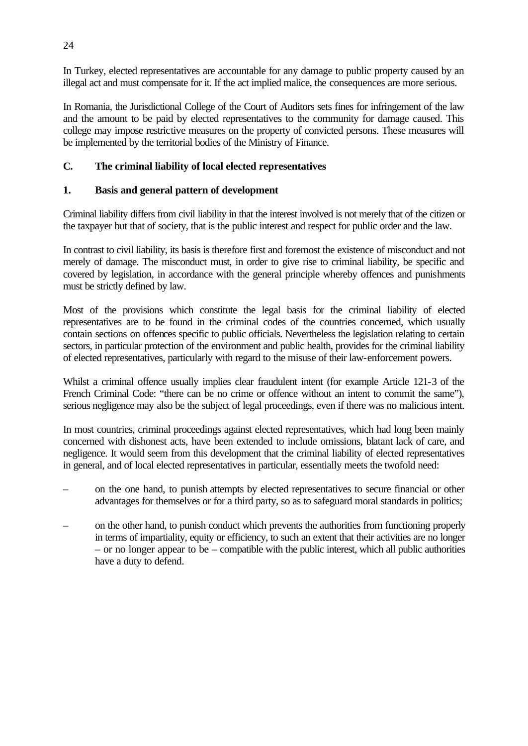In Turkey, elected representatives are accountable for any damage to public property caused by an illegal act and must compensate for it. If the act implied malice, the consequences are more serious.

In Romania, the Jurisdictional College of the Court of Auditors sets fines for infringement of the law and the amount to be paid by elected representatives to the community for damage caused. This college may impose restrictive measures on the property of convicted persons. These measures will be implemented by the territorial bodies of the Ministry of Finance.

## C. The criminal liability of local elected representatives

### 1. Basis and general pattern of development

Criminal liability differs from civil liability in that the interest involved is not merely that of the citizen or the taxpayer but that of society, that is the public interest and respect for public order and the law.

In contrast to civil liability, its basis is therefore first and foremost the existence of misconduct and not merely of damage. The misconduct must, in order to give rise to criminal liability, be specific and covered by legislation, in accordance with the general principle whereby offences and punishments must be strictly defined by law.

Most of the provisions which constitute the legal basis for the criminal liability of elected representatives are to be found in the criminal codes of the countries concerned, which usually contain sections on offences specific to public officials. Nevertheless the legislation relating to certain sectors, in particular protection of the environment and public health, provides for the criminal liability of elected representatives, particularly with regard to the misuse of their law-enforcement powers.

Whilst a criminal offence usually implies clear fraudulent intent (for example Article 121-3 of the French Criminal Code: "there can be no crime or offence without an intent to commit the same"), serious negligence may also be the subject of legal proceedings, even if there was no malicious intent.

In most countries, criminal proceedings against elected representatives, which had long been mainly concerned with dishonest acts, have been extended to include omissions, blatant lack of care, and negligence. It would seem from this development that the criminal liability of elected representatives in general, and of local elected representatives in particular, essentially meets the twofold need:

– on the one hand, to punish attempts by elected representatives to secure financial or other advantages for themselves or for a third party, so as to safeguard moral standards in politics;

– on the other hand, to punish conduct which prevents the authorities from functioning properly in terms of impartiality, equity or efficiency, to such an extent that their activities are no longer – or no longer appear to be – compatible with the public interest, which all public authorities have a duty to defend.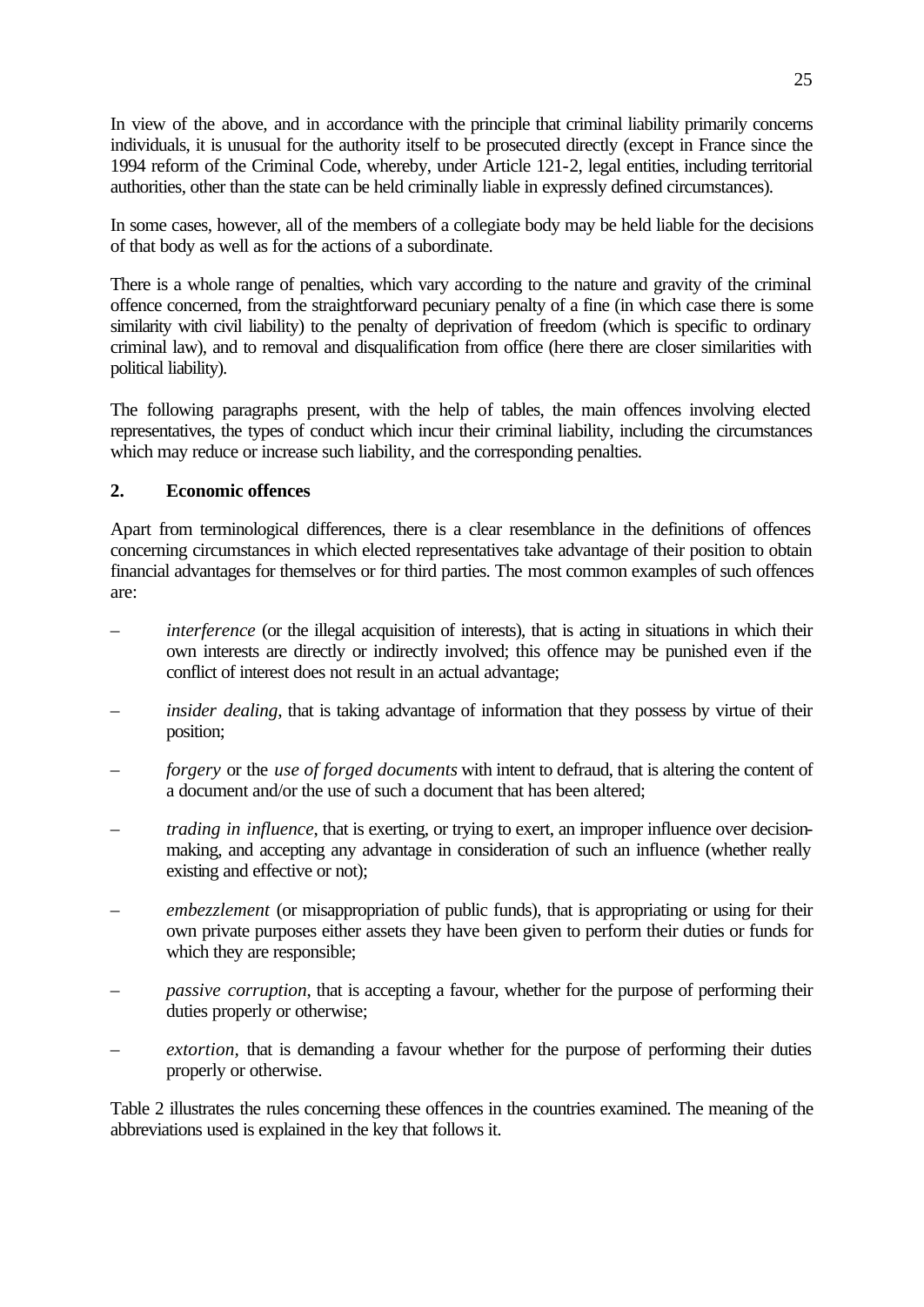In view of the above, and in accordance with the principle that criminal liability primarily concerns individuals, it is unusual for the authority itself to be prosecuted directly (except in France since the 1994 reform of the Criminal Code, whereby, under Article 121-2, legal entities, including territorial authorities, other than the state can be held criminally liable in expressly defined circumstances).

In some cases, however, all of the members of a collegiate body may be held liable for the decisions of that body as well as for the actions of a subordinate.

There is a whole range of penalties, which vary according to the nature and gravity of the criminal offence concerned, from the straightforward pecuniary penalty of a fine (in which case there is some similarity with civil liability) to the penalty of deprivation of freedom (which is specific to ordinary criminal law), and to removal and disqualification from office (here there are closer similarities with political liability).

The following paragraphs present, with the help of tables, the main offences involving elected representatives, the types of conduct which incur their criminal liability, including the circumstances which may reduce or increase such liability, and the corresponding penalties.

## 2. Economic offences

Apart from terminological differences, there is a clear resemblance in the definitions of offences concerning circumstances in which elected representatives take advantage of their position to obtain financial advantages for themselves or for third parties. The most common examples of such offences are:

- *interference* (or the illegal acquisition of interests), that is acting in situations in which their own interests are directly or indirectly involved; this offence may be punished even if the conflict of interest does not result in an actual advantage;
- *insider dealing*, that is taking advantage of information that they possess by virtue of their position;
- *forgery* or the *use of forged documents* with intent to defraud, that is altering the content of a document and/or the use of such a document that has been altered;
- *trading in influence*, that is exerting, or trying to exert, an improper influence over decision-making, and accepting any advantage in consideration of such an influence (whether really existing and effective or not);
- *embezzlement* (or misappropriation of public funds), that is appropriating or using for their own private purposes either assets they have been given to perform their duties or funds for which they are responsible;
- *passive corruption*, that is accepting a favour, whether for the purpose of performing their duties properly or otherwise;
- *extortion*, that is demanding a favour whether for the purpose of performing their duties properly or otherwise.

Table 2 illustrates the rules concerning these offences in the countries examined. The meaning of the abbreviations used is explained in the key that follows it.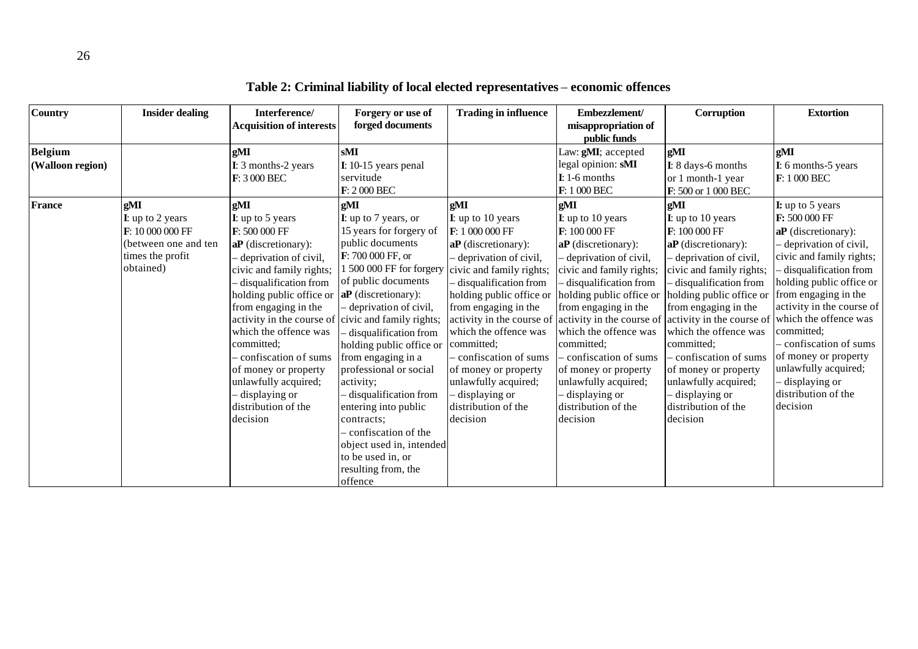# Table 2: Criminal liability of local elected representatives – economic offences

| Country | Insider dealing | Interference/ Acquisition of interests | Forgery or use of forged documents | Trading in influence | Embezzlement/ misappropriation of public funds | Corruption | Extortion |
|---|---|---|---|---|---|---|---|
| **Belgium (Walloon region)** | | **gMI**<br>**I**: 3 months-2 years<br>**F**: 3 000 BEC | **sMI**<br>**I**: 10-15 years penal servitude<br>**F**: 2 000 BEC | | Law: **gMI**; accepted legal opinion: **sMI**<br>**I**: 1-6 months<br>**F**: 1 000 BEC | **gMI**<br>**I**: 8 days-6 months or 1 month-1 year<br>**F**: 500 or 1 000 BEC | **gMI**<br>**I**: 6 months-5 years<br>**F**: 1 000 BEC |
| **France** | **gMI**<br>**I**: up to 2 years<br>**F**: 10 000 000 FF (between one and ten times the profit obtained) | **gMI**<br>**I**: up to 5 years<br>**F**: 500 000 FF<br>**aP** (discretionary):<br>– deprivation of civil, civic and family rights;<br>– disqualification from holding public office or from engaging in the activity in the course of which the offence was committed;<br>– confiscation of sums of money or property unlawfully acquired;<br>– displaying or distribution of the decision | **gMI**<br>**I**: up to 7 years, or 15 years for forgery of public documents<br>**F**: 700 000 FF, or 1 500 000 FF for forgery of public documents<br>**aP** (discretionary):<br>– deprivation of civil, civic and family rights;<br>– disqualification from holding public office or from engaging in a professional or social activity;<br>– disqualification from entering into public contracts;<br>– confiscation of the object used in, intended to be used in, or resulting from, the offence | **gMI**<br>**I**: up to 10 years<br>**F**: 1 000 000 FF<br>**aP** (discretionary):<br>– deprivation of civil, civic and family rights;<br>– disqualification from holding public office or from engaging in the activity in the course of which the offence was committed;<br>– confiscation of sums of money or property unlawfully acquired;<br>– displaying or distribution of the decision | **gMI**<br>**I**: up to 10 years<br>**F**: 100 000 FF<br>**aP** (discretionary):<br>– deprivation of civil, civic and family rights;<br>– disqualification from holding public office or from engaging in the activity in the course of which the offence was committed;<br>– confiscation of sums of money or property unlawfully acquired;<br>– displaying or distribution of the decision | **gMI**<br>**I**: up to 10 years<br>**F**: 100 000 FF<br>**aP** (discretionary):<br>– deprivation of civil, civic and family rights;<br>– disqualification from holding public office or from engaging in the activity in the course of which the offence was committed;<br>– confiscation of sums of money or property unlawfully acquired;<br>– displaying or distribution of the decision | **I:** up to 5 years<br>**F:** 500 000 FF<br>**aP** (discretionary):<br>– deprivation of civil, civic and family rights;<br>– disqualification from holding public office or from engaging in the activity in the course of which the offence was committed;<br>– confiscation of sums of money or property unlawfully acquired;<br>– displaying or distribution of the decision |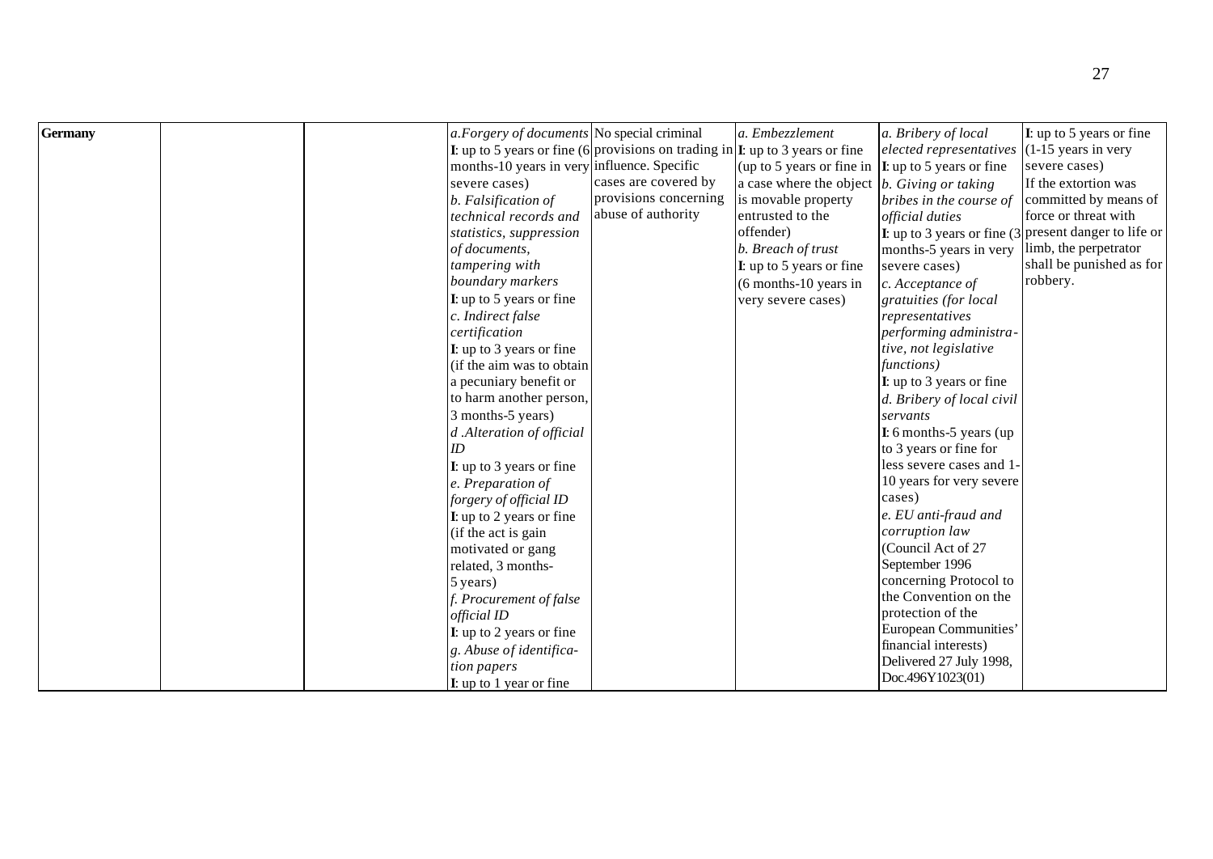| | | | | | | | |
|---|---|---|---|---|---|---|---|
| **Germany** | | | *a.Forgery of documents*<br>**I**: up to 5 years or fine (6 months-10 years in very severe cases)<br>*b. Falsification of technical records and statistics, suppression of documents, tampering with boundary markers*<br>**I**: up to 5 years or fine<br>*c. Indirect false certification*<br>**I**: up to 3 years or fine (if the aim was to obtain a pecuniary benefit or to harm another person, 3 months-5 years)<br>*d .Alteration of official ID*<br>**I**: up to 3 years or fine<br>*e. Preparation of forgery of official ID*<br>**I**: up to 2 years or fine (if the act is gain motivated or gang related, 3 months-5 years)<br>*f. Procurement of false official ID*<br>**I**: up to 2 years or fine<br>*g. Abuse of identification papers*<br>**I**: up to 1 year or fine | No special criminal provisions on trading in influence. Specific cases are covered by provisions concerning abuse of authority | *a. Embezzlement*<br>**I**: up to 3 years or fine (up to 5 years or fine in a case where the object is movable property entrusted to the offender)<br>*b. Breach of trust*<br>**I**: up to 5 years or fine (6 months-10 years in very severe cases) | *a. Bribery of local elected representatives*<br>**I**: up to 5 years or fine<br>*b. Giving or taking bribes in the course of official duties*<br>**I**: up to 3 years or fine (3 months-5 years in very severe cases)<br>*c. Acceptance of gratuities (for local representatives performing administrative, not legislative functions)*<br>**I**: up to 3 years or fine<br>*d. Bribery of local civil servants*<br>**I**: 6 months-5 years (up to 3 years or fine for less severe cases and 1-10 years for very severe cases)<br>*e. EU anti-fraud and corruption law*<br>(Council Act of 27 September 1996 concerning Protocol to the Convention on the protection of the European Communities' financial interests) Delivered 27 July 1998, Doc.496Y1023(01) | **I**: up to 5 years or fine (1-15 years in very severe cases)<br>If the extortion was committed by means of force or threat with present danger to life or limb, the perpetrator shall be punished as for robbery. |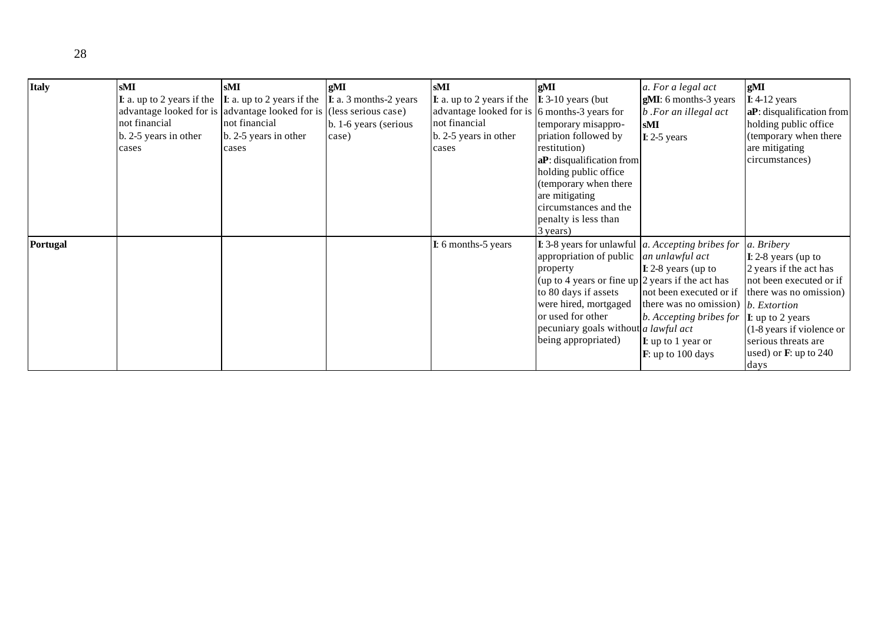| | | | | | | | |
|---|---|---|---|---|---|---|---|
| **Italy** | **sMI**<br>**I**: a. up to 2 years if the advantage looked for is not financial<br>b. 2-5 years in other cases | **sMI**<br>**I**: a. up to 2 years if the advantage looked for is not financial<br>b. 2-5 years in other cases | **gMI**<br>**I**: a. 3 months-2 years (less serious case)<br>b. 1-6 years (serious case) | **sMI**<br>**I**: a. up to 2 years if the advantage looked for is not financial<br>b. 2-5 years in other cases | **gMI**<br>**I**: 3-10 years (but 6 months-3 years for temporary misappropriation followed by restitution)<br>**aP**: disqualification from holding public office (temporary when there are mitigating circumstances and the penalty is less than 3 years) | *a. For a legal act*<br>**gMI**: 6 months-3 years<br>*b .For an illegal act*<br>**sMI**<br>**I**: 2-5 years | **gMI**<br>**I**: 4-12 years<br>**aP**: disqualification from holding public office (temporary when there are mitigating circumstances) |
| **Portugal** | | | | **I**: 6 months-5 years | **I**: 3-8 years for unlawful appropriation of public property<br>(up to 4 years or fine up to 80 days if assets were hired, mortgaged or used for other pecuniary goals without being appropriated) | *a. Accepting bribes for an unlawful act*<br>**I**: 2-8 years (up to 2 years if the act has not been executed or if there was no omission)<br>*b. Accepting bribes for a lawful act*<br>**I**: up to 1 year or<br>**F**: up to 100 days | *a. Bribery*<br>**I**: 2-8 years (up to 2 years if the act has not been executed or if there was no omission)<br>*b. Extortion*<br>**I**: up to 2 years (1-8 years if violence or serious threats are used) or **F**: up to 240 days |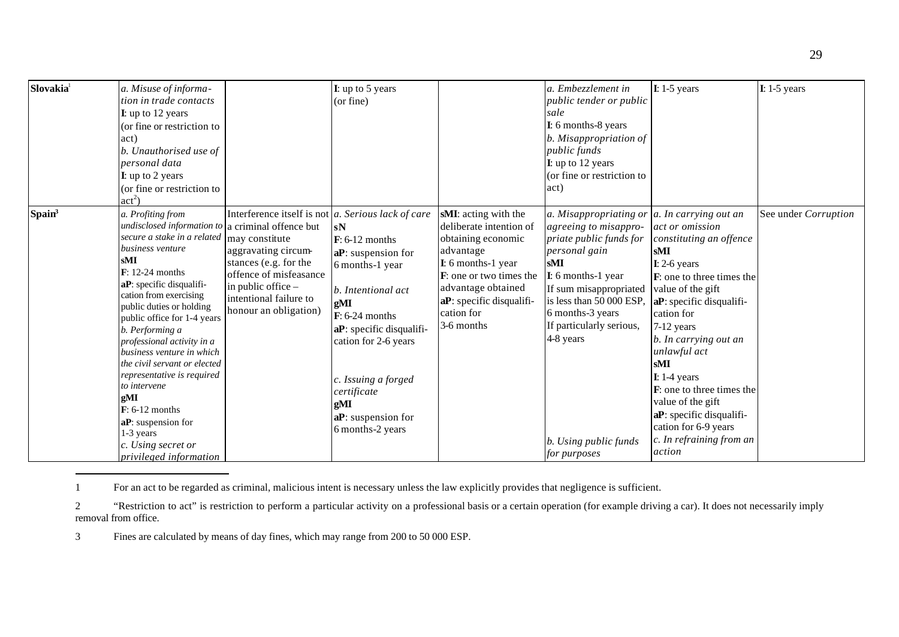| Slovakia[1] | *a. Misuse of information in trade contacts* **I**: up to 12 years (or fine or restriction to act) *b. Unauthorised use of personal data* **I**: up to 2 years (or fine or restriction to act[2]) | | **I**: up to 5 years (or fine) | | *a. Embezzlement in public tender or public sale* **I**: 6 months-8 years *b. Misappropriation of public funds* **I**: up to 12 years (or fine or restriction to act) | **I**: 1-5 years | **I**: 1-5 years |
|---|---|---|---|---|---|---|---|
| **Spain[3]** | *a. Profiting from undisclosed information to secure a stake in a related business venture* **sMI** **F**: 12-24 months **aP**: specific disqualification from exercising public duties or holding public office for 1-4 years *b. Performing a professional activity in a business venture in which the civil servant or elected representative is required to intervene* **gMI** **F**: 6-12 months **aP**: suspension for 1-3 years *c. Using secret or privileged information* | Interference itself is not a criminal offence but may constitute aggravating circumstances (e.g. for the offence of misfeasance in public office – intentional failure to honour an obligation) | *a. Serious lack of care* **sN** **F**: 6-12 months **aP**: suspension for 6 months-1 year *b. Intentional act* **gMI** **F**: 6-24 months **aP**: specific disqualification for 2-6 years *c. Issuing a forged certificate* **gMI** **aP**: suspension for 6 months-2 years | **sMI**: acting with the deliberate intention of obtaining economic advantage **I**: 6 months-1 year **F**: one or two times the advantage obtained **aP**: specific disqualification for 3-6 months | *a. Misappropriating or agreeing to misappropriate public funds for personal gain* **sMI** **I**: 6 months-1 year If sum misappropriated is less than 50 000 ESP, 6 months-3 years If particularly serious, 4-8 years *b. Using public funds for purposes* | *a. In carrying out an act or omission constituting an offence* **sMI** **I**: 2-6 years **F**: one to three times the value of the gift **aP**: specific disqualification for 7-12 years *b. In carrying out an unlawful act* **sMI** **I**: 1-4 years **F**: one to three times the value of the gift **aP**: specific disqualification for 6-9 years *c. In refraining from an action* | See under *Corruption* |

1 For an act to be regarded as criminal, malicious intent is necessary unless the law explicitly provides that negligence is sufficient.

2 "Restriction to act" is restriction to perform a particular activity on a professional basis or a certain operation (for example driving a car). It does not necessarily imply removal from office.

3 Fines are calculated by means of day fines, which may range from 200 to 50 000 ESP.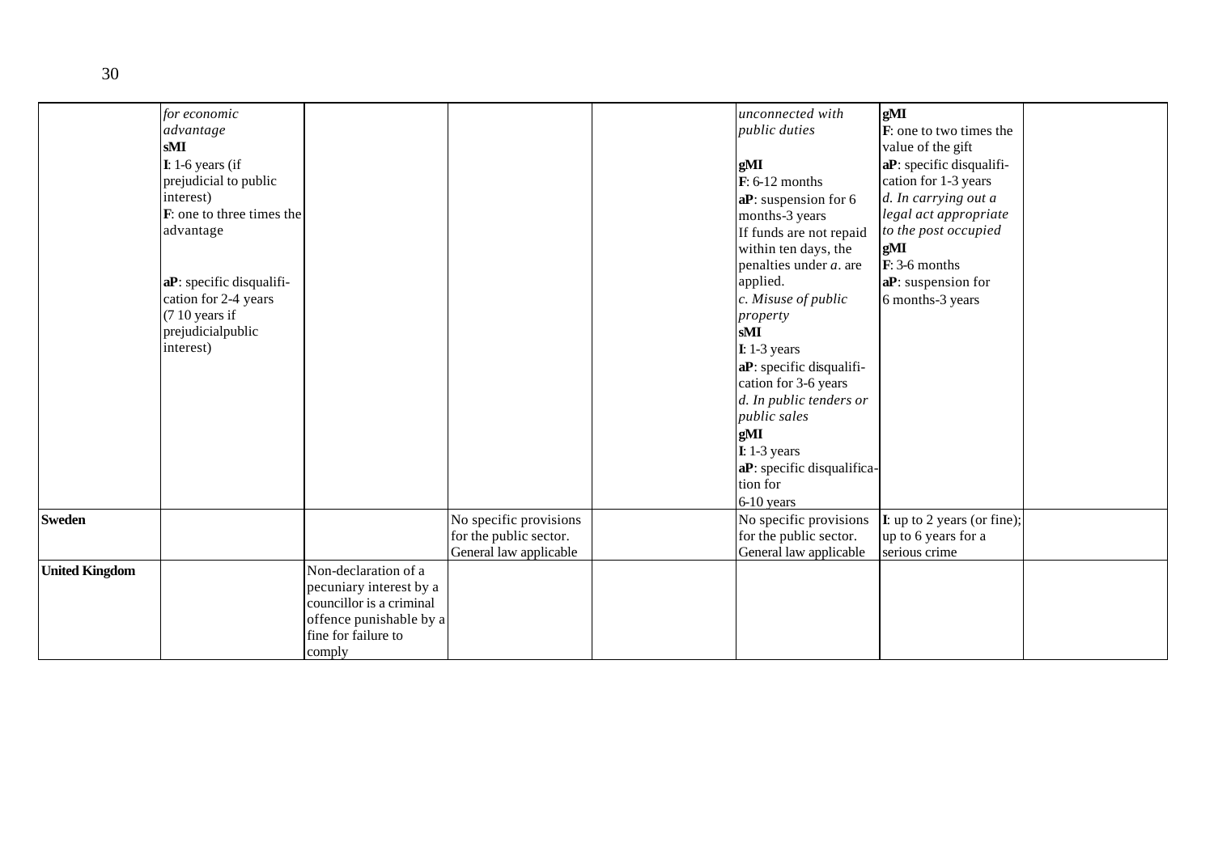| | | | | | | | |
|---|---|---|---|---|---|---|---|
| | *for economic advantage* **sMI** **I**: 1-6 years (if prejudicial to public interest) **F**: one to three times the advantage **aP**: specific disqualification for 2-4 years (7 10 years if prejudicialpublic interest) | | | | *unconnected with public duties* **gMI** **F**: 6-12 months **aP**: suspension for 6 months-3 years If funds are not repaid within ten days, the penalties under *a*. are applied. *c. Misuse of public property* **sMI** **I**: 1-3 years **aP**: specific disqualification for 3-6 years *d. In public tenders or public sales* **gMI** **I**: 1-3 years **aP**: specific disqualification for 6-10 years | **gMI** **F**: one to two times the value of the gift **aP**: specific disqualification for 1-3 years *d. In carrying out a legal act appropriate to the post occupied* **gMI** **F**: 3-6 months **aP**: suspension for 6 months-3 years | |
| **Sweden** | | | No specific provisions for the public sector. General law applicable | | No specific provisions for the public sector. General law applicable | **I**: up to 2 years (or fine); up to 6 years for a serious crime | |
| **United Kingdom** | | Non-declaration of a pecuniary interest by a councillor is a criminal offence punishable by a fine for failure to comply | | | | | |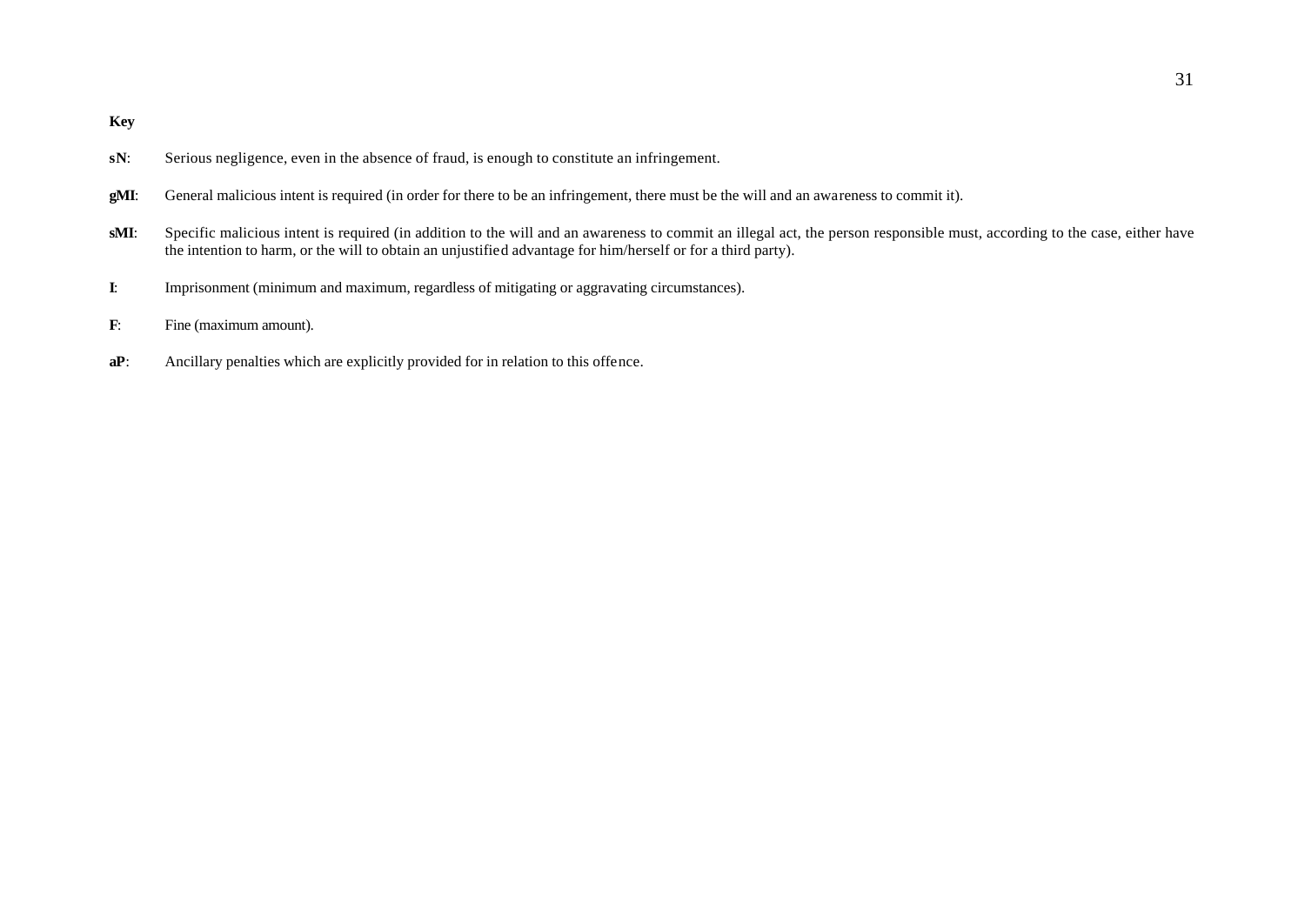**Key**

**sN**: Serious negligence, even in the absence of fraud, is enough to constitute an infringement.

**gMI**: General malicious intent is required (in order for there to be an infringement, there must be the will and an awareness to commit it).

**sMI**: Specific malicious intent is required (in addition to the will and an awareness to commit an illegal act, the person responsible must, according to the case, either have the intention to harm, or the will to obtain an unjustified advantage for him/herself or for a third party).

**I**: Imprisonment (minimum and maximum, regardless of mitigating or aggravating circumstances).

**F**: Fine (maximum amount).

**aP**: Ancillary penalties which are explicitly provided for in relation to this offence.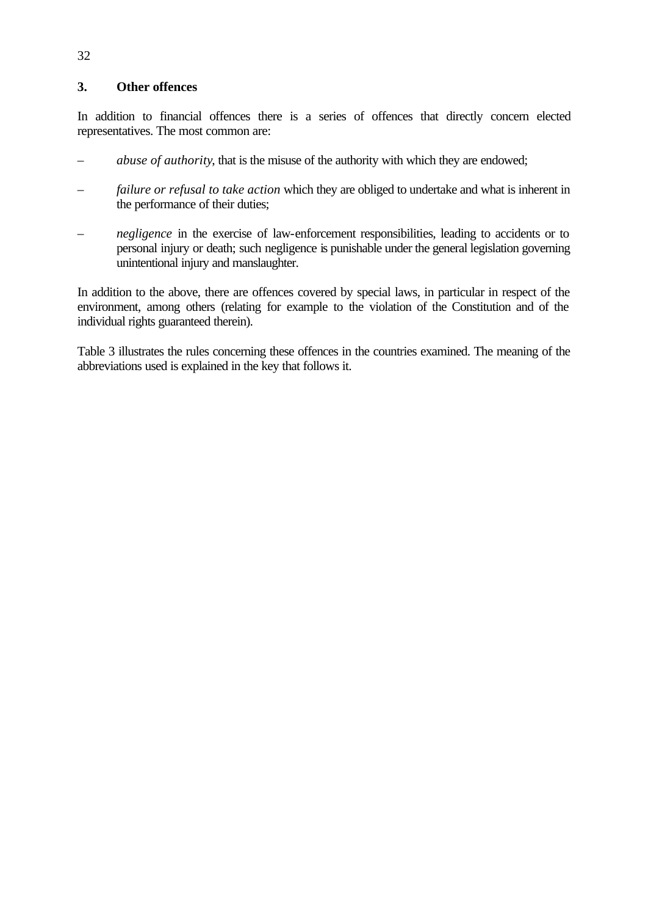### 3. Other offences

In addition to financial offences there is a series of offences that directly concern elected representatives. The most common are:

- *abuse of authority*, that is the misuse of the authority with which they are endowed;
- *failure or refusal to take action* which they are obliged to undertake and what is inherent in the performance of their duties;
- *negligence* in the exercise of law-enforcement responsibilities, leading to accidents or to personal injury or death; such negligence is punishable under the general legislation governing unintentional injury and manslaughter.

In addition to the above, there are offences covered by special laws, in particular in respect of the environment, among others (relating for example to the violation of the Constitution and of the individual rights guaranteed therein).

Table 3 illustrates the rules concerning these offences in the countries examined. The meaning of the abbreviations used is explained in the key that follows it.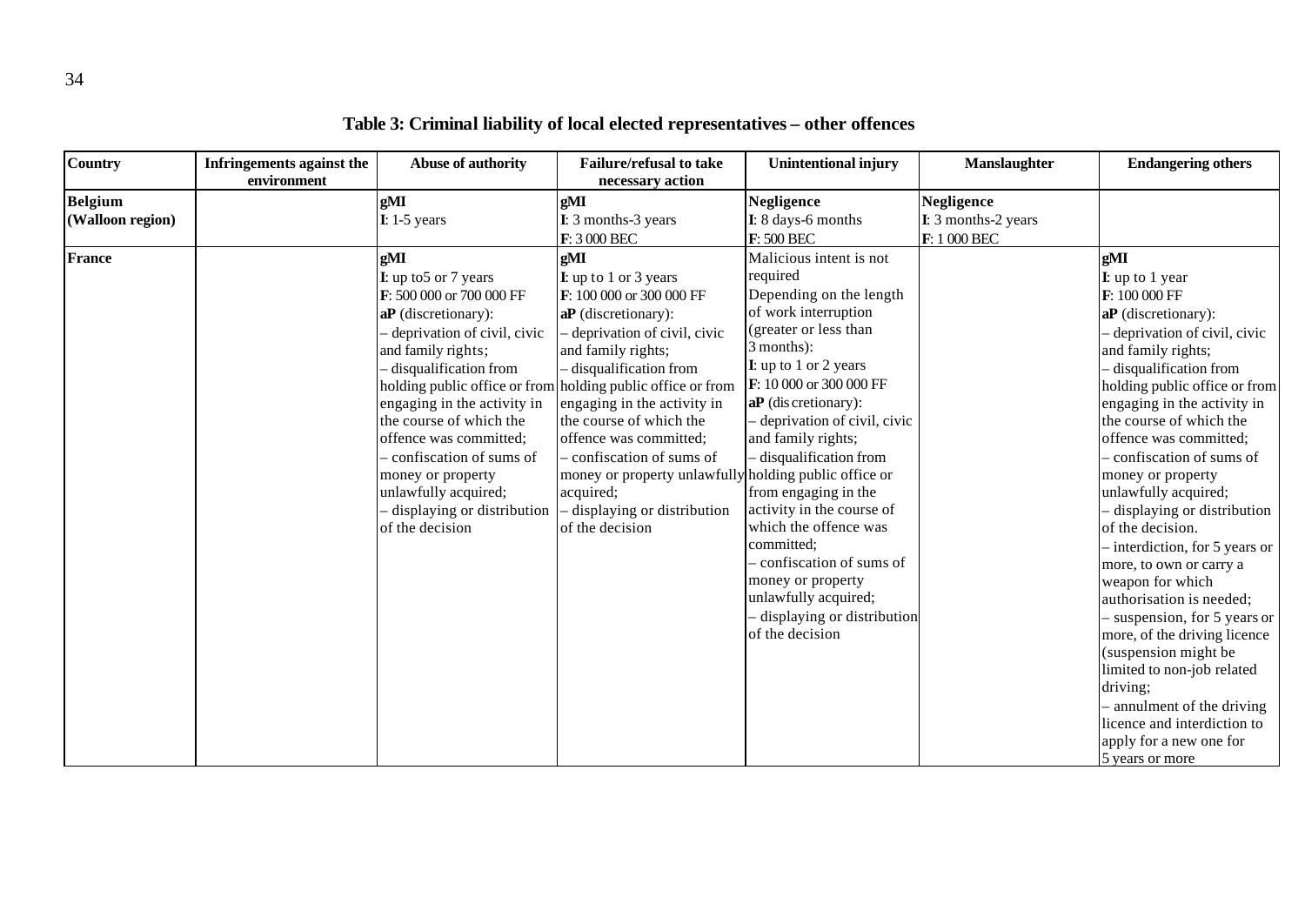## Table 3: Criminal liability of local elected representatives – other offences

| Country | Infringements against the environment | Abuse of authority | Failure/refusal to take necessary action | Unintentional injury | Manslaughter | Endangering others |
|---|---|---|---|---|---|---|
| **Belgium (Walloon region)** | | **gMI**<br>**I**: 1-5 years | **gMI**<br>**I**: 3 months-3 years<br>**F**: 3 000 BEC | **Negligence**<br>**I**: 8 days-6 months<br>**F**: 500 BEC | **Negligence**<br>**I**: 3 months-2 years<br>**F**: 1 000 BEC | |
| **France** | | **gMI**<br>**I**: up to5 or 7 years<br>**F**: 500 000 or 700 000 FF<br>**aP** (discretionary):<br>– deprivation of civil, civic and family rights;<br>– disqualification from holding public office or from engaging in the activity in the course of which the offence was committed;<br>– confiscation of sums of money or property unlawfully acquired;<br>– displaying or distribution of the decision | **gMI**<br>**I**: up to 1 or 3 years<br>**F**: 100 000 or 300 000 FF<br>**aP** (discretionary):<br>– deprivation of civil, civic and family rights;<br>– disqualification from holding public office or from engaging in the activity in the course of which the offence was committed;<br>– confiscation of sums of money or property unlawfully acquired;<br>– displaying or distribution of the decision | Malicious intent is not required<br>Depending on the length of work interruption (greater or less than 3 months):<br>**I**: up to 1 or 2 years<br>**F**: 10 000 or 300 000 FF<br>**aP** (discretionary):<br>– deprivation of civil, civic and family rights;<br>– disqualification from holding public office or from engaging in the activity in the course of which the offence was committed;<br>– confiscation of sums of money or property unlawfully acquired;<br>– displaying or distribution of the decision | | **gMI**<br>**I**: up to 1 year<br>**F**: 100 000 FF<br>**aP** (discretionary):<br>– deprivation of civil, civic and family rights;<br>– disqualification from holding public office or from engaging in the activity in the course of which the offence was committed;<br>– confiscation of sums of money or property unlawfully acquired;<br>– displaying or distribution of the decision.<br>– interdiction, for 5 years or more, to own or carry a weapon for which authorisation is needed;<br>– suspension, for 5 years or more, of the driving licence (suspension might be limited to non-job related driving;<br>– annulment of the driving licence and interdiction to apply for a new one for 5 years or more |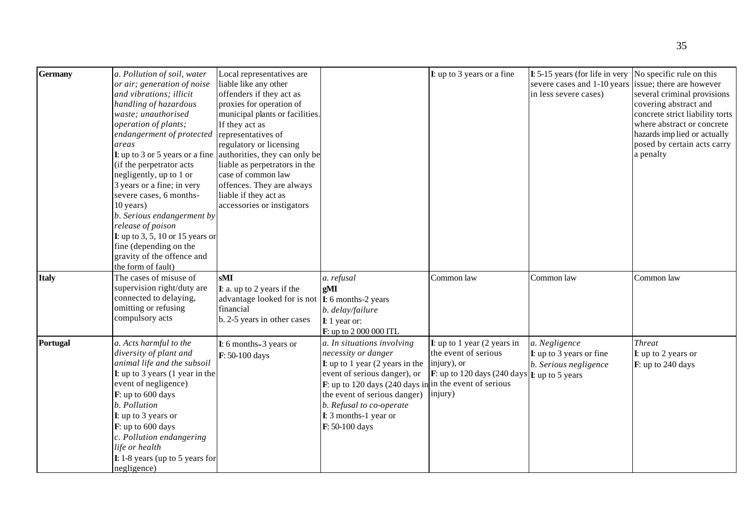| | | | | | | |
|---|---|---|---|---|---|---|
| **Germany** | *a. Pollution of soil, water or air; generation of noise and vibrations; illicit handling of hazardous waste; unauthorised operation of plants; endangerment of protected areas*<br>**I**: up to 3 or 5 years or a fine (if the perpetrator acts negligently, up to 1 or 3 years or a fine; in very severe cases, 6 months-10 years)<br>*b. Serious endangerment by release of poison*<br>**I**: up to 3, 5, 10 or 15 years or fine (depending on the gravity of the offence and the form of fault) | Local representatives are liable like any other offenders if they act as proxies for operation of municipal plants or facilities. If they act as representatives of regulatory or licensing authorities, they can only be liable as perpetrators in the case of common law offences. They are always liable if they act as accessories or instigators | | **I**: up to 3 years or a fine | **I**: 5-15 years (for life in very severe cases and 1-10 years in less severe cases) | No specific rule on this issue; there are however several criminal provisions covering abstract and concrete strict liability torts where abstract or concrete hazards implied or actually posed by certain acts carry a penalty |
| **Italy** | The cases of misuse of supervision right/duty are connected to delaying, omitting or refusing compulsory acts | **sMI**<br>**I**: a. up to 2 years if the advantage looked for is not financial<br>b. 2-5 years in other cases | *a. refusal*<br>**gMI**<br>**I**: 6 months-2 years<br>*b. delay/failure*<br>**I**: 1 year or:<br>**F**: up to 2 000 000 ITL | Common law | Common law | Common law |
| **Portugal** | *a. Acts harmful to the diversity of plant and animal life and the subsoil*<br>**I**: up to 3 years (1 year in the event of negligence)<br>**F**: up to 600 days<br>*b. Pollution*<br>**I**: up to 3 years or<br>**F**: up to 600 days<br>*c. Pollution endangering life or health*<br>**I**: 1-8 years (up to 5 years for negligence) | **I**: 6 months-3 years or<br>**F**: 50-100 days | *a. In situations involving necessity or danger*<br>**I**: up to 1 year (2 years in the event of serious danger), or<br>**F**: up to 120 days (240 days in the event of serious danger)<br>*b. Refusal to co-operate*<br>**I**: 3 months-1 year or<br>**F**: 50-100 days | **I**: up to 1 year (2 years in the event of serious injury), or<br>**F**: up to 120 days (240 days in the event of serious injury) | *a. Negligence*<br>**I**: up to 3 years or fine<br>*b. Serious negligence*<br>**I**: up to 5 years | *Threat*<br>**I**: up to 2 years or<br>**F**: up to 240 days |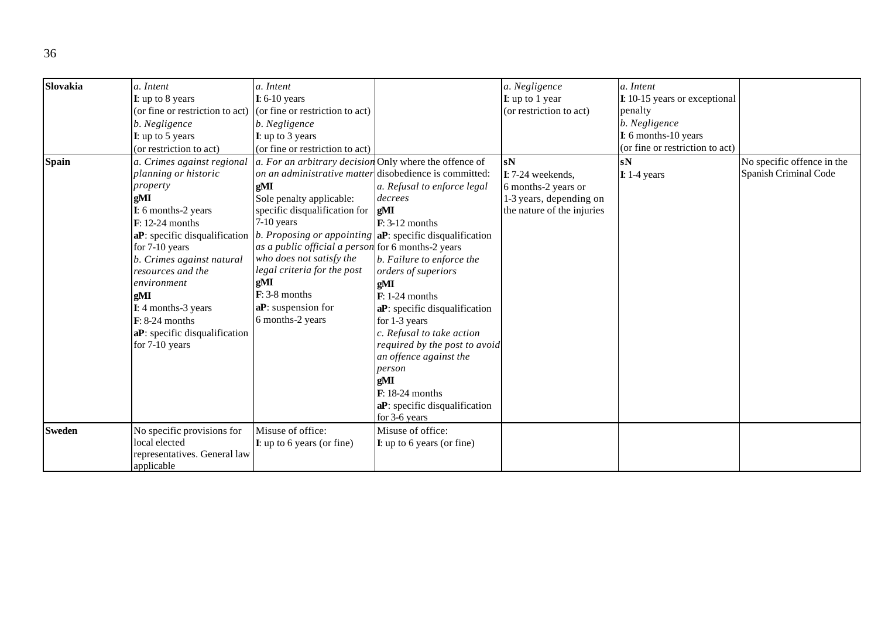| | | | | | | |
|---|---|---|---|---|---|---|
| **Slovakia** | *a. Intent*<br>**I**: up to 8 years<br>(or fine or restriction to act)<br>*b. Negligence*<br>**I**: up to 5 years<br>(or restriction to act) | *a. Intent*<br>**I**: 6-10 years<br>(or fine or restriction to act)<br>*b. Negligence*<br>**I**: up to 3 years<br>(or fine or restriction to act) | | *a. Negligence*<br>**I**: up to 1 year<br>(or restriction to act) | *a. Intent*<br>**I**: 10-15 years or exceptional penalty<br>*b. Negligence*<br>**I**: 6 months-10 years<br>(or fine or restriction to act) | |
| **Spain** | *a. Crimes against regional planning or historic property*<br>**gMI**<br>**I**: 6 months-2 years<br>**F**: 12-24 months<br>**aP**: specific disqualification for 7-10 years<br>*b. Crimes against natural resources and the environment*<br>**gMI**<br>**I**: 4 months-3 years<br>**F**: 8-24 months<br>**aP**: specific disqualification for 7-10 years | *a. For an arbitrary decision on an administrative matter*<br>**gMI**<br>Sole penalty applicable: specific disqualification for 7-10 years<br>*b. Proposing or appointing as a public official a person who does not satisfy the legal criteria for the post*<br>**gMI**<br>**F**: 3-8 months<br>**aP**: suspension for 6 months-2 years | Only where the offence of disobedience is committed:<br>*a. Refusal to enforce legal decrees*<br>**gMI**<br>**F**: 3-12 months<br>**aP**: specific disqualification for 6 months-2 years<br>*b. Failure to enforce the orders of superiors*<br>**gMI**<br>**F**: 1-24 months<br>**aP**: specific disqualification for 1-3 years<br>*c. Refusal to take action required by the post to avoid an offence against the person*<br>**gMI**<br>**F**: 18-24 months<br>**aP**: specific disqualification for 3-6 years | **sN**<br>**I**: 7-24 weekends, 6 months-2 years or 1-3 years, depending on the nature of the injuries | **sN**<br>**I**: 1-4 years | No specific offence in the Spanish Criminal Code |
| **Sweden** | No specific provisions for local elected representatives. General law applicable | Misuse of office:<br>**I**: up to 6 years (or fine) | Misuse of office:<br>**I**: up to 6 years (or fine) | | | |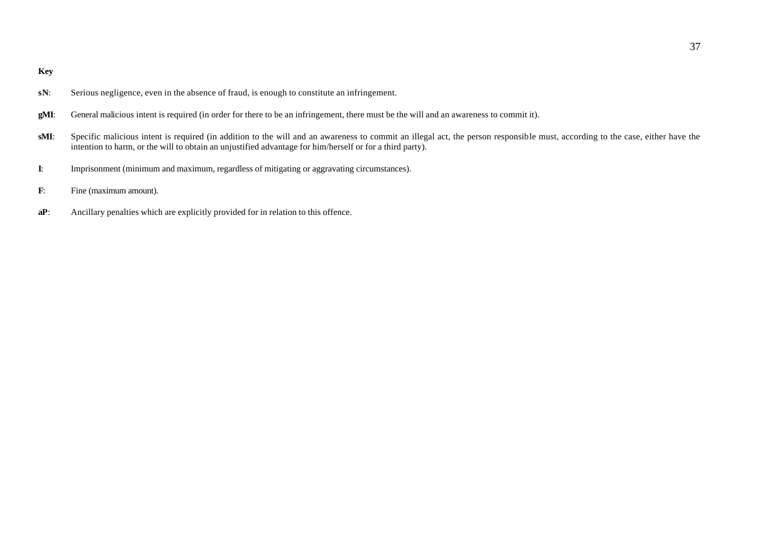**Key**

**sN**: Serious negligence, even in the absence of fraud, is enough to constitute an infringement.

**gMI**: General malicious intent is required (in order for there to be an infringement, there must be the will and an awareness to commit it).

**sMI**: Specific malicious intent is required (in addition to the will and an awareness to commit an illegal act, the person responsible must, according to the case, either have the intention to harm, or the will to obtain an unjustified advantage for him/herself or for a third party).

**I**: Imprisonment (minimum and maximum, regardless of mitigating or aggravating circumstances).

**F**: Fine (maximum amount).

**aP**: Ancillary penalties which are explicitly provided for in relation to this offence.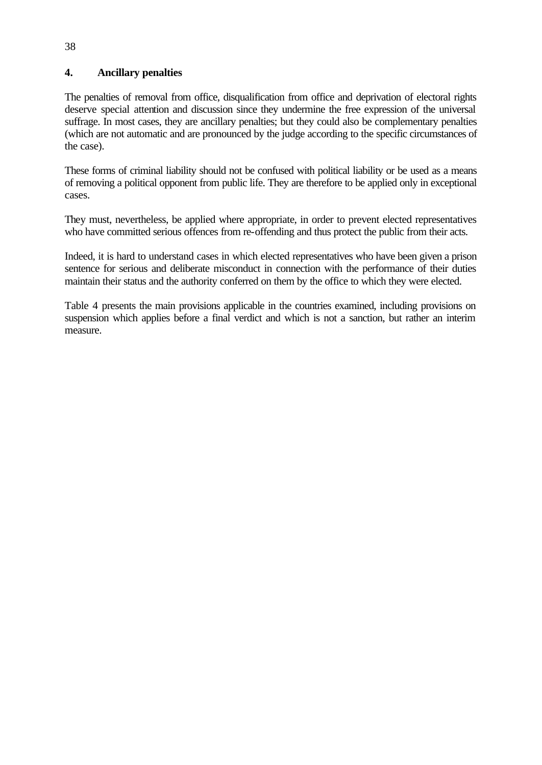## 4. Ancillary penalties

The penalties of removal from office, disqualification from office and deprivation of electoral rights deserve special attention and discussion since they undermine the free expression of the universal suffrage. In most cases, they are ancillary penalties; but they could also be complementary penalties (which are not automatic and are pronounced by the judge according to the specific circumstances of the case).

These forms of criminal liability should not be confused with political liability or be used as a means of removing a political opponent from public life. They are therefore to be applied only in exceptional cases.

They must, nevertheless, be applied where appropriate, in order to prevent elected representatives who have committed serious offences from re-offending and thus protect the public from their acts.

Indeed, it is hard to understand cases in which elected representatives who have been given a prison sentence for serious and deliberate misconduct in connection with the performance of their duties maintain their status and the authority conferred on them by the office to which they were elected.

Table 4 presents the main provisions applicable in the countries examined, including provisions on suspension which applies before a final verdict and which is not a sanction, but rather an interim measure.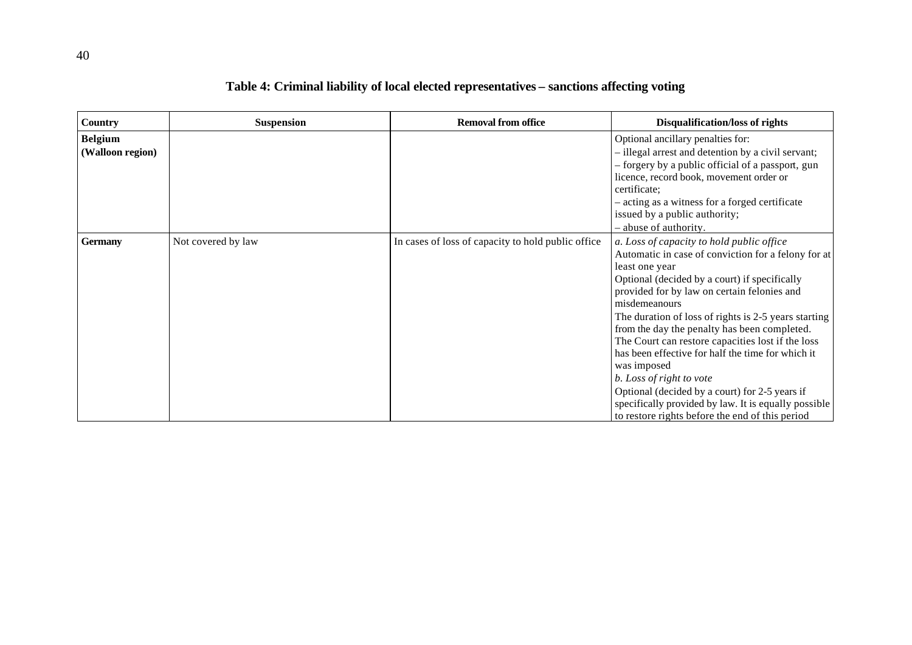## Table 4: Criminal liability of local elected representatives – sanctions affecting voting

| Country | Suspension | Removal from office | Disqualification/loss of rights |
|---|---|---|---|
| **Belgium (Walloon region)** | | | Optional ancillary penalties for:<br>– illegal arrest and detention by a civil servant;<br>– forgery by a public official of a passport, gun licence, record book, movement order or certificate;<br>– acting as a witness for a forged certificate issued by a public authority;<br>– abuse of authority. |
| **Germany** | Not covered by law | In cases of loss of capacity to hold public office | *a. Loss of capacity to hold public office*<br>Automatic in case of conviction for a felony for at least one year<br>Optional (decided by a court) if specifically provided for by law on certain felonies and misdemeanours<br>The duration of loss of rights is 2-5 years starting from the day the penalty has been completed.<br>The Court can restore capacities lost if the loss has been effective for half the time for which it was imposed<br>*b. Loss of right to vote*<br>Optional (decided by a court) for 2-5 years if specifically provided by law. It is equally possible to restore rights before the end of this period |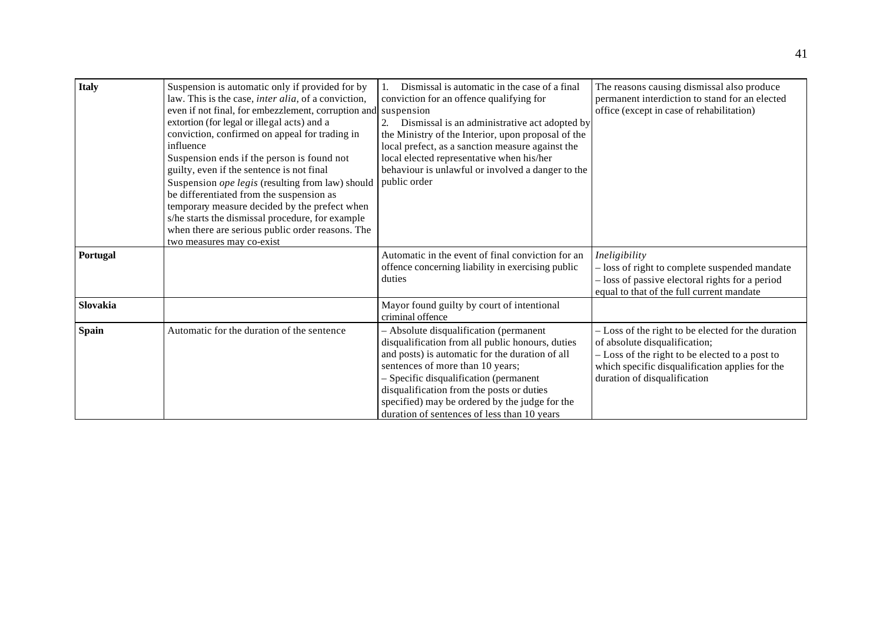| | | | |
|---|---|---|---|
| **Italy** | Suspension is automatic only if provided for by law. This is the case, *inter alia*, of a conviction, even if not final, for embezzlement, corruption and extortion (for legal or illegal acts) and a conviction, confirmed on appeal for trading in influence<br>Suspension ends if the person is found not guilty, even if the sentence is not final<br>Suspension *ope legis* (resulting from law) should be differentiated from the suspension as temporary measure decided by the prefect when s/he starts the dismissal procedure, for example when there are serious public order reasons. The two measures may co-exist | 1. Dismissal is automatic in the case of a final conviction for an offence qualifying for suspension<br>2. Dismissal is an administrative act adopted by the Ministry of the Interior, upon proposal of the local prefect, as a sanction measure against the local elected representative when his/her behaviour is unlawful or involved a danger to the public order | The reasons causing dismissal also produce permanent interdiction to stand for an elected office (except in case of rehabilitation) |
| **Portugal** | | Automatic in the event of final conviction for an offence concerning liability in exercising public duties | *Ineligibility*<br>– loss of right to complete suspended mandate<br>– loss of passive electoral rights for a period equal to that of the full current mandate |
| **Slovakia** | | Mayor found guilty by court of intentional criminal offence | |
| **Spain** | Automatic for the duration of the sentence | – Absolute disqualification (permanent disqualification from all public honours, duties and posts) is automatic for the duration of all sentences of more than 10 years;<br>– Specific disqualification (permanent disqualification from the posts or duties specified) may be ordered by the judge for the duration of sentences of less than 10 years | – Loss of the right to be elected for the duration of absolute disqualification;<br>– Loss of the right to be elected to a post to which specific disqualification applies for the duration of disqualification |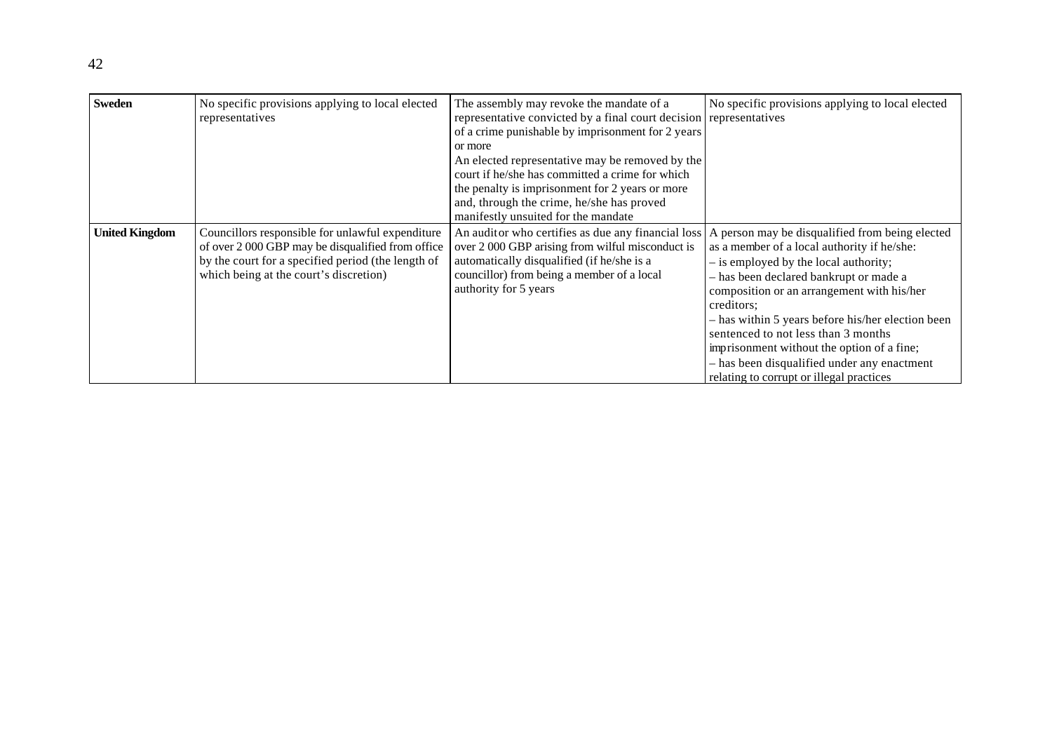| | | | |
|---|---|---|---|
| **Sweden** | No specific provisions applying to local elected representatives | The assembly may revoke the mandate of a representative convicted by a final court decision of a crime punishable by imprisonment for 2 years or more<br>An elected representative may be removed by the court if he/she has committed a crime for which the penalty is imprisonment for 2 years or more and, through the crime, he/she has proved manifestly unsuited for the mandate | No specific provisions applying to local elected representatives |
| **United Kingdom** | Councillors responsible for unlawful expenditure of over 2 000 GBP may be disqualified from office by the court for a specified period (the length of which being at the court's discretion) | An auditor who certifies as due any financial loss over 2 000 GBP arising from wilful misconduct is automatically disqualified (if he/she is a councillor) from being a member of a local authority for 5 years | A person may be disqualified from being elected as a member of a local authority if he/she:<br>– is employed by the local authority;<br>– has been declared bankrupt or made a composition or an arrangement with his/her creditors;<br>– has within 5 years before his/her election been sentenced to not less than 3 months imprisonment without the option of a fine;<br>– has been disqualified under any enactment relating to corrupt or illegal practices |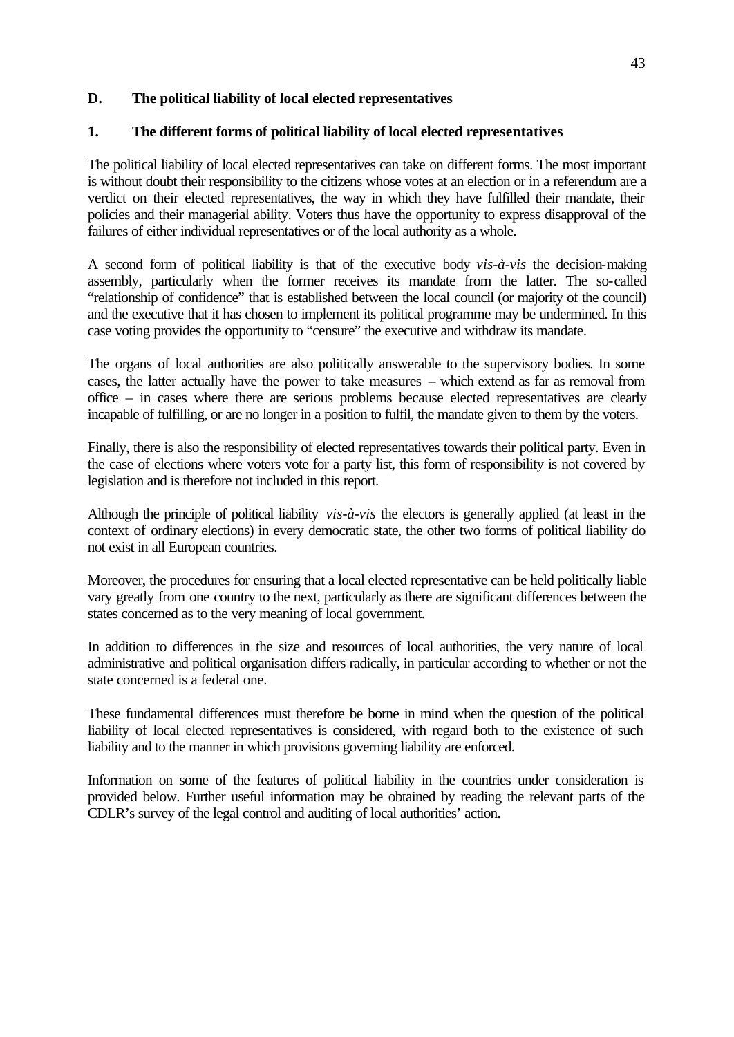## D. The political liability of local elected representatives

### 1. The different forms of political liability of local elected representatives

The political liability of local elected representatives can take on different forms. The most important is without doubt their responsibility to the citizens whose votes at an election or in a referendum are a verdict on their elected representatives, the way in which they have fulfilled their mandate, their policies and their managerial ability. Voters thus have the opportunity to express disapproval of the failures of either individual representatives or of the local authority as a whole.

A second form of political liability is that of the executive body *vis-à-vis* the decision-making assembly, particularly when the former receives its mandate from the latter. The so-called "relationship of confidence" that is established between the local council (or majority of the council) and the executive that it has chosen to implement its political programme may be undermined. In this case voting provides the opportunity to "censure" the executive and withdraw its mandate.

The organs of local authorities are also politically answerable to the supervisory bodies. In some cases, the latter actually have the power to take measures – which extend as far as removal from office – in cases where there are serious problems because elected representatives are clearly incapable of fulfilling, or are no longer in a position to fulfil, the mandate given to them by the voters.

Finally, there is also the responsibility of elected representatives towards their political party. Even in the case of elections where voters vote for a party list, this form of responsibility is not covered by legislation and is therefore not included in this report.

Although the principle of political liability *vis-à-vis* the electors is generally applied (at least in the context of ordinary elections) in every democratic state, the other two forms of political liability do not exist in all European countries.

Moreover, the procedures for ensuring that a local elected representative can be held politically liable vary greatly from one country to the next, particularly as there are significant differences between the states concerned as to the very meaning of local government.

In addition to differences in the size and resources of local authorities, the very nature of local administrative and political organisation differs radically, in particular according to whether or not the state concerned is a federal one.

These fundamental differences must therefore be borne in mind when the question of the political liability of local elected representatives is considered, with regard both to the existence of such liability and to the manner in which provisions governing liability are enforced.

Information on some of the features of political liability in the countries under consideration is provided below. Further useful information may be obtained by reading the relevant parts of the CDLR's survey of the legal control and auditing of local authorities' action.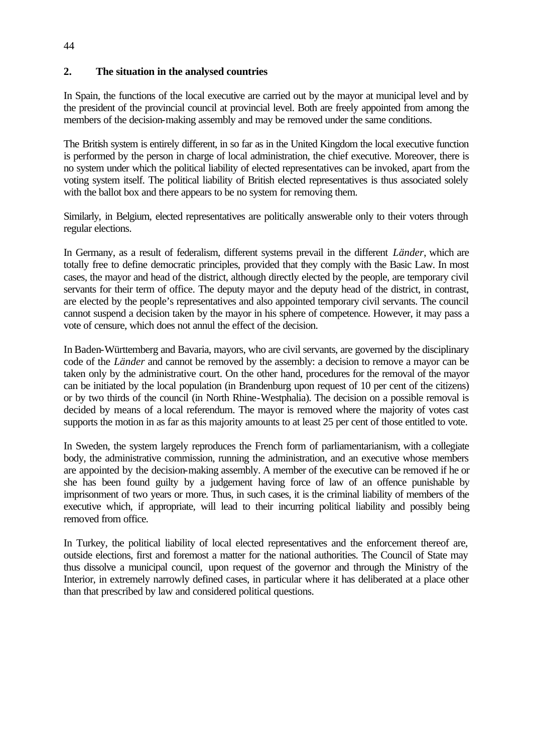## 2. The situation in the analysed countries

In Spain, the functions of the local executive are carried out by the mayor at municipal level and by the president of the provincial council at provincial level. Both are freely appointed from among the members of the decision-making assembly and may be removed under the same conditions.

The British system is entirely different, in so far as in the United Kingdom the local executive function is performed by the person in charge of local administration, the chief executive. Moreover, there is no system under which the political liability of elected representatives can be invoked, apart from the voting system itself. The political liability of British elected representatives is thus associated solely with the ballot box and there appears to be no system for removing them.

Similarly, in Belgium, elected representatives are politically answerable only to their voters through regular elections.

In Germany, as a result of federalism, different systems prevail in the different *Länder*, which are totally free to define democratic principles, provided that they comply with the Basic Law. In most cases, the mayor and head of the district, although directly elected by the people, are temporary civil servants for their term of office. The deputy mayor and the deputy head of the district, in contrast, are elected by the people's representatives and also appointed temporary civil servants. The council cannot suspend a decision taken by the mayor in his sphere of competence. However, it may pass a vote of censure, which does not annul the effect of the decision.

In Baden-Württemberg and Bavaria, mayors, who are civil servants, are governed by the disciplinary code of the *Länder* and cannot be removed by the assembly: a decision to remove a mayor can be taken only by the administrative court. On the other hand, procedures for the removal of the mayor can be initiated by the local population (in Brandenburg upon request of 10 per cent of the citizens) or by two thirds of the council (in North Rhine-Westphalia). The decision on a possible removal is decided by means of a local referendum. The mayor is removed where the majority of votes cast supports the motion in as far as this majority amounts to at least 25 per cent of those entitled to vote.

In Sweden, the system largely reproduces the French form of parliamentarianism, with a collegiate body, the administrative commission, running the administration, and an executive whose members are appointed by the decision-making assembly. A member of the executive can be removed if he or she has been found guilty by a judgement having force of law of an offence punishable by imprisonment of two years or more. Thus, in such cases, it is the criminal liability of members of the executive which, if appropriate, will lead to their incurring political liability and possibly being removed from office.

In Turkey, the political liability of local elected representatives and the enforcement thereof are, outside elections, first and foremost a matter for the national authorities. The Council of State may thus dissolve a municipal council, upon request of the governor and through the Ministry of the Interior, in extremely narrowly defined cases, in particular where it has deliberated at a place other than that prescribed by law and considered political questions.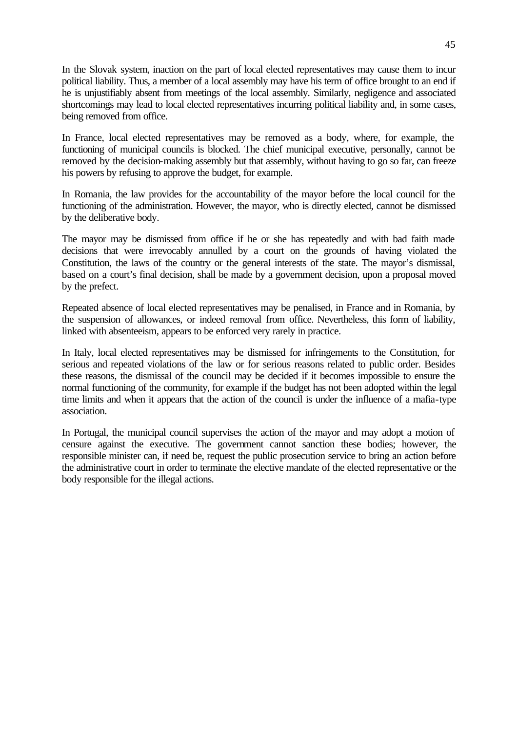In the Slovak system, inaction on the part of local elected representatives may cause them to incur political liability. Thus, a member of a local assembly may have his term of office brought to an end if he is unjustifiably absent from meetings of the local assembly. Similarly, negligence and associated shortcomings may lead to local elected representatives incurring political liability and, in some cases, being removed from office.

In France, local elected representatives may be removed as a body, where, for example, the functioning of municipal councils is blocked. The chief municipal executive, personally, cannot be removed by the decision-making assembly but that assembly, without having to go so far, can freeze his powers by refusing to approve the budget, for example.

In Romania, the law provides for the accountability of the mayor before the local council for the functioning of the administration. However, the mayor, who is directly elected, cannot be dismissed by the deliberative body.

The mayor may be dismissed from office if he or she has repeatedly and with bad faith made decisions that were irrevocably annulled by a court on the grounds of having violated the Constitution, the laws of the country or the general interests of the state. The mayor's dismissal, based on a court's final decision, shall be made by a government decision, upon a proposal moved by the prefect.

Repeated absence of local elected representatives may be penalised, in France and in Romania, by the suspension of allowances, or indeed removal from office. Nevertheless, this form of liability, linked with absenteeism, appears to be enforced very rarely in practice.

In Italy, local elected representatives may be dismissed for infringements to the Constitution, for serious and repeated violations of the law or for serious reasons related to public order. Besides these reasons, the dismissal of the council may be decided if it becomes impossible to ensure the normal functioning of the community, for example if the budget has not been adopted within the legal time limits and when it appears that the action of the council is under the influence of a mafia-type association.

In Portugal, the municipal council supervises the action of the mayor and may adopt a motion of censure against the executive. The government cannot sanction these bodies; however, the responsible minister can, if need be, request the public prosecution service to bring an action before the administrative court in order to terminate the elective mandate of the elected representative or the body responsible for the illegal actions.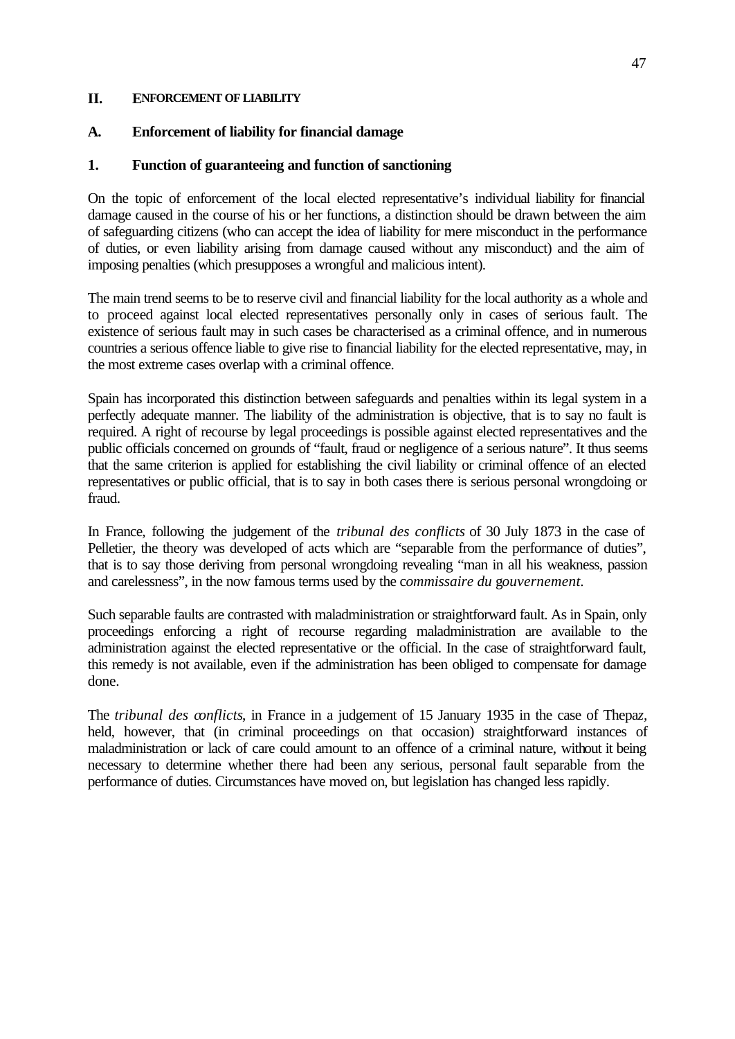## II. ENFORCEMENT OF LIABILITY

### A. Enforcement of liability for financial damage

#### 1. Function of guaranteeing and function of sanctioning

On the topic of enforcement of the local elected representative's individual liability for financial damage caused in the course of his or her functions, a distinction should be drawn between the aim of safeguarding citizens (who can accept the idea of liability for mere misconduct in the performance of duties, or even liability arising from damage caused without any misconduct) and the aim of imposing penalties (which presupposes a wrongful and malicious intent).

The main trend seems to be to reserve civil and financial liability for the local authority as a whole and to proceed against local elected representatives personally only in cases of serious fault. The existence of serious fault may in such cases be characterised as a criminal offence, and in numerous countries a serious offence liable to give rise to financial liability for the elected representative, may, in the most extreme cases overlap with a criminal offence.

Spain has incorporated this distinction between safeguards and penalties within its legal system in a perfectly adequate manner. The liability of the administration is objective, that is to say no fault is required. A right of recourse by legal proceedings is possible against elected representatives and the public officials concerned on grounds of "fault, fraud or negligence of a serious nature". It thus seems that the same criterion is applied for establishing the civil liability or criminal offence of an elected representatives or public official, that is to say in both cases there is serious personal wrongdoing or fraud.

In France, following the judgement of the *tribunal des conflicts* of 30 July 1873 in the case of Pelletier, the theory was developed of acts which are "separable from the performance of duties", that is to say those deriving from personal wrongdoing revealing "man in all his weakness, passion and carelessness", in the now famous terms used by the *commissaire du gouvernement*.

Such separable faults are contrasted with maladministration or straightforward fault. As in Spain, only proceedings enforcing a right of recourse regarding maladministration are available to the administration against the elected representative or the official. In the case of straightforward fault, this remedy is not available, even if the administration has been obliged to compensate for damage done.

The *tribunal des conflicts*, in France in a judgement of 15 January 1935 in the case of Thepaz, held, however, that (in criminal proceedings on that occasion) straightforward instances of maladministration or lack of care could amount to an offence of a criminal nature, without it being necessary to determine whether there had been any serious, personal fault separable from the performance of duties. Circumstances have moved on, but legislation has changed less rapidly.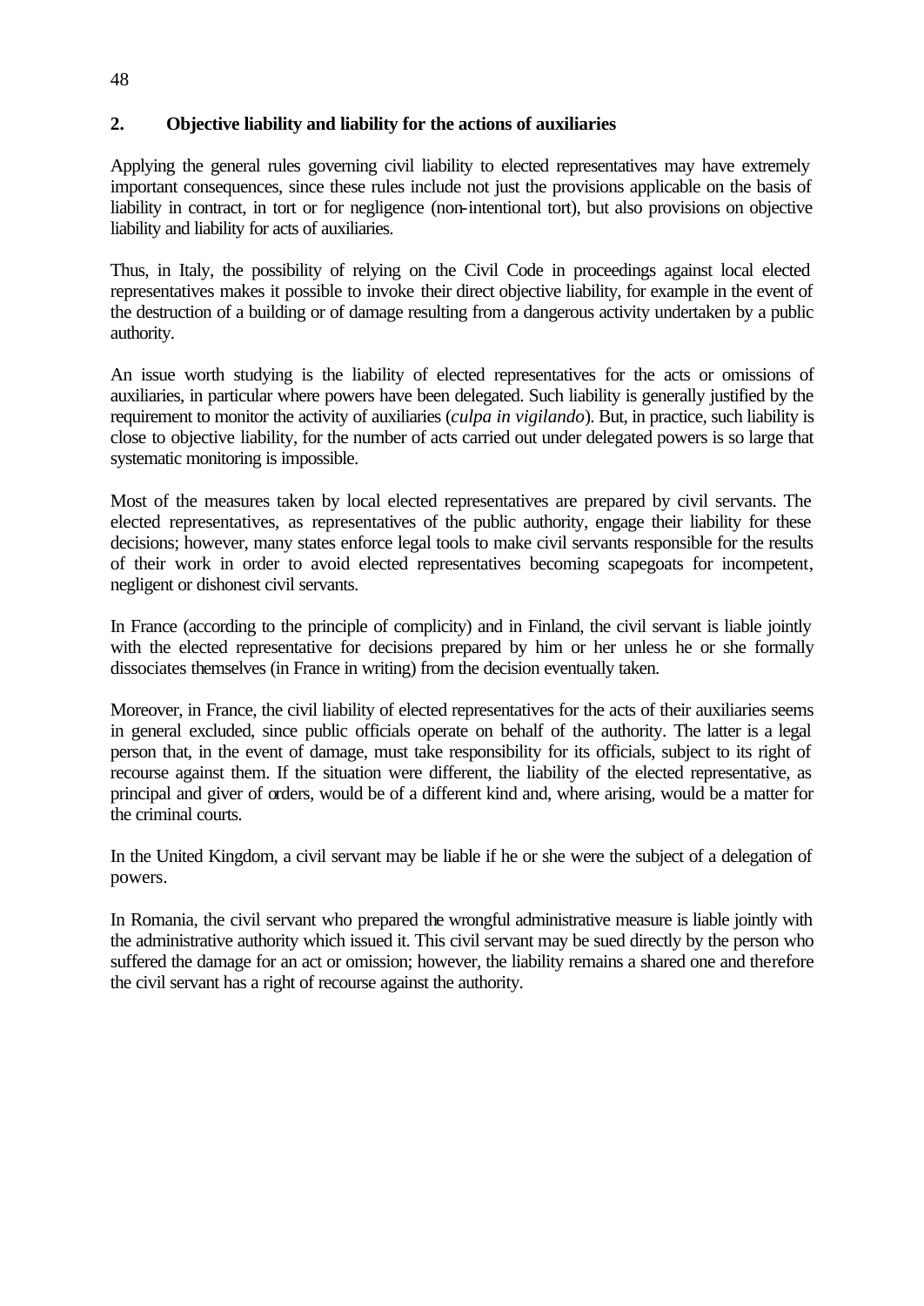## 2. Objective liability and liability for the actions of auxiliaries

Applying the general rules governing civil liability to elected representatives may have extremely important consequences, since these rules include not just the provisions applicable on the basis of liability in contract, in tort or for negligence (non-intentional tort), but also provisions on objective liability and liability for acts of auxiliaries.

Thus, in Italy, the possibility of relying on the Civil Code in proceedings against local elected representatives makes it possible to invoke their direct objective liability, for example in the event of the destruction of a building or of damage resulting from a dangerous activity undertaken by a public authority.

An issue worth studying is the liability of elected representatives for the acts or omissions of auxiliaries, in particular where powers have been delegated. Such liability is generally justified by the requirement to monitor the activity of auxiliaries (*culpa in vigilando*). But, in practice, such liability is close to objective liability, for the number of acts carried out under delegated powers is so large that systematic monitoring is impossible.

Most of the measures taken by local elected representatives are prepared by civil servants. The elected representatives, as representatives of the public authority, engage their liability for these decisions; however, many states enforce legal tools to make civil servants responsible for the results of their work in order to avoid elected representatives becoming scapegoats for incompetent, negligent or dishonest civil servants.

In France (according to the principle of complicity) and in Finland, the civil servant is liable jointly with the elected representative for decisions prepared by him or her unless he or she formally dissociates themselves (in France in writing) from the decision eventually taken.

Moreover, in France, the civil liability of elected representatives for the acts of their auxiliaries seems in general excluded, since public officials operate on behalf of the authority. The latter is a legal person that, in the event of damage, must take responsibility for its officials, subject to its right of recourse against them. If the situation were different, the liability of the elected representative, as principal and giver of orders, would be of a different kind and, where arising, would be a matter for the criminal courts.

In the United Kingdom, a civil servant may be liable if he or she were the subject of a delegation of powers.

In Romania, the civil servant who prepared the wrongful administrative measure is liable jointly with the administrative authority which issued it. This civil servant may be sued directly by the person who suffered the damage for an act or omission; however, the liability remains a shared one and therefore the civil servant has a right of recourse against the authority.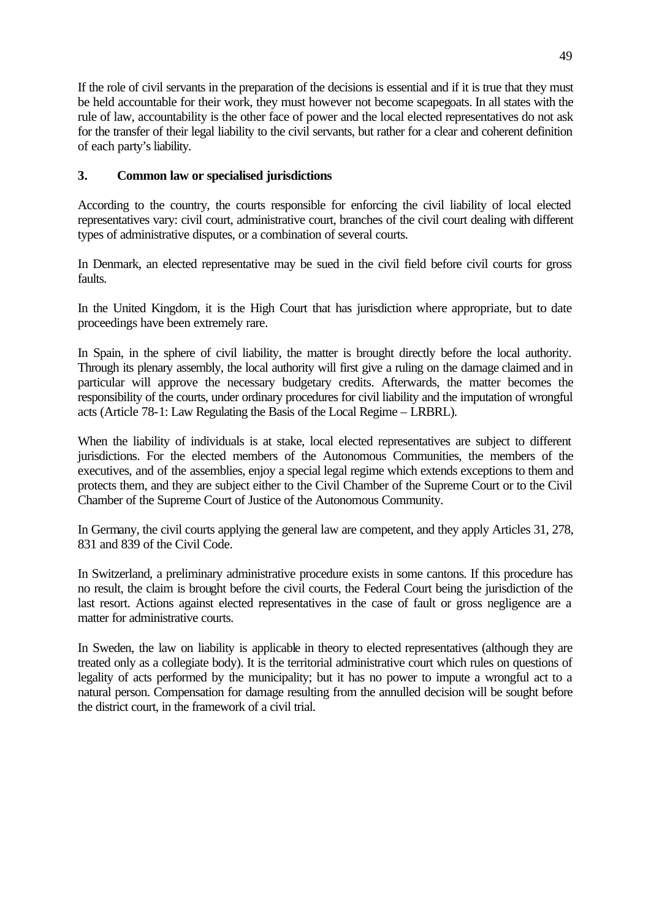If the role of civil servants in the preparation of the decisions is essential and if it is true that they must be held accountable for their work, they must however not become scapegoats. In all states with the rule of law, accountability is the other face of power and the local elected representatives do not ask for the transfer of their legal liability to the civil servants, but rather for a clear and coherent definition of each party's liability.

### 3. Common law or specialised jurisdictions

According to the country, the courts responsible for enforcing the civil liability of local elected representatives vary: civil court, administrative court, branches of the civil court dealing with different types of administrative disputes, or a combination of several courts.

In Denmark, an elected representative may be sued in the civil field before civil courts for gross faults.

In the United Kingdom, it is the High Court that has jurisdiction where appropriate, but to date proceedings have been extremely rare.

In Spain, in the sphere of civil liability, the matter is brought directly before the local authority. Through its plenary assembly, the local authority will first give a ruling on the damage claimed and in particular will approve the necessary budgetary credits. Afterwards, the matter becomes the responsibility of the courts, under ordinary procedures for civil liability and the imputation of wrongful acts (Article 78-1: Law Regulating the Basis of the Local Regime – LRBRL).

When the liability of individuals is at stake, local elected representatives are subject to different jurisdictions. For the elected members of the Autonomous Communities, the members of the executives, and of the assemblies, enjoy a special legal regime which extends exceptions to them and protects them, and they are subject either to the Civil Chamber of the Supreme Court or to the Civil Chamber of the Supreme Court of Justice of the Autonomous Community.

In Germany, the civil courts applying the general law are competent, and they apply Articles 31, 278, 831 and 839 of the Civil Code.

In Switzerland, a preliminary administrative procedure exists in some cantons. If this procedure has no result, the claim is brought before the civil courts, the Federal Court being the jurisdiction of the last resort. Actions against elected representatives in the case of fault or gross negligence are a matter for administrative courts.

In Sweden, the law on liability is applicable in theory to elected representatives (although they are treated only as a collegiate body). It is the territorial administrative court which rules on questions of legality of acts performed by the municipality; but it has no power to impute a wrongful act to a natural person. Compensation for damage resulting from the annulled decision will be sought before the district court, in the framework of a civil trial.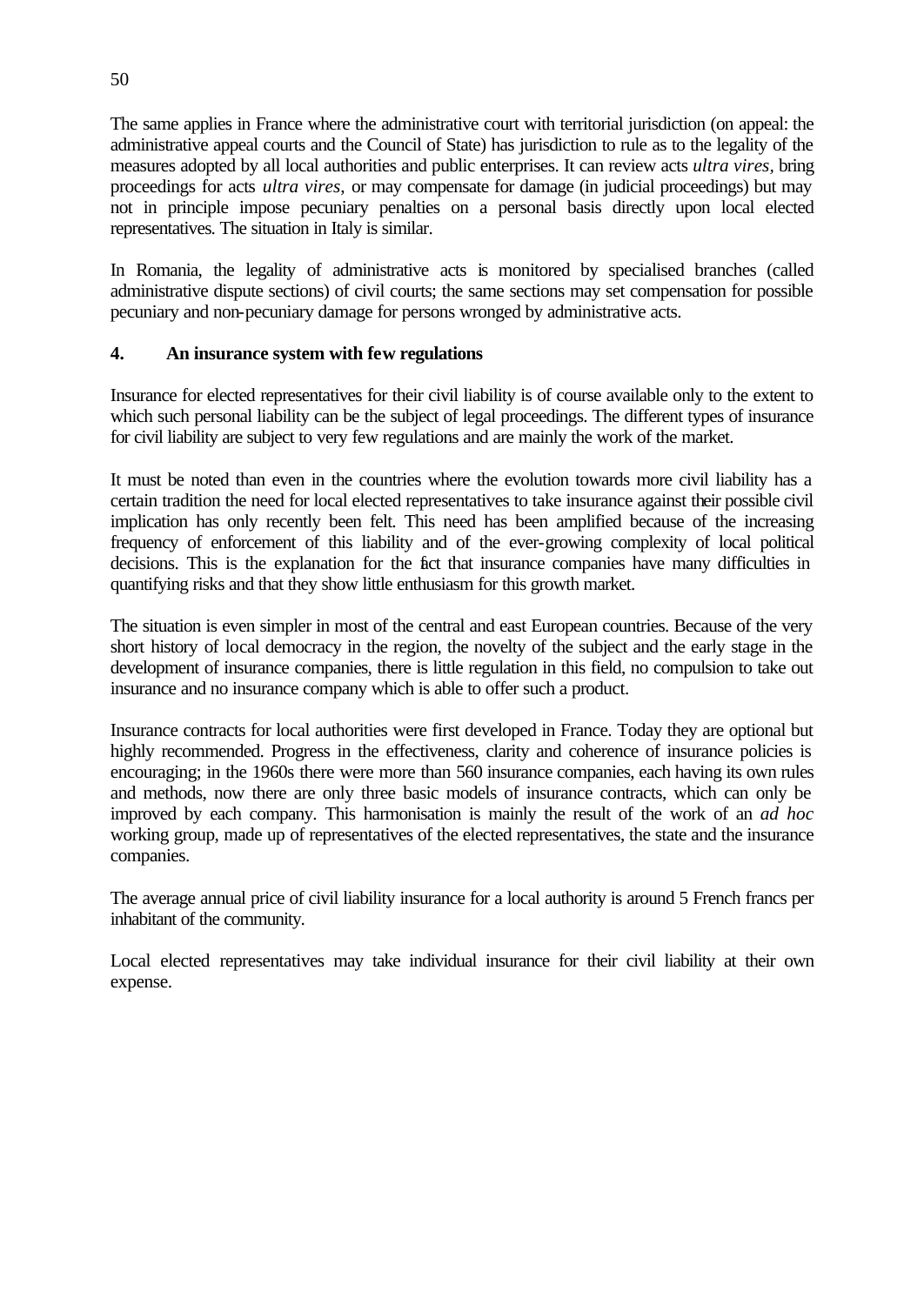The same applies in France where the administrative court with territorial jurisdiction (on appeal: the administrative appeal courts and the Council of State) has jurisdiction to rule as to the legality of the measures adopted by all local authorities and public enterprises. It can review acts *ultra vires*, bring proceedings for acts *ultra vires*, or may compensate for damage (in judicial proceedings) but may not in principle impose pecuniary penalties on a personal basis directly upon local elected representatives. The situation in Italy is similar.

In Romania, the legality of administrative acts is monitored by specialised branches (called administrative dispute sections) of civil courts; the same sections may set compensation for possible pecuniary and non-pecuniary damage for persons wronged by administrative acts.

## 4. An insurance system with few regulations

Insurance for elected representatives for their civil liability is of course available only to the extent to which such personal liability can be the subject of legal proceedings. The different types of insurance for civil liability are subject to very few regulations and are mainly the work of the market.

It must be noted than even in the countries where the evolution towards more civil liability has a certain tradition the need for local elected representatives to take insurance against their possible civil implication has only recently been felt. This need has been amplified because of the increasing frequency of enforcement of this liability and of the ever-growing complexity of local political decisions. This is the explanation for the fact that insurance companies have many difficulties in quantifying risks and that they show little enthusiasm for this growth market.

The situation is even simpler in most of the central and east European countries. Because of the very short history of local democracy in the region, the novelty of the subject and the early stage in the development of insurance companies, there is little regulation in this field, no compulsion to take out insurance and no insurance company which is able to offer such a product.

Insurance contracts for local authorities were first developed in France. Today they are optional but highly recommended. Progress in the effectiveness, clarity and coherence of insurance policies is encouraging; in the 1960s there were more than 560 insurance companies, each having its own rules and methods, now there are only three basic models of insurance contracts, which can only be improved by each company. This harmonisation is mainly the result of the work of an *ad hoc* working group, made up of representatives of the elected representatives, the state and the insurance companies.

The average annual price of civil liability insurance for a local authority is around 5 French francs per inhabitant of the community.

Local elected representatives may take individual insurance for their civil liability at their own expense.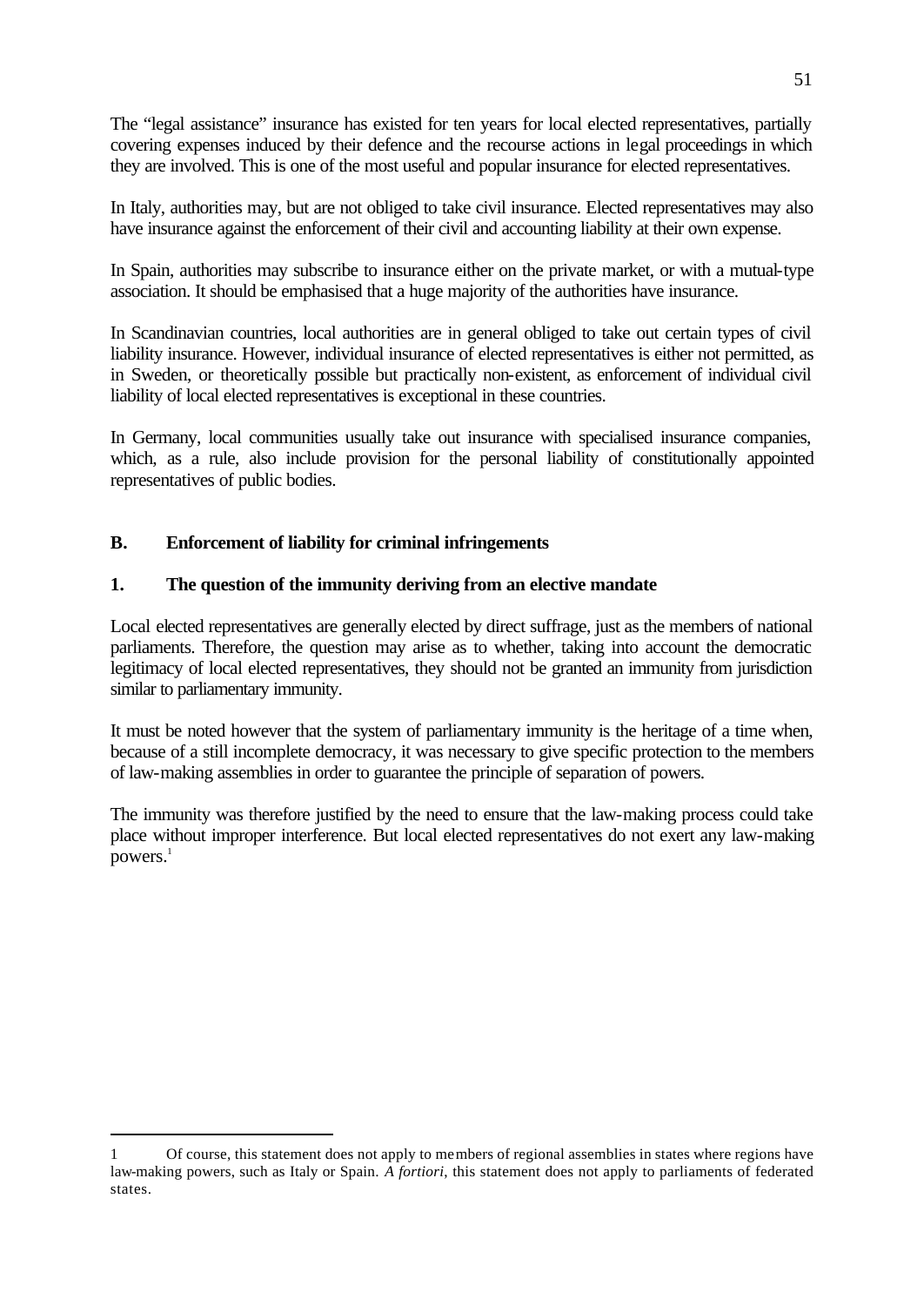The "legal assistance" insurance has existed for ten years for local elected representatives, partially covering expenses induced by their defence and the recourse actions in legal proceedings in which they are involved. This is one of the most useful and popular insurance for elected representatives.

In Italy, authorities may, but are not obliged to take civil insurance. Elected representatives may also have insurance against the enforcement of their civil and accounting liability at their own expense.

In Spain, authorities may subscribe to insurance either on the private market, or with a mutual-type association. It should be emphasised that a huge majority of the authorities have insurance.

In Scandinavian countries, local authorities are in general obliged to take out certain types of civil liability insurance. However, individual insurance of elected representatives is either not permitted, as in Sweden, or theoretically possible but practically non-existent, as enforcement of individual civil liability of local elected representatives is exceptional in these countries.

In Germany, local communities usually take out insurance with specialised insurance companies, which, as a rule, also include provision for the personal liability of constitutionally appointed representatives of public bodies.

## B. Enforcement of liability for criminal infringements

### 1. The question of the immunity deriving from an elective mandate

Local elected representatives are generally elected by direct suffrage, just as the members of national parliaments. Therefore, the question may arise as to whether, taking into account the democratic legitimacy of local elected representatives, they should not be granted an immunity from jurisdiction similar to parliamentary immunity.

It must be noted however that the system of parliamentary immunity is the heritage of a time when, because of a still incomplete democracy, it was necessary to give specific protection to the members of law-making assemblies in order to guarantee the principle of separation of powers.

The immunity was therefore justified by the need to ensure that the law-making process could take place without improper interference. But local elected representatives do not exert any law-making powers.[1]

---

1 Of course, this statement does not apply to members of regional assemblies in states where regions have law-making powers, such as Italy or Spain. *A fortiori*, this statement does not apply to parliaments of federated states.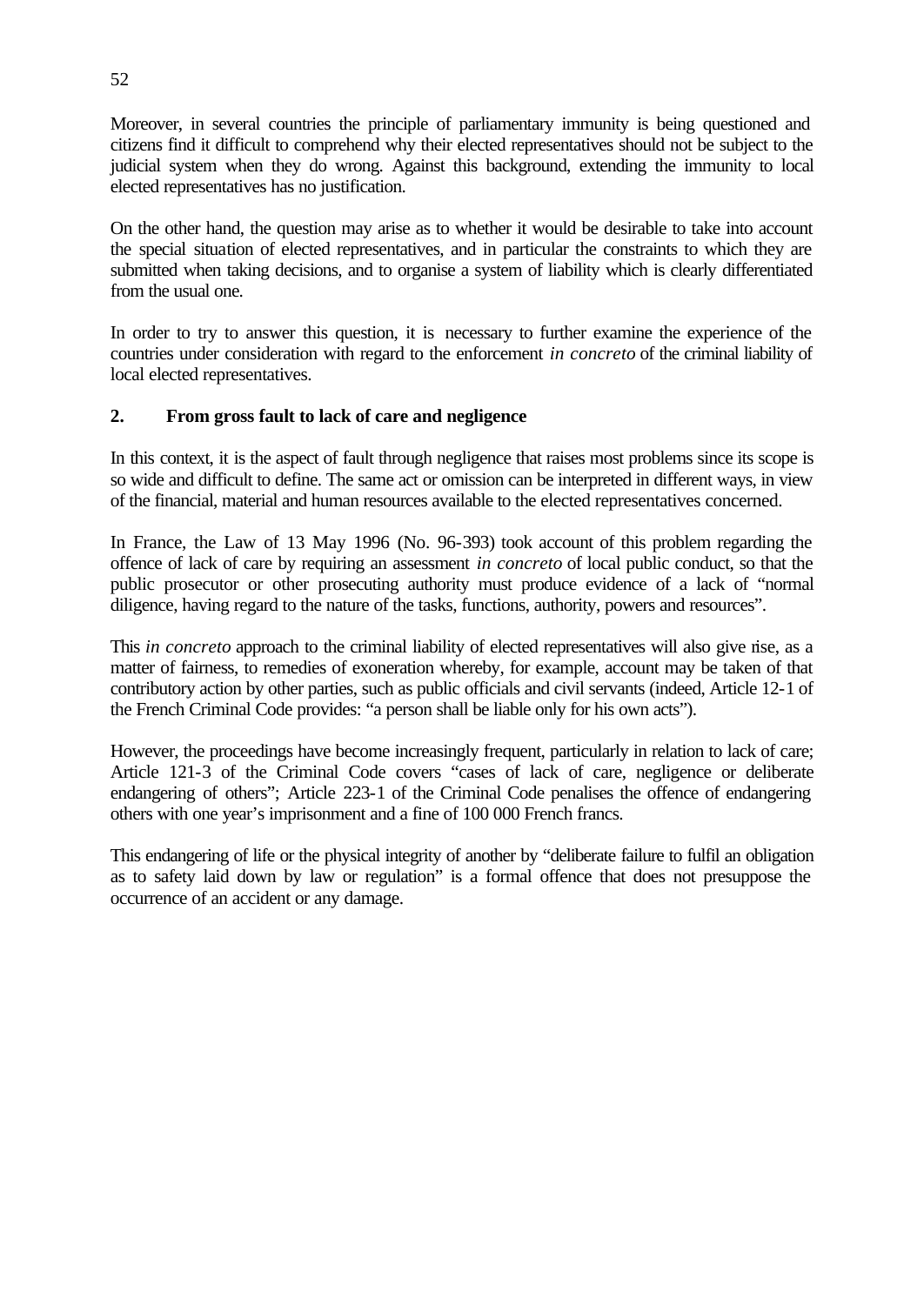Moreover, in several countries the principle of parliamentary immunity is being questioned and citizens find it difficult to comprehend why their elected representatives should not be subject to the judicial system when they do wrong. Against this background, extending the immunity to local elected representatives has no justification.

On the other hand, the question may arise as to whether it would be desirable to take into account the special situation of elected representatives, and in particular the constraints to which they are submitted when taking decisions, and to organise a system of liability which is clearly differentiated from the usual one.

In order to try to answer this question, it is necessary to further examine the experience of the countries under consideration with regard to the enforcement *in concreto* of the criminal liability of local elected representatives.

## 2. From gross fault to lack of care and negligence

In this context, it is the aspect of fault through negligence that raises most problems since its scope is so wide and difficult to define. The same act or omission can be interpreted in different ways, in view of the financial, material and human resources available to the elected representatives concerned.

In France, the Law of 13 May 1996 (No. 96-393) took account of this problem regarding the offence of lack of care by requiring an assessment *in concreto* of local public conduct, so that the public prosecutor or other prosecuting authority must produce evidence of a lack of "normal diligence, having regard to the nature of the tasks, functions, authority, powers and resources".

This *in concreto* approach to the criminal liability of elected representatives will also give rise, as a matter of fairness, to remedies of exoneration whereby, for example, account may be taken of that contributory action by other parties, such as public officials and civil servants (indeed, Article 12-1 of the French Criminal Code provides: "a person shall be liable only for his own acts").

However, the proceedings have become increasingly frequent, particularly in relation to lack of care; Article 121-3 of the Criminal Code covers "cases of lack of care, negligence or deliberate endangering of others"; Article 223-1 of the Criminal Code penalises the offence of endangering others with one year's imprisonment and a fine of 100 000 French francs.

This endangering of life or the physical integrity of another by "deliberate failure to fulfil an obligation as to safety laid down by law or regulation" is a formal offence that does not presuppose the occurrence of an accident or any damage.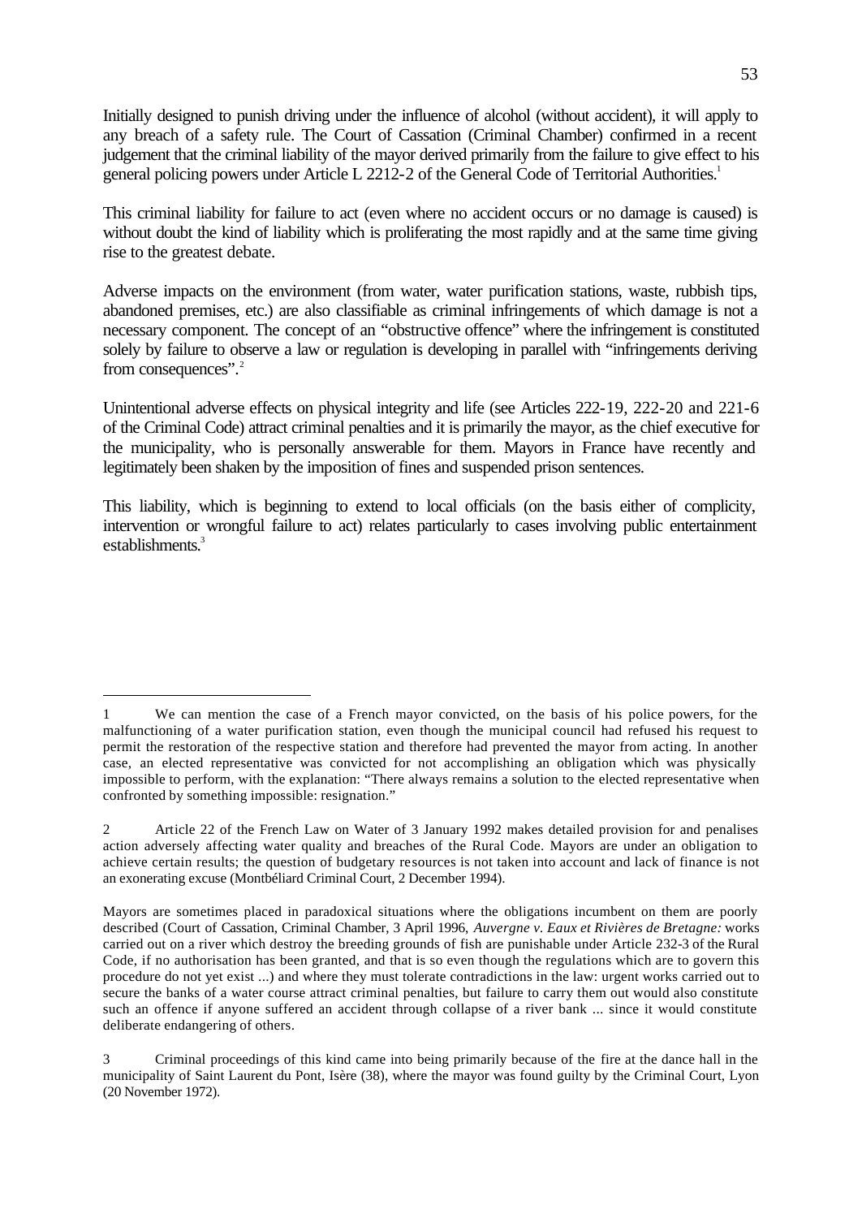Initially designed to punish driving under the influence of alcohol (without accident), it will apply to any breach of a safety rule. The Court of Cassation (Criminal Chamber) confirmed in a recent judgement that the criminal liability of the mayor derived primarily from the failure to give effect to his general policing powers under Article L 2212-2 of the General Code of Territorial Authorities.[1]

This criminal liability for failure to act (even where no accident occurs or no damage is caused) is without doubt the kind of liability which is proliferating the most rapidly and at the same time giving rise to the greatest debate.

Adverse impacts on the environment (from water, water purification stations, waste, rubbish tips, abandoned premises, etc.) are also classifiable as criminal infringements of which damage is not a necessary component. The concept of an "obstructive offence" where the infringement is constituted solely by failure to observe a law or regulation is developing in parallel with "infringements deriving from consequences".[2]

Unintentional adverse effects on physical integrity and life (see Articles 222-19, 222-20 and 221-6 of the Criminal Code) attract criminal penalties and it is primarily the mayor, as the chief executive for the municipality, who is personally answerable for them. Mayors in France have recently and legitimately been shaken by the imposition of fines and suspended prison sentences.

This liability, which is beginning to extend to local officials (on the basis either of complicity, intervention or wrongful failure to act) relates particularly to cases involving public entertainment establishments.[3]

---

1 We can mention the case of a French mayor convicted, on the basis of his police powers, for the malfunctioning of a water purification station, even though the municipal council had refused his request to permit the restoration of the respective station and therefore had prevented the mayor from acting. In another case, an elected representative was convicted for not accomplishing an obligation which was physically impossible to perform, with the explanation: "There always remains a solution to the elected representative when confronted by something impossible: resignation."

2 Article 22 of the French Law on Water of 3 January 1992 makes detailed provision for and penalises action adversely affecting water quality and breaches of the Rural Code. Mayors are under an obligation to achieve certain results; the question of budgetary resources is not taken into account and lack of finance is not an exonerating excuse (Montbéliard Criminal Court, 2 December 1994).

Mayors are sometimes placed in paradoxical situations where the obligations incumbent on them are poorly described (Court of Cassation, Criminal Chamber, 3 April 1996, *Auvergne v. Eaux et Rivières de Bretagne:* works carried out on a river which destroy the breeding grounds of fish are punishable under Article 232-3 of the Rural Code, if no authorisation has been granted, and that is so even though the regulations which are to govern this procedure do not yet exist ...) and where they must tolerate contradictions in the law: urgent works carried out to secure the banks of a water course attract criminal penalties, but failure to carry them out would also constitute such an offence if anyone suffered an accident through collapse of a river bank ... since it would constitute deliberate endangering of others.

3 Criminal proceedings of this kind came into being primarily because of the fire at the dance hall in the municipality of Saint Laurent du Pont, Isère (38), where the mayor was found guilty by the Criminal Court, Lyon (20 November 1972).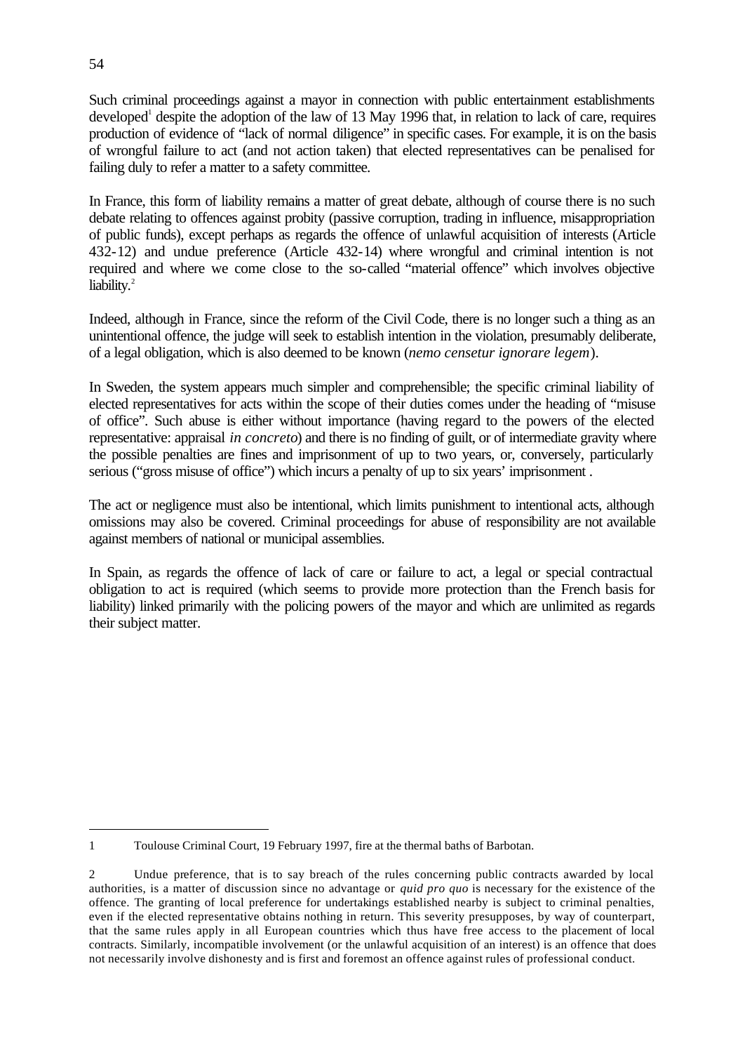Such criminal proceedings against a mayor in connection with public entertainment establishments developed[1] despite the adoption of the law of 13 May 1996 that, in relation to lack of care, requires production of evidence of "lack of normal diligence" in specific cases. For example, it is on the basis of wrongful failure to act (and not action taken) that elected representatives can be penalised for failing duly to refer a matter to a safety committee.

In France, this form of liability remains a matter of great debate, although of course there is no such debate relating to offences against probity (passive corruption, trading in influence, misappropriation of public funds), except perhaps as regards the offence of unlawful acquisition of interests (Article 432-12) and undue preference (Article 432-14) where wrongful and criminal intention is not required and where we come close to the so-called "material offence" which involves objective liability.[2]

Indeed, although in France, since the reform of the Civil Code, there is no longer such a thing as an unintentional offence, the judge will seek to establish intention in the violation, presumably deliberate, of a legal obligation, which is also deemed to be known (*nemo censetur ignorare legem*).

In Sweden, the system appears much simpler and comprehensible; the specific criminal liability of elected representatives for acts within the scope of their duties comes under the heading of "misuse of office". Such abuse is either without importance (having regard to the powers of the elected representative: appraisal *in concreto*) and there is no finding of guilt, or of intermediate gravity where the possible penalties are fines and imprisonment of up to two years, or, conversely, particularly serious ("gross misuse of office") which incurs a penalty of up to six years' imprisonment .

The act or negligence must also be intentional, which limits punishment to intentional acts, although omissions may also be covered. Criminal proceedings for abuse of responsibility are not available against members of national or municipal assemblies.

In Spain, as regards the offence of lack of care or failure to act, a legal or special contractual obligation to act is required (which seems to provide more protection than the French basis for liability) linked primarily with the policing powers of the mayor and which are unlimited as regards their subject matter.

---

1 Toulouse Criminal Court, 19 February 1997, fire at the thermal baths of Barbotan.

2 Undue preference, that is to say breach of the rules concerning public contracts awarded by local authorities, is a matter of discussion since no advantage or *quid pro quo* is necessary for the existence of the offence. The granting of local preference for undertakings established nearby is subject to criminal penalties, even if the elected representative obtains nothing in return. This severity presupposes, by way of counterpart, that the same rules apply in all European countries which thus have free access to the placement of local contracts. Similarly, incompatible involvement (or the unlawful acquisition of an interest) is an offence that does not necessarily involve dishonesty and is first and foremost an offence against rules of professional conduct.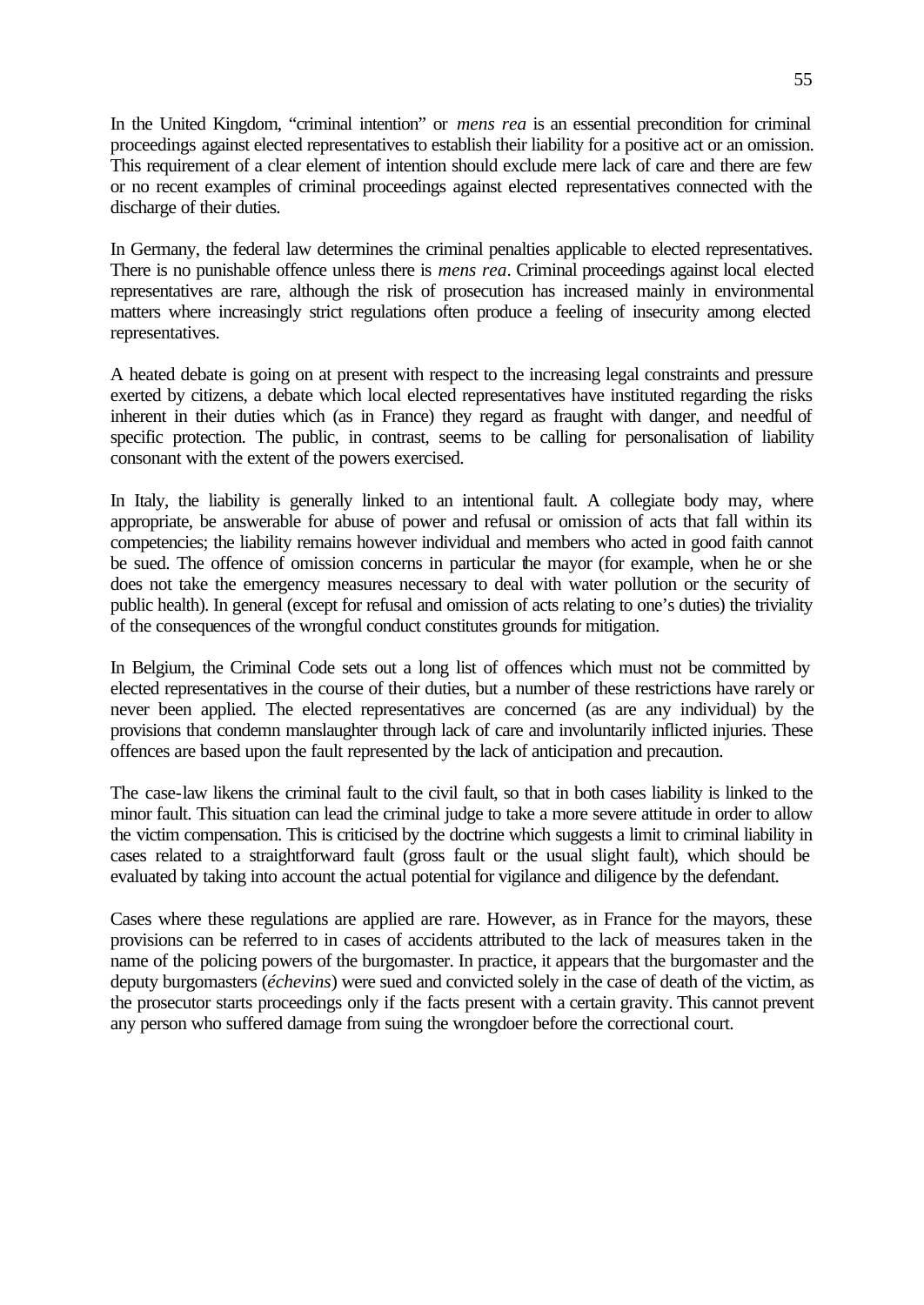In the United Kingdom, "criminal intention" or *mens rea* is an essential precondition for criminal proceedings against elected representatives to establish their liability for a positive act or an omission. This requirement of a clear element of intention should exclude mere lack of care and there are few or no recent examples of criminal proceedings against elected representatives connected with the discharge of their duties.

In Germany, the federal law determines the criminal penalties applicable to elected representatives. There is no punishable offence unless there is *mens rea*. Criminal proceedings against local elected representatives are rare, although the risk of prosecution has increased mainly in environmental matters where increasingly strict regulations often produce a feeling of insecurity among elected representatives.

A heated debate is going on at present with respect to the increasing legal constraints and pressure exerted by citizens, a debate which local elected representatives have instituted regarding the risks inherent in their duties which (as in France) they regard as fraught with danger, and needful of specific protection. The public, in contrast, seems to be calling for personalisation of liability consonant with the extent of the powers exercised.

In Italy, the liability is generally linked to an intentional fault. A collegiate body may, where appropriate, be answerable for abuse of power and refusal or omission of acts that fall within its competencies; the liability remains however individual and members who acted in good faith cannot be sued. The offence of omission concerns in particular the mayor (for example, when he or she does not take the emergency measures necessary to deal with water pollution or the security of public health). In general (except for refusal and omission of acts relating to one's duties) the triviality of the consequences of the wrongful conduct constitutes grounds for mitigation.

In Belgium, the Criminal Code sets out a long list of offences which must not be committed by elected representatives in the course of their duties, but a number of these restrictions have rarely or never been applied. The elected representatives are concerned (as are any individual) by the provisions that condemn manslaughter through lack of care and involuntarily inflicted injuries. These offences are based upon the fault represented by the lack of anticipation and precaution.

The case-law likens the criminal fault to the civil fault, so that in both cases liability is linked to the minor fault. This situation can lead the criminal judge to take a more severe attitude in order to allow the victim compensation. This is criticised by the doctrine which suggests a limit to criminal liability in cases related to a straightforward fault (gross fault or the usual slight fault), which should be evaluated by taking into account the actual potential for vigilance and diligence by the defendant.

Cases where these regulations are applied are rare. However, as in France for the mayors, these provisions can be referred to in cases of accidents attributed to the lack of measures taken in the name of the policing powers of the burgomaster. In practice, it appears that the burgomaster and the deputy burgomasters (*échevins*) were sued and convicted solely in the case of death of the victim, as the prosecutor starts proceedings only if the facts present with a certain gravity. This cannot prevent any person who suffered damage from suing the wrongdoer before the correctional court.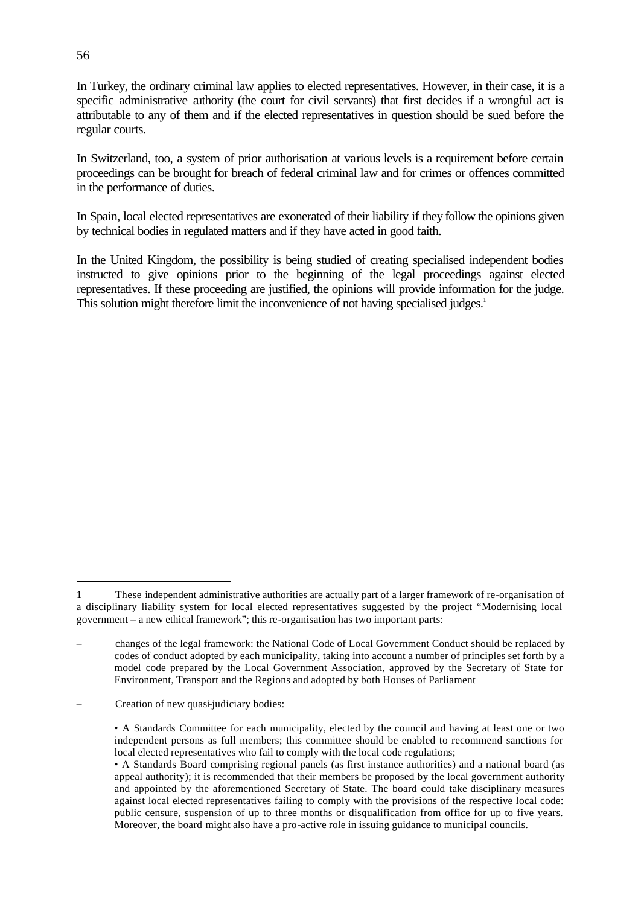In Turkey, the ordinary criminal law applies to elected representatives. However, in their case, it is a specific administrative authority (the court for civil servants) that first decides if a wrongful act is attributable to any of them and if the elected representatives in question should be sued before the regular courts.

In Switzerland, too, a system of prior authorisation at various levels is a requirement before certain proceedings can be brought for breach of federal criminal law and for crimes or offences committed in the performance of duties.

In Spain, local elected representatives are exonerated of their liability if they follow the opinions given by technical bodies in regulated matters and if they have acted in good faith.

In the United Kingdom, the possibility is being studied of creating specialised independent bodies instructed to give opinions prior to the beginning of the legal proceedings against elected representatives. If these proceeding are justified, the opinions will provide information for the judge. This solution might therefore limit the inconvenience of not having specialised judges.[1]

---

[1] These independent administrative authorities are actually part of a larger framework of re-organisation of a disciplinary liability system for local elected representatives suggested by the project "Modernising local government – a new ethical framework"; this re-organisation has two important parts:

– changes of the legal framework: the National Code of Local Government Conduct should be replaced by codes of conduct adopted by each municipality, taking into account a number of principles set forth by a model code prepared by the Local Government Association, approved by the Secretary of State for Environment, Transport and the Regions and adopted by both Houses of Parliament

– Creation of new quasi-judiciary bodies:

• A Standards Committee for each municipality, elected by the council and having at least one or two independent persons as full members; this committee should be enabled to recommend sanctions for local elected representatives who fail to comply with the local code regulations;
• A Standards Board comprising regional panels (as first instance authorities) and a national board (as appeal authority); it is recommended that their members be proposed by the local government authority and appointed by the aforementioned Secretary of State. The board could take disciplinary measures against local elected representatives failing to comply with the provisions of the respective local code: public censure, suspension of up to three months or disqualification from office for up to five years. Moreover, the board might also have a pro-active role in issuing guidance to municipal councils.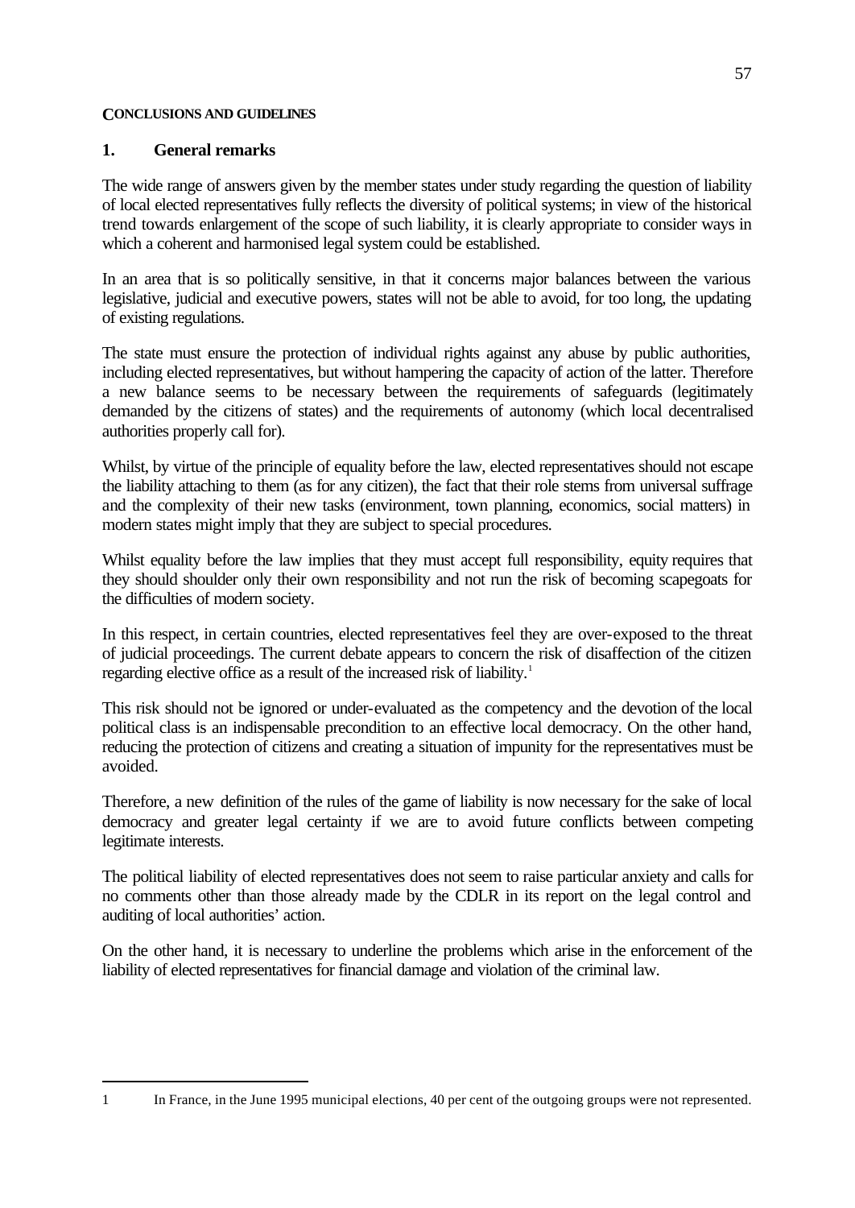## CONCLUSIONS AND GUIDELINES

### 1. General remarks

The wide range of answers given by the member states under study regarding the question of liability of local elected representatives fully reflects the diversity of political systems; in view of the historical trend towards enlargement of the scope of such liability, it is clearly appropriate to consider ways in which a coherent and harmonised legal system could be established.

In an area that is so politically sensitive, in that it concerns major balances between the various legislative, judicial and executive powers, states will not be able to avoid, for too long, the updating of existing regulations.

The state must ensure the protection of individual rights against any abuse by public authorities, including elected representatives, but without hampering the capacity of action of the latter. Therefore a new balance seems to be necessary between the requirements of safeguards (legitimately demanded by the citizens of states) and the requirements of autonomy (which local decentralised authorities properly call for).

Whilst, by virtue of the principle of equality before the law, elected representatives should not escape the liability attaching to them (as for any citizen), the fact that their role stems from universal suffrage and the complexity of their new tasks (environment, town planning, economics, social matters) in modern states might imply that they are subject to special procedures.

Whilst equality before the law implies that they must accept full responsibility, equity requires that they should shoulder only their own responsibility and not run the risk of becoming scapegoats for the difficulties of modern society.

In this respect, in certain countries, elected representatives feel they are over-exposed to the threat of judicial proceedings. The current debate appears to concern the risk of disaffection of the citizen regarding elective office as a result of the increased risk of liability.[1]

This risk should not be ignored or under-evaluated as the competency and the devotion of the local political class is an indispensable precondition to an effective local democracy. On the other hand, reducing the protection of citizens and creating a situation of impunity for the representatives must be avoided.

Therefore, a new definition of the rules of the game of liability is now necessary for the sake of local democracy and greater legal certainty if we are to avoid future conflicts between competing legitimate interests.

The political liability of elected representatives does not seem to raise particular anxiety and calls for no comments other than those already made by the CDLR in its report on the legal control and auditing of local authorities' action.

On the other hand, it is necessary to underline the problems which arise in the enforcement of the liability of elected representatives for financial damage and violation of the criminal law.

---

1 In France, in the June 1995 municipal elections, 40 per cent of the outgoing groups were not represented.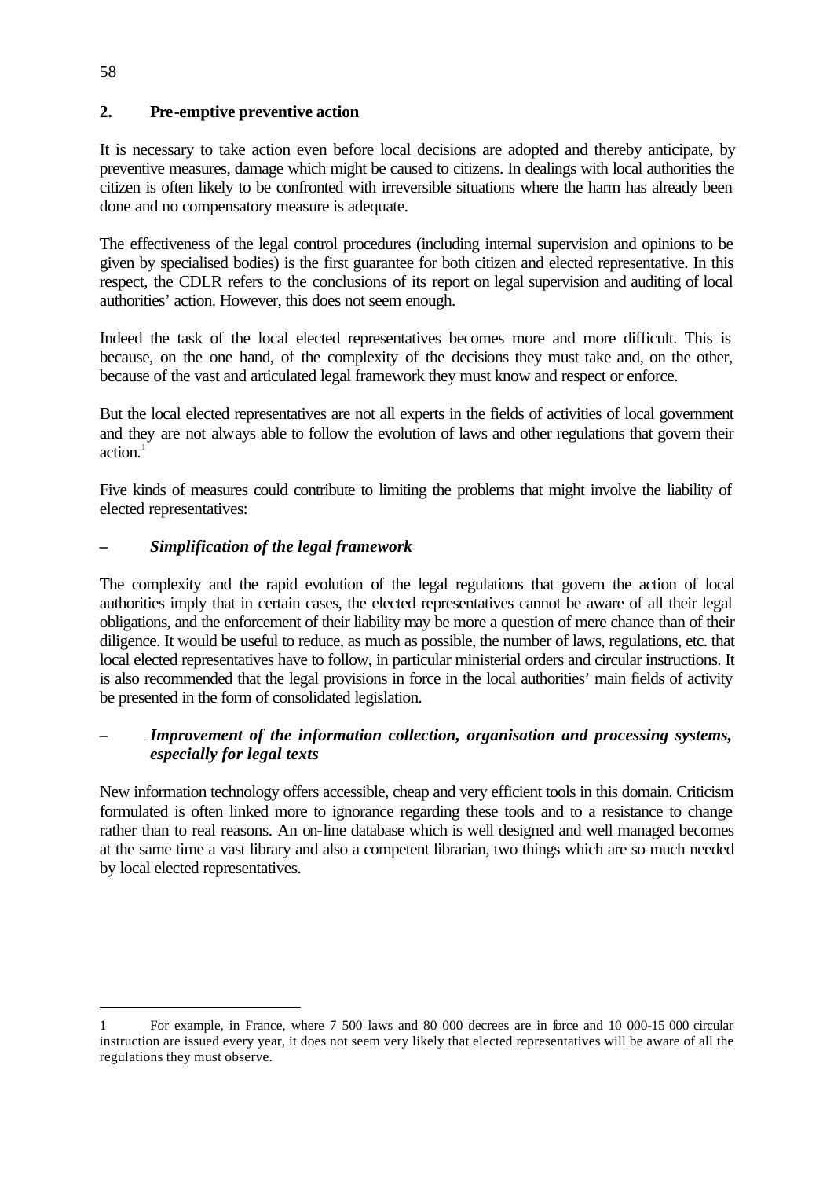## 2. Pre-emptive preventive action

It is necessary to take action even before local decisions are adopted and thereby anticipate, by preventive measures, damage which might be caused to citizens. In dealings with local authorities the citizen is often likely to be confronted with irreversible situations where the harm has already been done and no compensatory measure is adequate.

The effectiveness of the legal control procedures (including internal supervision and opinions to be given by specialised bodies) is the first guarantee for both citizen and elected representative. In this respect, the CDLR refers to the conclusions of its report on legal supervision and auditing of local authorities' action. However, this does not seem enough.

Indeed the task of the local elected representatives becomes more and more difficult. This is because, on the one hand, of the complexity of the decisions they must take and, on the other, because of the vast and articulated legal framework they must know and respect or enforce.

But the local elected representatives are not all experts in the fields of activities of local government and they are not always able to follow the evolution of laws and other regulations that govern their action.[1]

Five kinds of measures could contribute to limiting the problems that might involve the liability of elected representatives:

– ***Simplification of the legal framework***

The complexity and the rapid evolution of the legal regulations that govern the action of local authorities imply that in certain cases, the elected representatives cannot be aware of all their legal obligations, and the enforcement of their liability may be more a question of mere chance than of their diligence. It would be useful to reduce, as much as possible, the number of laws, regulations, etc. that local elected representatives have to follow, in particular ministerial orders and circular instructions. It is also recommended that the legal provisions in force in the local authorities' main fields of activity be presented in the form of consolidated legislation.

– ***Improvement of the information collection, organisation and processing systems, especially for legal texts***

New information technology offers accessible, cheap and very efficient tools in this domain. Criticism formulated is often linked more to ignorance regarding these tools and to a resistance to change rather than to real reasons. An on-line database which is well designed and well managed becomes at the same time a vast library and also a competent librarian, two things which are so much needed by local elected representatives.

---

1 For example, in France, where 7 500 laws and 80 000 decrees are in force and 10 000-15 000 circular instruction are issued every year, it does not seem very likely that elected representatives will be aware of all the regulations they must observe.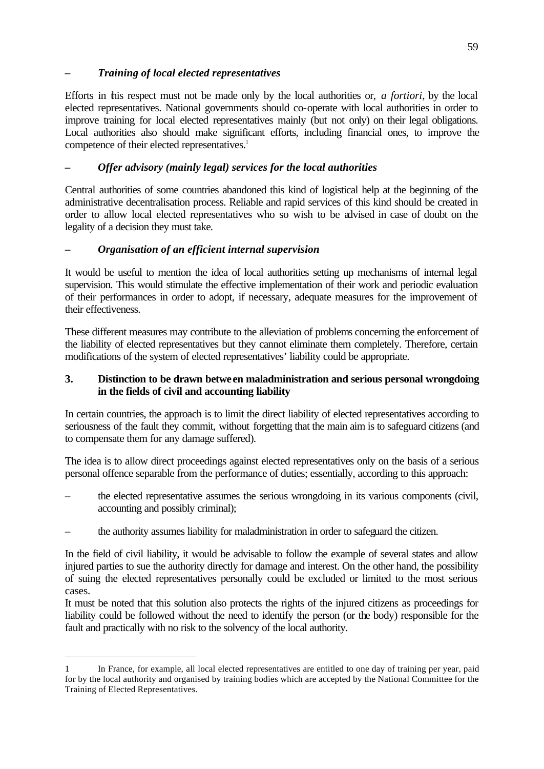– *Training of local elected representatives*

Efforts in this respect must not be made only by the local authorities or, *a fortiori*, by the local elected representatives. National governments should co-operate with local authorities in order to improve training for local elected representatives mainly (but not only) on their legal obligations. Local authorities also should make significant efforts, including financial ones, to improve the competence of their elected representatives.[1]

– *Offer advisory (mainly legal) services for the local authorities*

Central authorities of some countries abandoned this kind of logistical help at the beginning of the administrative decentralisation process. Reliable and rapid services of this kind should be created in order to allow local elected representatives who so wish to be advised in case of doubt on the legality of a decision they must take.

– *Organisation of an efficient internal supervision*

It would be useful to mention the idea of local authorities setting up mechanisms of internal legal supervision. This would stimulate the effective implementation of their work and periodic evaluation of their performances in order to adopt, if necessary, adequate measures for the improvement of their effectiveness.

These different measures may contribute to the alleviation of problems concerning the enforcement of the liability of elected representatives but they cannot eliminate them completely. Therefore, certain modifications of the system of elected representatives' liability could be appropriate.

### 3. Distinction to be drawn between maladministration and serious personal wrongdoing in the fields of civil and accounting liability

In certain countries, the approach is to limit the direct liability of elected representatives according to seriousness of the fault they commit, without forgetting that the main aim is to safeguard citizens (and to compensate them for any damage suffered).

The idea is to allow direct proceedings against elected representatives only on the basis of a serious personal offence separable from the performance of duties; essentially, according to this approach:

– the elected representative assumes the serious wrongdoing in its various components (civil, accounting and possibly criminal);

– the authority assumes liability for maladministration in order to safeguard the citizen.

In the field of civil liability, it would be advisable to follow the example of several states and allow injured parties to sue the authority directly for damage and interest. On the other hand, the possibility of suing the elected representatives personally could be excluded or limited to the most serious cases.
It must be noted that this solution also protects the rights of the injured citizens as proceedings for liability could be followed without the need to identify the person (or the body) responsible for the fault and practically with no risk to the solvency of the local authority.

---

1 In France, for example, all local elected representatives are entitled to one day of training per year, paid for by the local authority and organised by training bodies which are accepted by the National Committee for the Training of Elected Representatives.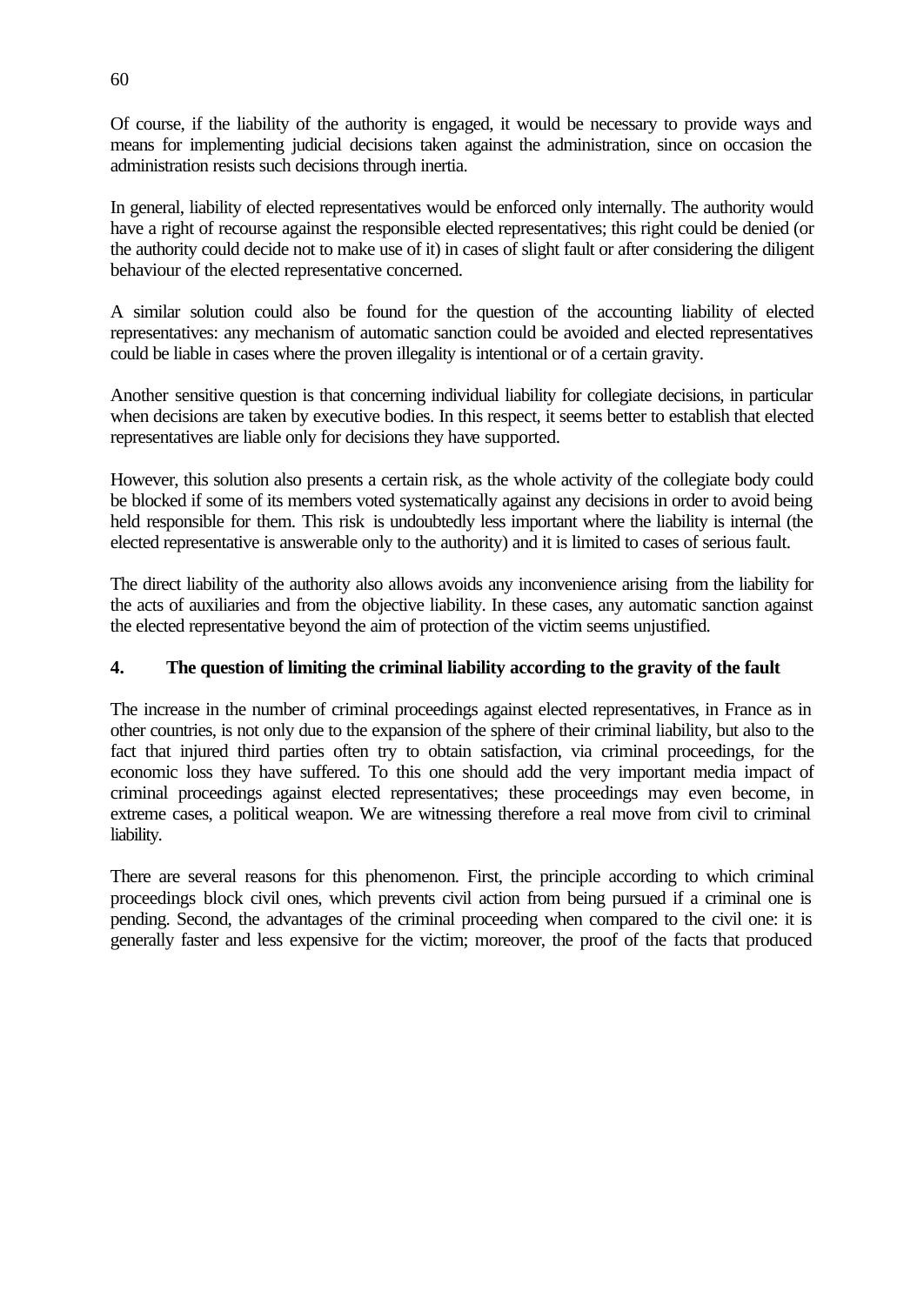Of course, if the liability of the authority is engaged, it would be necessary to provide ways and means for implementing judicial decisions taken against the administration, since on occasion the administration resists such decisions through inertia.

In general, liability of elected representatives would be enforced only internally. The authority would have a right of recourse against the responsible elected representatives; this right could be denied (or the authority could decide not to make use of it) in cases of slight fault or after considering the diligent behaviour of the elected representative concerned.

A similar solution could also be found for the question of the accounting liability of elected representatives: any mechanism of automatic sanction could be avoided and elected representatives could be liable in cases where the proven illegality is intentional or of a certain gravity.

Another sensitive question is that concerning individual liability for collegiate decisions, in particular when decisions are taken by executive bodies. In this respect, it seems better to establish that elected representatives are liable only for decisions they have supported.

However, this solution also presents a certain risk, as the whole activity of the collegiate body could be blocked if some of its members voted systematically against any decisions in order to avoid being held responsible for them. This risk is undoubtedly less important where the liability is internal (the elected representative is answerable only to the authority) and it is limited to cases of serious fault.

The direct liability of the authority also allows avoids any inconvenience arising from the liability for the acts of auxiliaries and from the objective liability. In these cases, any automatic sanction against the elected representative beyond the aim of protection of the victim seems unjustified.

#### 4. The question of limiting the criminal liability according to the gravity of the fault

The increase in the number of criminal proceedings against elected representatives, in France as in other countries, is not only due to the expansion of the sphere of their criminal liability, but also to the fact that injured third parties often try to obtain satisfaction, via criminal proceedings, for the economic loss they have suffered. To this one should add the very important media impact of criminal proceedings against elected representatives; these proceedings may even become, in extreme cases, a political weapon. We are witnessing therefore a real move from civil to criminal liability.

There are several reasons for this phenomenon. First, the principle according to which criminal proceedings block civil ones, which prevents civil action from being pursued if a criminal one is pending. Second, the advantages of the criminal proceeding when compared to the civil one: it is generally faster and less expensive for the victim; moreover, the proof of the facts that produced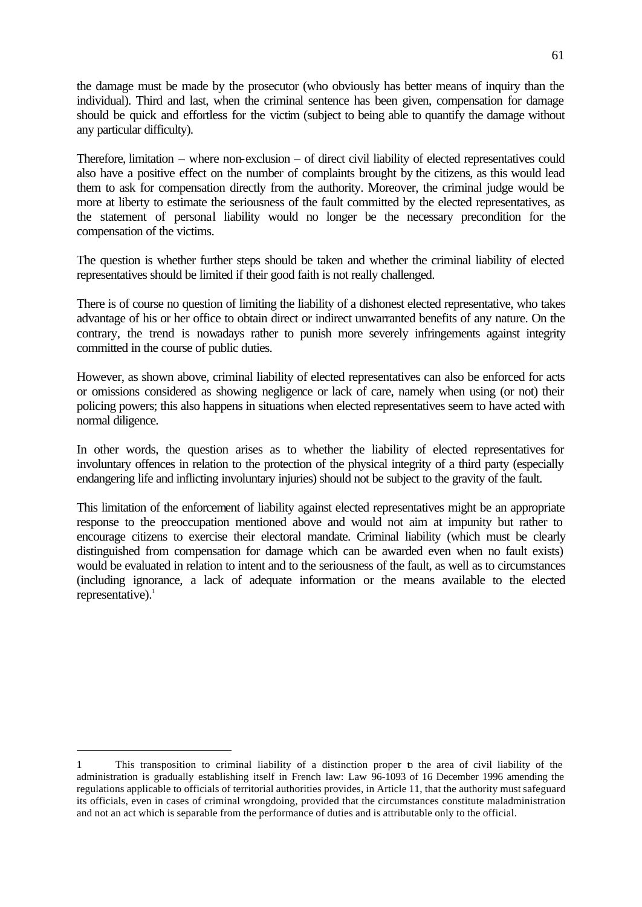the damage must be made by the prosecutor (who obviously has better means of inquiry than the individual). Third and last, when the criminal sentence has been given, compensation for damage should be quick and effortless for the victim (subject to being able to quantify the damage without any particular difficulty).

Therefore, limitation – where non-exclusion – of direct civil liability of elected representatives could also have a positive effect on the number of complaints brought by the citizens, as this would lead them to ask for compensation directly from the authority. Moreover, the criminal judge would be more at liberty to estimate the seriousness of the fault committed by the elected representatives, as the statement of personal liability would no longer be the necessary precondition for the compensation of the victims.

The question is whether further steps should be taken and whether the criminal liability of elected representatives should be limited if their good faith is not really challenged.

There is of course no question of limiting the liability of a dishonest elected representative, who takes advantage of his or her office to obtain direct or indirect unwarranted benefits of any nature. On the contrary, the trend is nowadays rather to punish more severely infringements against integrity committed in the course of public duties.

However, as shown above, criminal liability of elected representatives can also be enforced for acts or omissions considered as showing negligence or lack of care, namely when using (or not) their policing powers; this also happens in situations when elected representatives seem to have acted with normal diligence.

In other words, the question arises as to whether the liability of elected representatives for involuntary offences in relation to the protection of the physical integrity of a third party (especially endangering life and inflicting involuntary injuries) should not be subject to the gravity of the fault.

This limitation of the enforcement of liability against elected representatives might be an appropriate response to the preoccupation mentioned above and would not aim at impunity but rather to encourage citizens to exercise their electoral mandate. Criminal liability (which must be clearly distinguished from compensation for damage which can be awarded even when no fault exists) would be evaluated in relation to intent and to the seriousness of the fault, as well as to circumstances (including ignorance, a lack of adequate information or the means available to the elected representative).[1]

---

[1] This transposition to criminal liability of a distinction proper to the area of civil liability of the administration is gradually establishing itself in French law: Law 96-1093 of 16 December 1996 amending the regulations applicable to officials of territorial authorities provides, in Article 11, that the authority must safeguard its officials, even in cases of criminal wrongdoing, provided that the circumstances constitute maladministration and not an act which is separable from the performance of duties and is attributable only to the official.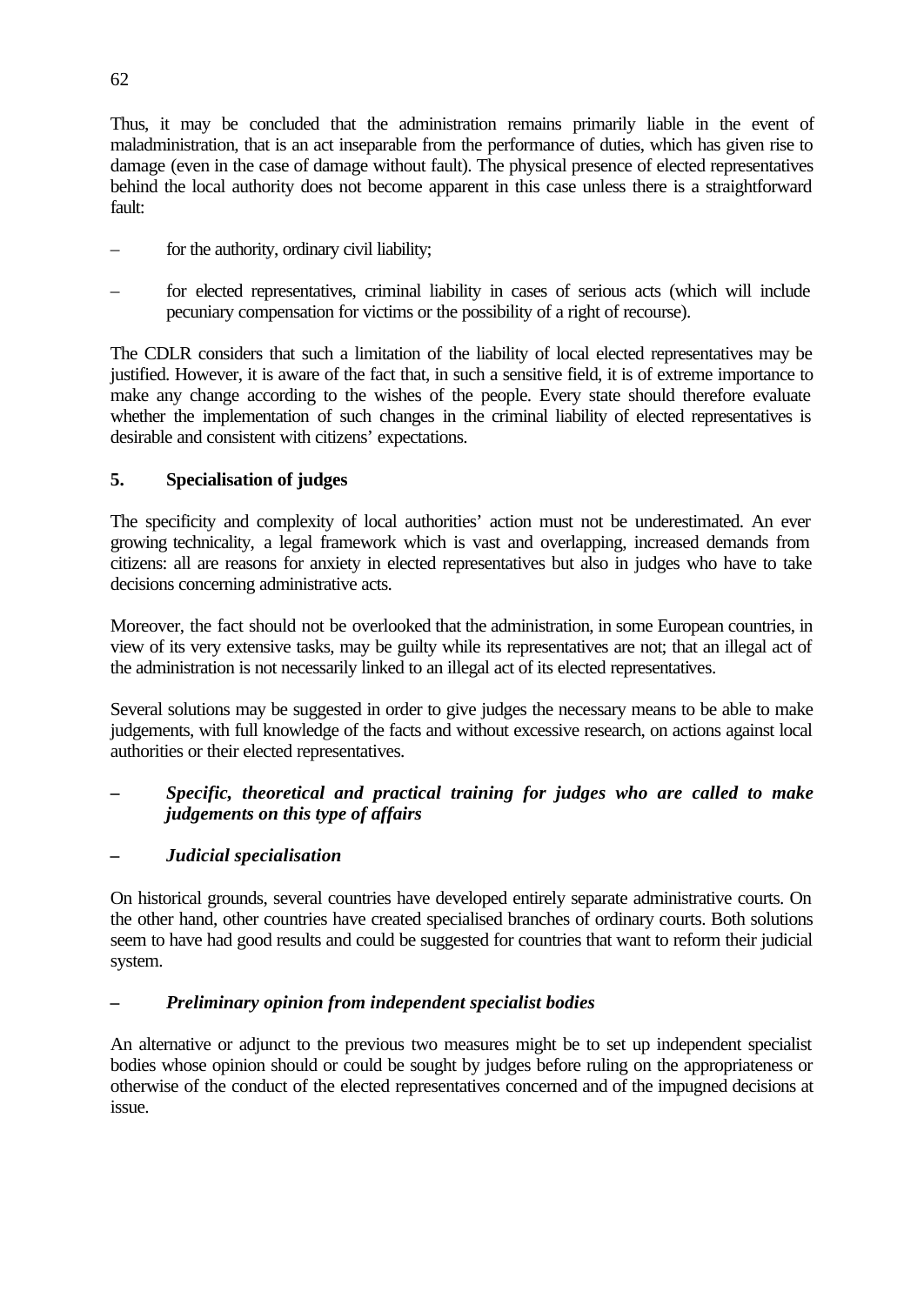Thus, it may be concluded that the administration remains primarily liable in the event of maladministration, that is an act inseparable from the performance of duties, which has given rise to damage (even in the case of damage without fault). The physical presence of elected representatives behind the local authority does not become apparent in this case unless there is a straightforward fault:

- for the authority, ordinary civil liability;
- for elected representatives, criminal liability in cases of serious acts (which will include pecuniary compensation for victims or the possibility of a right of recourse).

The CDLR considers that such a limitation of the liability of local elected representatives may be justified. However, it is aware of the fact that, in such a sensitive field, it is of extreme importance to make any change according to the wishes of the people. Every state should therefore evaluate whether the implementation of such changes in the criminal liability of elected representatives is desirable and consistent with citizens' expectations.

## 5. Specialisation of judges

The specificity and complexity of local authorities' action must not be underestimated. An ever growing technicality, a legal framework which is vast and overlapping, increased demands from citizens: all are reasons for anxiety in elected representatives but also in judges who have to take decisions concerning administrative acts.

Moreover, the fact should not be overlooked that the administration, in some European countries, in view of its very extensive tasks, may be guilty while its representatives are not; that an illegal act of the administration is not necessarily linked to an illegal act of its elected representatives.

Several solutions may be suggested in order to give judges the necessary means to be able to make judgements, with full knowledge of the facts and without excessive research, on actions against local authorities or their elected representatives.

- ***Specific, theoretical and practical training for judges who are called to make judgements on this type of affairs***

- ***Judicial specialisation***

On historical grounds, several countries have developed entirely separate administrative courts. On the other hand, other countries have created specialised branches of ordinary courts. Both solutions seem to have had good results and could be suggested for countries that want to reform their judicial system.

- ***Preliminary opinion from independent specialist bodies***

An alternative or adjunct to the previous two measures might be to set up independent specialist bodies whose opinion should or could be sought by judges before ruling on the appropriateness or otherwise of the conduct of the elected representatives concerned and of the impugned decisions at issue.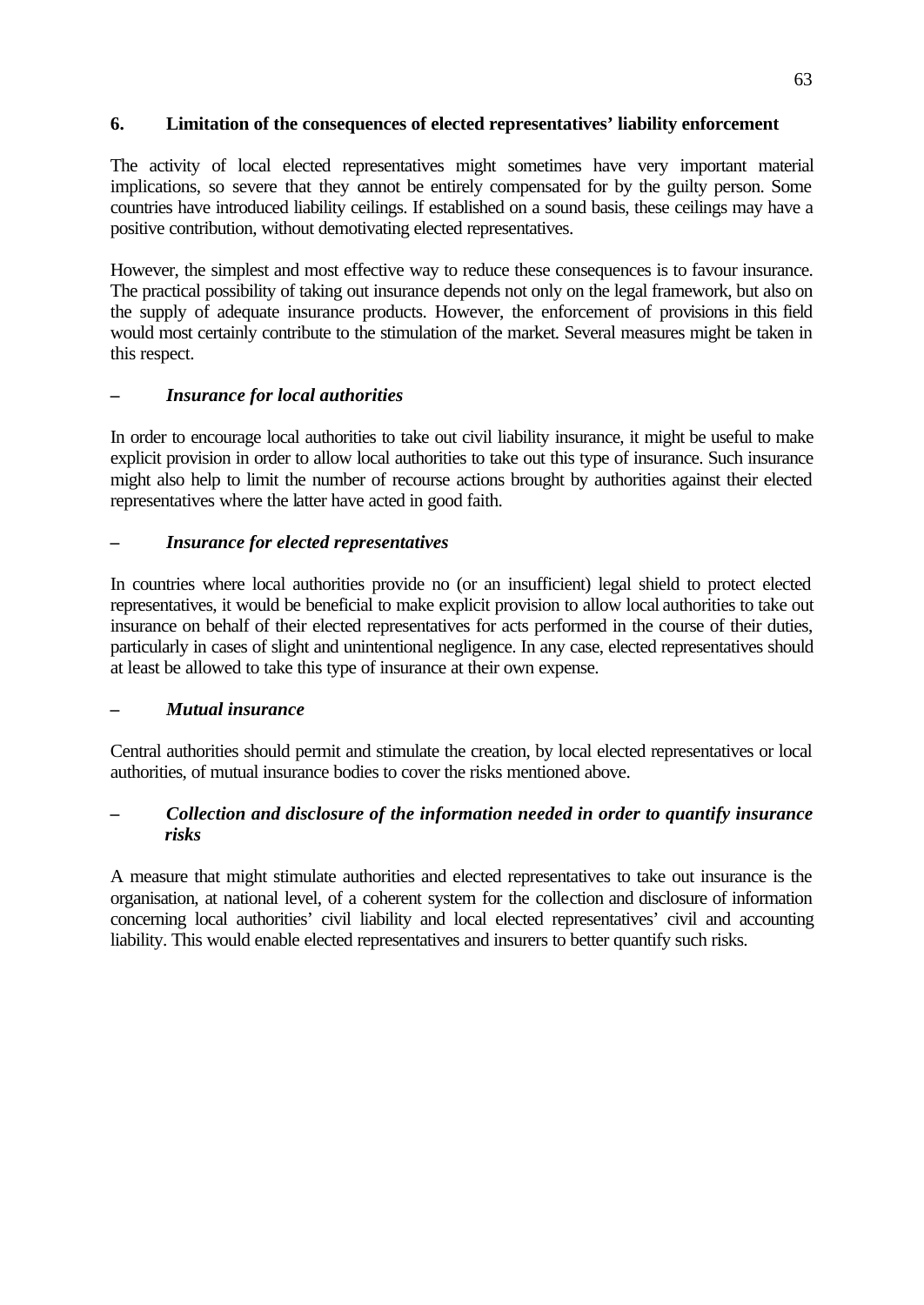## 6. Limitation of the consequences of elected representatives' liability enforcement

The activity of local elected representatives might sometimes have very important material implications, so severe that they cannot be entirely compensated for by the guilty person. Some countries have introduced liability ceilings. If established on a sound basis, these ceilings may have a positive contribution, without demotivating elected representatives.

However, the simplest and most effective way to reduce these consequences is to favour insurance. The practical possibility of taking out insurance depends not only on the legal framework, but also on the supply of adequate insurance products. However, the enforcement of provisions in this field would most certainly contribute to the stimulation of the market. Several measures might be taken in this respect.

### – *Insurance for local authorities*

In order to encourage local authorities to take out civil liability insurance, it might be useful to make explicit provision in order to allow local authorities to take out this type of insurance. Such insurance might also help to limit the number of recourse actions brought by authorities against their elected representatives where the latter have acted in good faith.

### – *Insurance for elected representatives*

In countries where local authorities provide no (or an insufficient) legal shield to protect elected representatives, it would be beneficial to make explicit provision to allow local authorities to take out insurance on behalf of their elected representatives for acts performed in the course of their duties, particularly in cases of slight and unintentional negligence. In any case, elected representatives should at least be allowed to take this type of insurance at their own expense.

### – *Mutual insurance*

Central authorities should permit and stimulate the creation, by local elected representatives or local authorities, of mutual insurance bodies to cover the risks mentioned above.

### – *Collection and disclosure of the information needed in order to quantify insurance risks*

A measure that might stimulate authorities and elected representatives to take out insurance is the organisation, at national level, of a coherent system for the collection and disclosure of information concerning local authorities' civil liability and local elected representatives' civil and accounting liability. This would enable elected representatives and insurers to better quantify such risks.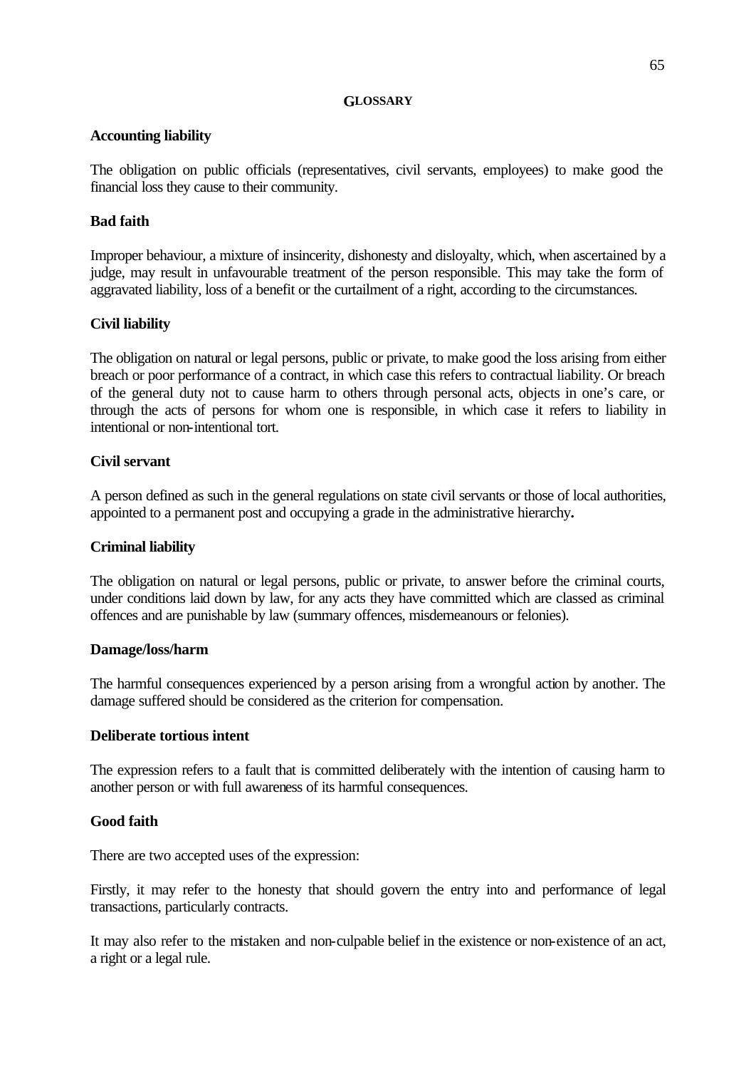# GLOSSARY

**Accounting liability**

The obligation on public officials (representatives, civil servants, employees) to make good the financial loss they cause to their community.

**Bad faith**

Improper behaviour, a mixture of insincerity, dishonesty and disloyalty, which, when ascertained by a judge, may result in unfavourable treatment of the person responsible. This may take the form of aggravated liability, loss of a benefit or the curtailment of a right, according to the circumstances.

**Civil liability**

The obligation on natural or legal persons, public or private, to make good the loss arising from either breach or poor performance of a contract, in which case this refers to contractual liability. Or breach of the general duty not to cause harm to others through personal acts, objects in one's care, or through the acts of persons for whom one is responsible, in which case it refers to liability in intentional or non-intentional tort.

**Civil servant**

A person defined as such in the general regulations on state civil servants or those of local authorities, appointed to a permanent post and occupying a grade in the administrative hierarchy**.**

**Criminal liability**

The obligation on natural or legal persons, public or private, to answer before the criminal courts, under conditions laid down by law, for any acts they have committed which are classed as criminal offences and are punishable by law (summary offences, misdemeanours or felonies).

**Damage/loss/harm**

The harmful consequences experienced by a person arising from a wrongful action by another. The damage suffered should be considered as the criterion for compensation.

**Deliberate tortious intent**

The expression refers to a fault that is committed deliberately with the intention of causing harm to another person or with full awareness of its harmful consequences.

**Good faith**

There are two accepted uses of the expression:

Firstly, it may refer to the honesty that should govern the entry into and performance of legal transactions, particularly contracts.

It may also refer to the mistaken and non-culpable belief in the existence or non-existence of an act, a right or a legal rule.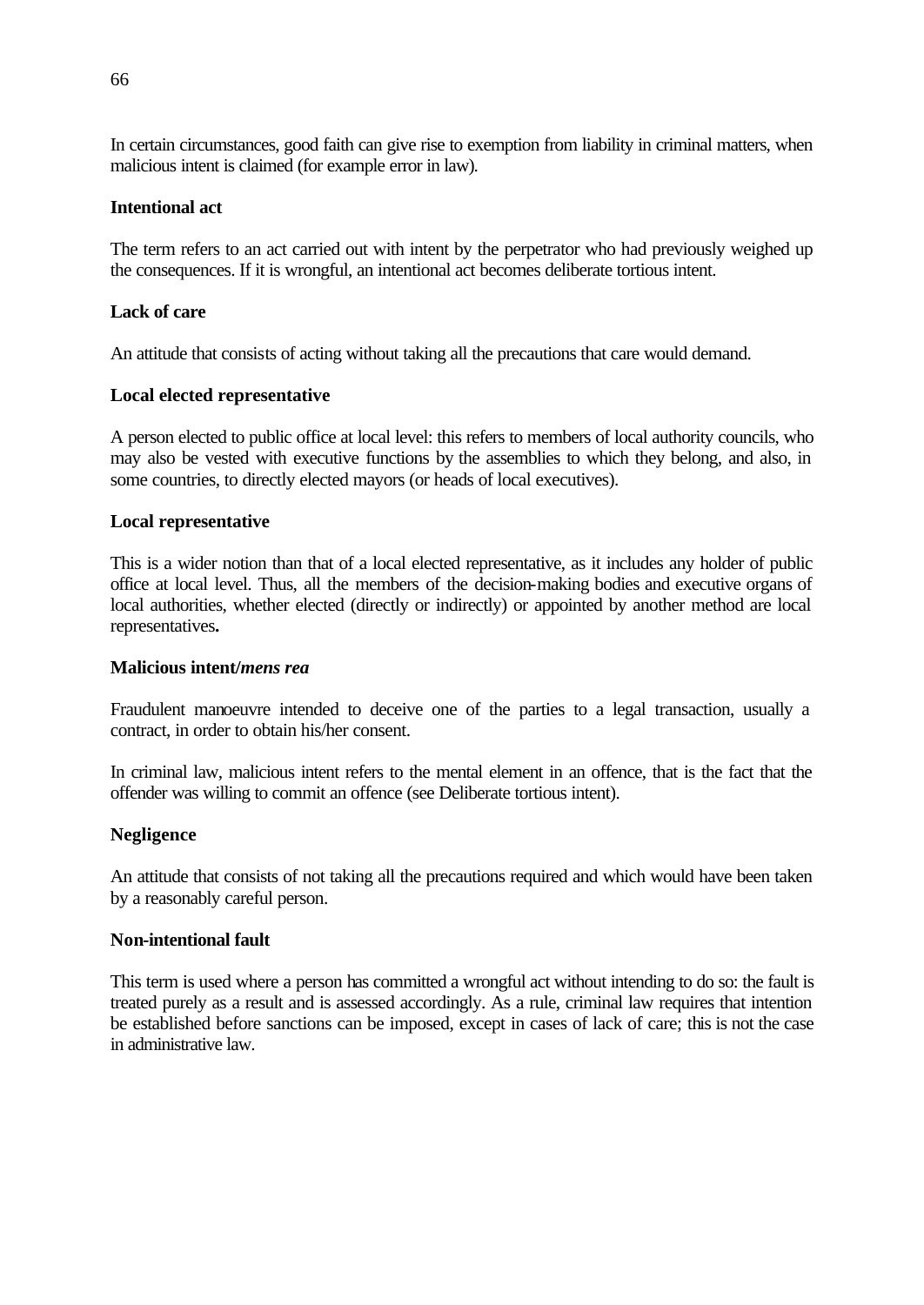In certain circumstances, good faith can give rise to exemption from liability in criminal matters, when malicious intent is claimed (for example error in law).

**Intentional act**

The term refers to an act carried out with intent by the perpetrator who had previously weighed up the consequences. If it is wrongful, an intentional act becomes deliberate tortious intent.

**Lack of care**

An attitude that consists of acting without taking all the precautions that care would demand.

**Local elected representative**

A person elected to public office at local level: this refers to members of local authority councils, who may also be vested with executive functions by the assemblies to which they belong, and also, in some countries, to directly elected mayors (or heads of local executives).

**Local representative**

This is a wider notion than that of a local elected representative, as it includes any holder of public office at local level. Thus, all the members of the decision-making bodies and executive organs of local authorities, whether elected (directly or indirectly) or appointed by another method are local representatives**.**

**Malicious intent/*mens rea***

Fraudulent manoeuvre intended to deceive one of the parties to a legal transaction, usually a contract, in order to obtain his/her consent.

In criminal law, malicious intent refers to the mental element in an offence, that is the fact that the offender was willing to commit an offence (see Deliberate tortious intent).

**Negligence**

An attitude that consists of not taking all the precautions required and which would have been taken by a reasonably careful person.

**Non-intentional fault**

This term is used where a person has committed a wrongful act without intending to do so: the fault is treated purely as a result and is assessed accordingly. As a rule, criminal law requires that intention be established before sanctions can be imposed, except in cases of lack of care; this is not the case in administrative law.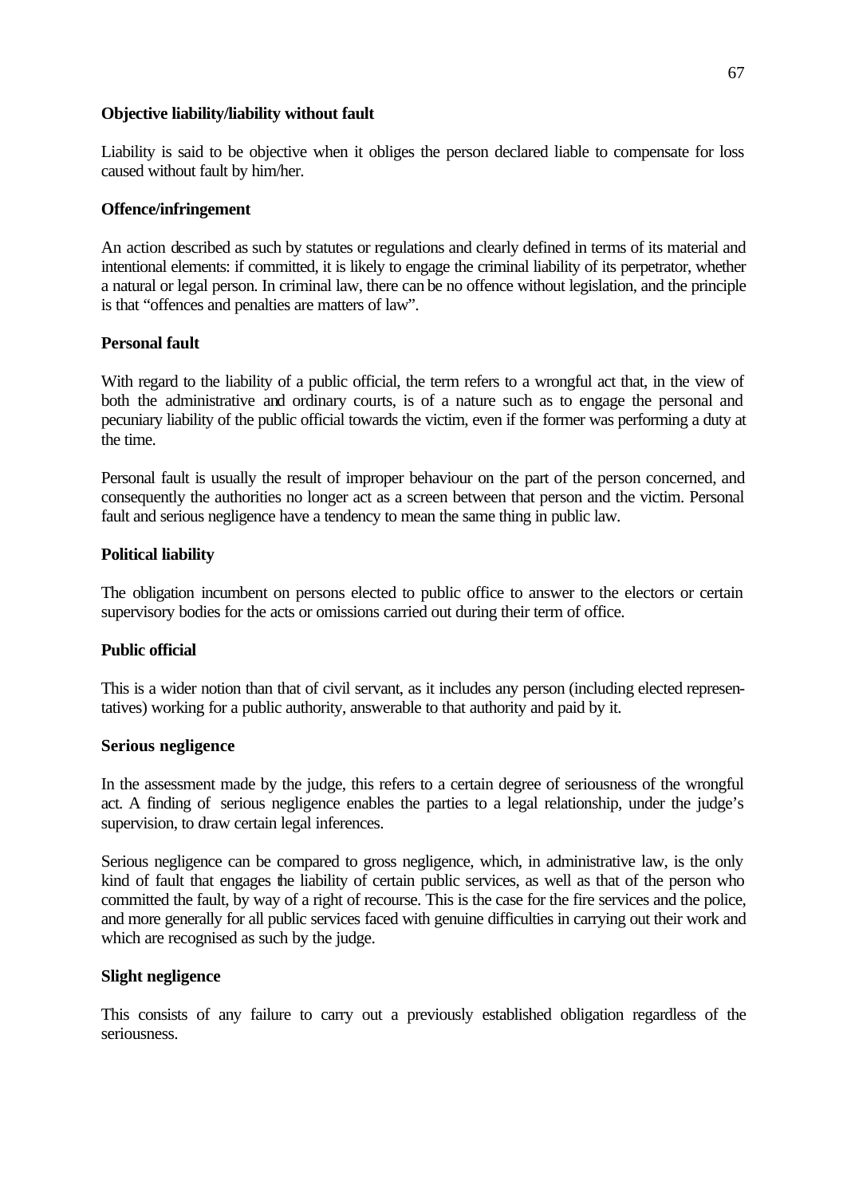**Objective liability/liability without fault**

Liability is said to be objective when it obliges the person declared liable to compensate for loss caused without fault by him/her.

**Offence/infringement**

An action described as such by statutes or regulations and clearly defined in terms of its material and intentional elements: if committed, it is likely to engage the criminal liability of its perpetrator, whether a natural or legal person. In criminal law, there can be no offence without legislation, and the principle is that "offences and penalties are matters of law".

**Personal fault**

With regard to the liability of a public official, the term refers to a wrongful act that, in the view of both the administrative and ordinary courts, is of a nature such as to engage the personal and pecuniary liability of the public official towards the victim, even if the former was performing a duty at the time.

Personal fault is usually the result of improper behaviour on the part of the person concerned, and consequently the authorities no longer act as a screen between that person and the victim. Personal fault and serious negligence have a tendency to mean the same thing in public law.

**Political liability**

The obligation incumbent on persons elected to public office to answer to the electors or certain supervisory bodies for the acts or omissions carried out during their term of office.

**Public official**

This is a wider notion than that of civil servant, as it includes any person (including elected representatives) working for a public authority, answerable to that authority and paid by it.

**Serious negligence**

In the assessment made by the judge, this refers to a certain degree of seriousness of the wrongful act. A finding of serious negligence enables the parties to a legal relationship, under the judge's supervision, to draw certain legal inferences.

Serious negligence can be compared to gross negligence, which, in administrative law, is the only kind of fault that engages the liability of certain public services, as well as that of the person who committed the fault, by way of a right of recourse. This is the case for the fire services and the police, and more generally for all public services faced with genuine difficulties in carrying out their work and which are recognised as such by the judge.

**Slight negligence**

This consists of any failure to carry out a previously established obligation regardless of the seriousness.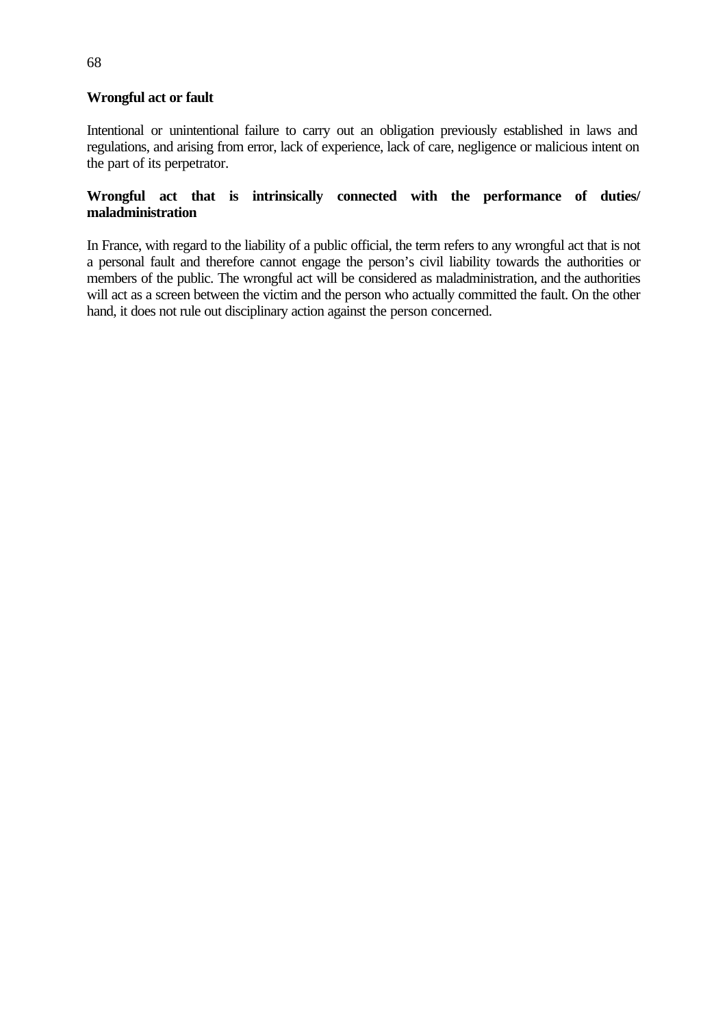**Wrongful act or fault**

Intentional or unintentional failure to carry out an obligation previously established in laws and regulations, and arising from error, lack of experience, lack of care, negligence or malicious intent on the part of its perpetrator.

**Wrongful act that is intrinsically connected with the performance of duties/ maladministration**

In France, with regard to the liability of a public official, the term refers to any wrongful act that is not a personal fault and therefore cannot engage the person's civil liability towards the authorities or members of the public. The wrongful act will be considered as maladministration, and the authorities will act as a screen between the victim and the person who actually committed the fault. On the other hand, it does not rule out disciplinary action against the person concerned.